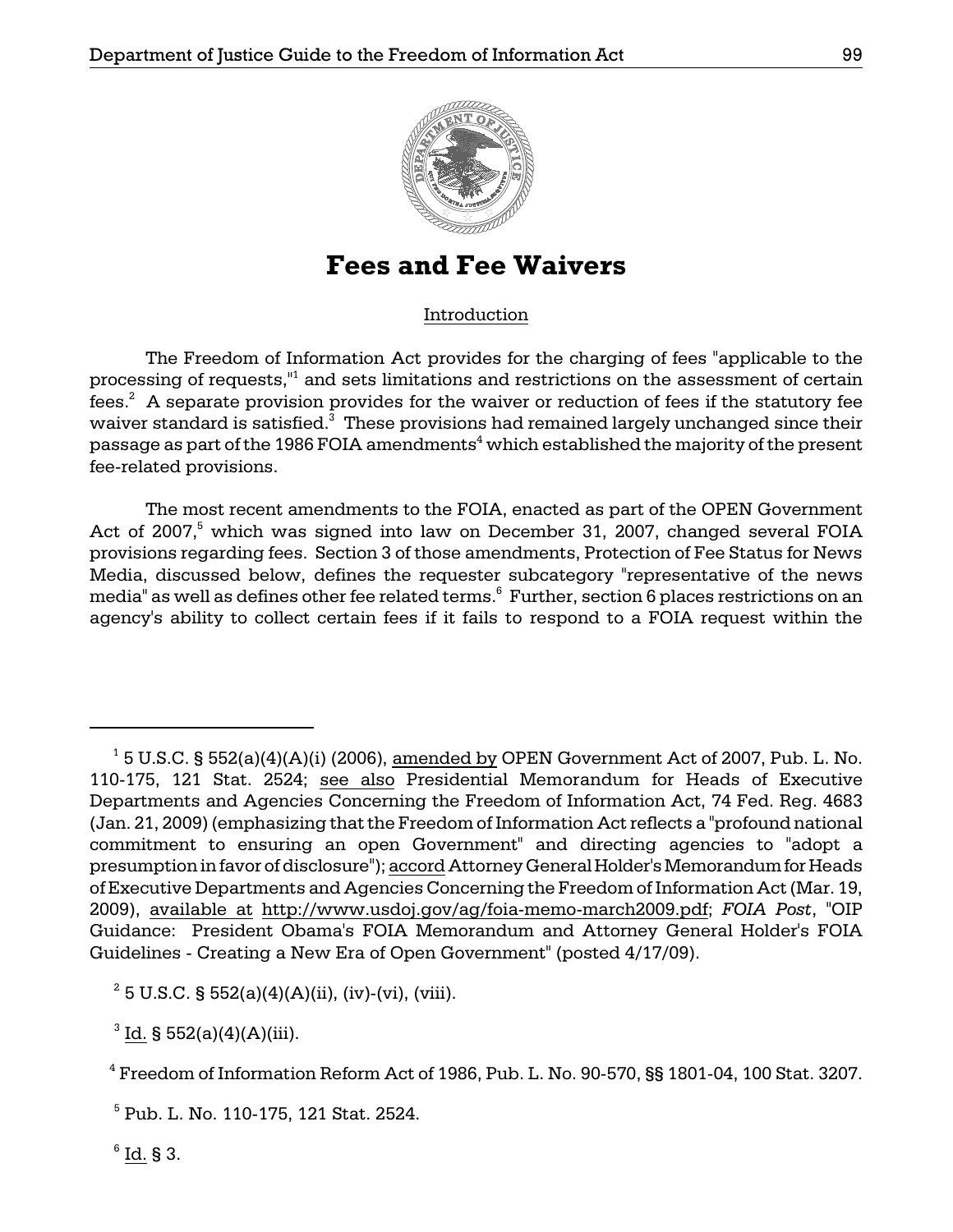# Fees and Fee Waivers

Introduction

The Freedom of Information Act provides for the charging of fees "applicable to the processing of requests,"[1] and sets limitations and restrictions on the assessment of certain fees.[2] A separate provision provides for the waiver or reduction of fees if the statutory fee waiver standard is satisfied.[3] These provisions had remained largely unchanged since their passage as part of the 1986 FOIA amendments[4] which established the majority of the present fee-related provisions.

The most recent amendments to the FOIA, enacted as part of the OPEN Government Act of 2007,[5] which was signed into law on December 31, 2007, changed several FOIA provisions regarding fees. Section 3 of those amendments, Protection of Fee Status for News Media, discussed below, defines the requester subcategory "representative of the news media" as well as defines other fee related terms.[6] Further, section 6 places restrictions on an agency's ability to collect certain fees if it fails to respond to a FOIA request within the

---

[1] 5 U.S.C. § 552(a)(4)(A)(i) (2006), amended by OPEN Government Act of 2007, Pub. L. No. 110-175, 121 Stat. 2524; see also Presidential Memorandum for Heads of Executive Departments and Agencies Concerning the Freedom of Information Act, 74 Fed. Reg. 4683 (Jan. 21, 2009) (emphasizing that the Freedom of Information Act reflects a "profound national commitment to ensuring an open Government" and directing agencies to "adopt a presumption in favor of disclosure"); accord Attorney General Holder's Memorandum for Heads of Executive Departments and Agencies Concerning the Freedom of Information Act (Mar. 19, 2009), available at http://www.usdoj.gov/ag/foia-memo-march2009.pdf; *FOIA Post*, "OIP Guidance: President Obama's FOIA Memorandum and Attorney General Holder's FOIA Guidelines - Creating a New Era of Open Government" (posted 4/17/09).

[2] 5 U.S.C. § 552(a)(4)(A)(ii), (iv)-(vi), (viii).

[3] Id. § 552(a)(4)(A)(iii).

[4] Freedom of Information Reform Act of 1986, Pub. L. No. 90-570, §§ 1801-04, 100 Stat. 3207.

[5] Pub. L. No. 110-175, 121 Stat. 2524.

[6] Id. § 3.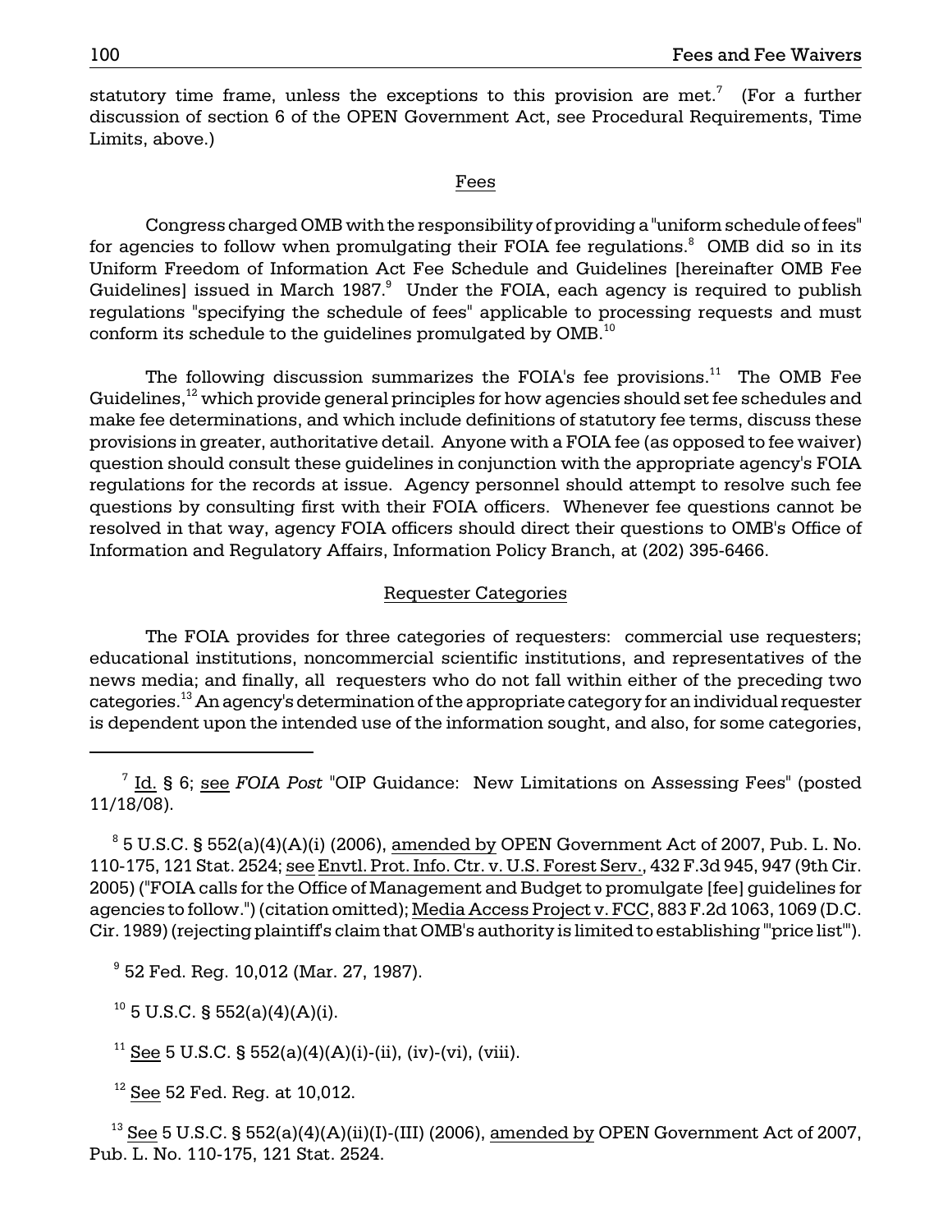statutory time frame, unless the exceptions to this provision are met.[7] (For a further discussion of section 6 of the OPEN Government Act, see Procedural Requirements, Time Limits, above.)

## Fees

Congress charged OMB with the responsibility of providing a "uniform schedule of fees" for agencies to follow when promulgating their FOIA fee regulations.[8] OMB did so in its Uniform Freedom of Information Act Fee Schedule and Guidelines [hereinafter OMB Fee Guidelines] issued in March 1987.[9] Under the FOIA, each agency is required to publish regulations "specifying the schedule of fees" applicable to processing requests and must conform its schedule to the guidelines promulgated by OMB.[10]

The following discussion summarizes the FOIA's fee provisions.[11] The OMB Fee Guidelines,[12] which provide general principles for how agencies should set fee schedules and make fee determinations, and which include definitions of statutory fee terms, discuss these provisions in greater, authoritative detail. Anyone with a FOIA fee (as opposed to fee waiver) question should consult these guidelines in conjunction with the appropriate agency's FOIA regulations for the records at issue. Agency personnel should attempt to resolve such fee questions by consulting first with their FOIA officers. Whenever fee questions cannot be resolved in that way, agency FOIA officers should direct their questions to OMB's Office of Information and Regulatory Affairs, Information Policy Branch, at (202) 395-6466.

## Requester Categories

The FOIA provides for three categories of requesters: commercial use requesters; educational institutions, noncommercial scientific institutions, and representatives of the news media; and finally, all requesters who do not fall within either of the preceding two categories.[13] An agency's determination of the appropriate category for an individual requester is dependent upon the intended use of the information sought, and also, for some categories,

---

[7] Id. § 6; see *FOIA Post* "OIP Guidance: New Limitations on Assessing Fees" (posted 11/18/08).

[8] 5 U.S.C. § 552(a)(4)(A)(i) (2006), amended by OPEN Government Act of 2007, Pub. L. No. 110-175, 121 Stat. 2524; see Envtl. Prot. Info. Ctr. v. U.S. Forest Serv., 432 F.3d 945, 947 (9th Cir. 2005) ("FOIA calls for the Office of Management and Budget to promulgate [fee] guidelines for agencies to follow.") (citation omitted); Media Access Project v. FCC, 883 F.2d 1063, 1069 (D.C. Cir. 1989) (rejecting plaintiff's claim that OMB's authority is limited to establishing "'price list'").

[9] 52 Fed. Reg. 10,012 (Mar. 27, 1987).

[10] 5 U.S.C. § 552(a)(4)(A)(i).

[11] See 5 U.S.C. § 552(a)(4)(A)(i)-(ii), (iv)-(vi), (viii).

[12] See 52 Fed. Reg. at 10,012.

[13] See 5 U.S.C. § 552(a)(4)(A)(ii)(I)-(III) (2006), amended by OPEN Government Act of 2007, Pub. L. No. 110-175, 121 Stat. 2524.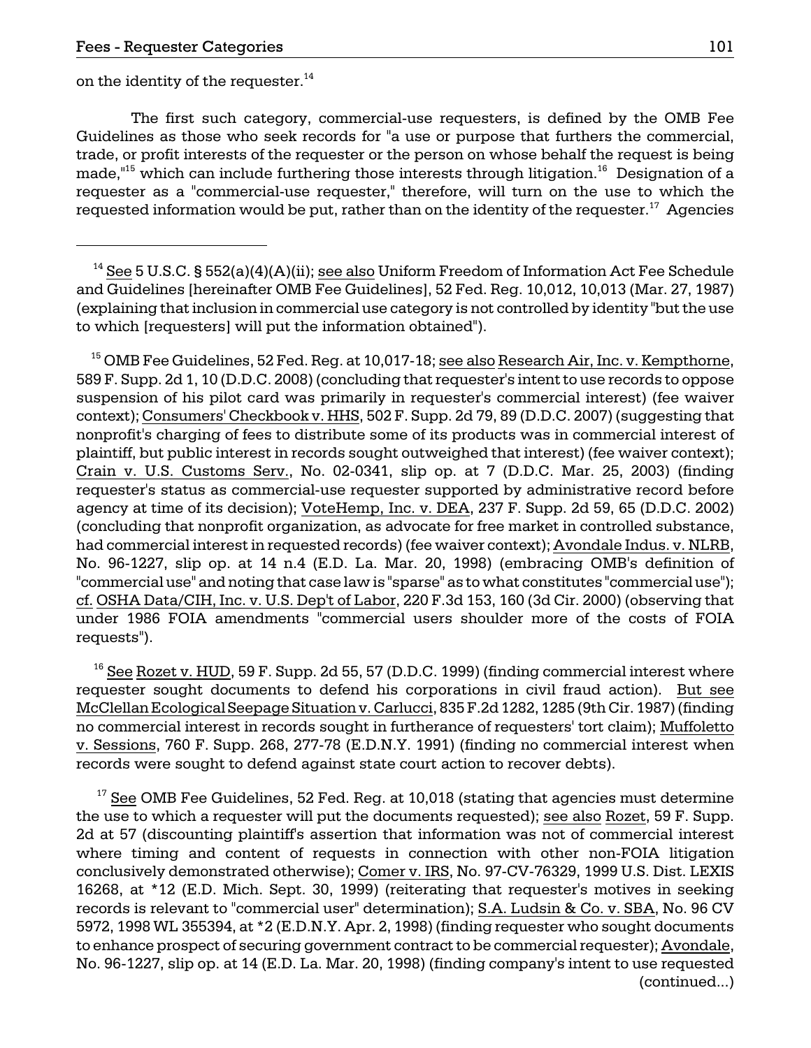on the identity of the requester.[14]

The first such category, commercial-use requesters, is defined by the OMB Fee Guidelines as those who seek records for "a use or purpose that furthers the commercial, trade, or profit interests of the requester or the person on whose behalf the request is being made,"[15] which can include furthering those interests through litigation.[16] Designation of a requester as a "commercial-use requester," therefore, will turn on the use to which the requested information would be put, rather than on the identity of the requester.[17] Agencies

---

[14] See 5 U.S.C. § 552(a)(4)(A)(ii); see also Uniform Freedom of Information Act Fee Schedule and Guidelines [hereinafter OMB Fee Guidelines], 52 Fed. Reg. 10,012, 10,013 (Mar. 27, 1987) (explaining that inclusion in commercial use category is not controlled by identity "but the use to which [requesters] will put the information obtained").

[15] OMB Fee Guidelines, 52 Fed. Reg. at 10,017-18; see also Research Air, Inc. v. Kempthorne, 589 F. Supp. 2d 1, 10 (D.D.C. 2008) (concluding that requester's intent to use records to oppose suspension of his pilot card was primarily in requester's commercial interest) (fee waiver context); Consumers' Checkbook v. HHS, 502 F. Supp. 2d 79, 89 (D.D.C. 2007) (suggesting that nonprofit's charging of fees to distribute some of its products was in commercial interest of plaintiff, but public interest in records sought outweighed that interest) (fee waiver context); Crain v. U.S. Customs Serv., No. 02-0341, slip op. at 7 (D.D.C. Mar. 25, 2003) (finding requester's status as commercial-use requester supported by administrative record before agency at time of its decision); VoteHemp, Inc. v. DEA, 237 F. Supp. 2d 59, 65 (D.D.C. 2002) (concluding that nonprofit organization, as advocate for free market in controlled substance, had commercial interest in requested records) (fee waiver context); Avondale Indus. v. NLRB, No. 96-1227, slip op. at 14 n.4 (E.D. La. Mar. 20, 1998) (embracing OMB's definition of "commercial use" and noting that case law is "sparse" as to what constitutes "commercial use"); cf. OSHA Data/CIH, Inc. v. U.S. Dep't of Labor, 220 F.3d 153, 160 (3d Cir. 2000) (observing that under 1986 FOIA amendments "commercial users shoulder more of the costs of FOIA requests").

[16] See Rozet v. HUD, 59 F. Supp. 2d 55, 57 (D.D.C. 1999) (finding commercial interest where requester sought documents to defend his corporations in civil fraud action). But see McClellan Ecological Seepage Situation v. Carlucci, 835 F.2d 1282, 1285 (9th Cir. 1987) (finding no commercial interest in records sought in furtherance of requesters' tort claim); Muffoletto v. Sessions, 760 F. Supp. 268, 277-78 (E.D.N.Y. 1991) (finding no commercial interest when records were sought to defend against state court action to recover debts).

[17] See OMB Fee Guidelines, 52 Fed. Reg. at 10,018 (stating that agencies must determine the use to which a requester will put the documents requested); see also Rozet, 59 F. Supp. 2d at 57 (discounting plaintiff's assertion that information was not of commercial interest where timing and content of requests in connection with other non-FOIA litigation conclusively demonstrated otherwise); Comer v. IRS, No. 97-CV-76329, 1999 U.S. Dist. LEXIS 16268, at *12 (E.D. Mich. Sept. 30, 1999) (reiterating that requester's motives in seeking records is relevant to "commercial user" determination); S.A. Ludsin & Co. v. SBA, No. 96 CV 5972, 1998 WL 355394, at *2 (E.D.N.Y. Apr. 2, 1998) (finding requester who sought documents to enhance prospect of securing government contract to be commercial requester); Avondale, No. 96-1227, slip op. at 14 (E.D. La. Mar. 20, 1998) (finding company's intent to use requested (continued...)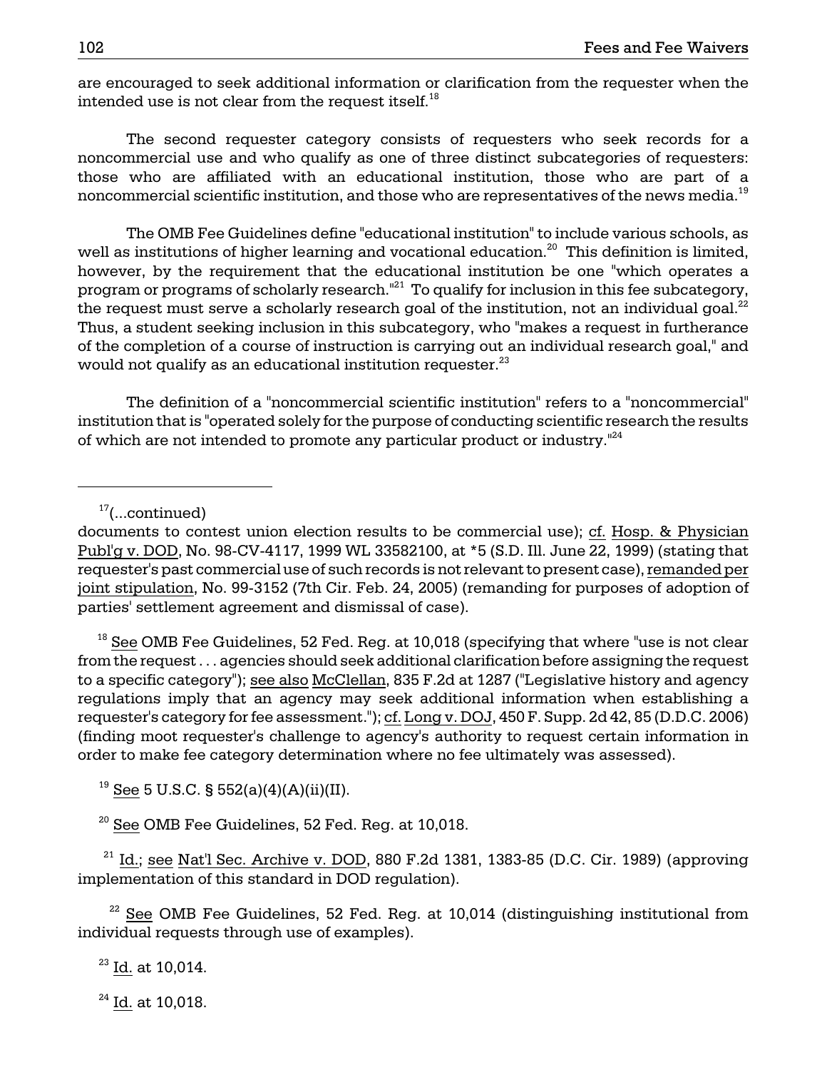are encouraged to seek additional information or clarification from the requester when the intended use is not clear from the request itself.[18]

The second requester category consists of requesters who seek records for a noncommercial use and who qualify as one of three distinct subcategories of requesters: those who are affiliated with an educational institution, those who are part of a noncommercial scientific institution, and those who are representatives of the news media.[19]

The OMB Fee Guidelines define "educational institution" to include various schools, as well as institutions of higher learning and vocational education.[20] This definition is limited, however, by the requirement that the educational institution be one "which operates a program or programs of scholarly research."[21] To qualify for inclusion in this fee subcategory, the request must serve a scholarly research goal of the institution, not an individual goal.[22] Thus, a student seeking inclusion in this subcategory, who "makes a request in furtherance of the completion of a course of instruction is carrying out an individual research goal," and would not qualify as an educational institution requester.[23]

The definition of a "noncommercial scientific institution" refers to a "noncommercial" institution that is "operated solely for the purpose of conducting scientific research the results of which are not intended to promote any particular product or industry."[24]

---

[17](...continued)
documents to contest union election results to be commercial use); cf. Hosp. & Physician Publ'g v. DOD, No. 98-CV-4117, 1999 WL 33582100, at *5 (S.D. Ill. June 22, 1999) (stating that requester's past commercial use of such records is not relevant to present case), remanded per joint stipulation, No. 99-3152 (7th Cir. Feb. 24, 2005) (remanding for purposes of adoption of parties' settlement agreement and dismissal of case).

[18] See OMB Fee Guidelines, 52 Fed. Reg. at 10,018 (specifying that where "use is not clear from the request . . . agencies should seek additional clarification before assigning the request to a specific category"); see also McClellan, 835 F.2d at 1287 ("Legislative history and agency regulations imply that an agency may seek additional information when establishing a requester's category for fee assessment."); cf. Long v. DOJ, 450 F. Supp. 2d 42, 85 (D.D.C. 2006) (finding moot requester's challenge to agency's authority to request certain information in order to make fee category determination where no fee ultimately was assessed).

[19] See 5 U.S.C. § 552(a)(4)(A)(ii)(II).

[20] See OMB Fee Guidelines, 52 Fed. Reg. at 10,018.

[21] Id.; see Nat'l Sec. Archive v. DOD, 880 F.2d 1381, 1383-85 (D.C. Cir. 1989) (approving implementation of this standard in DOD regulation).

[22] See OMB Fee Guidelines, 52 Fed. Reg. at 10,014 (distinguishing institutional from individual requests through use of examples).

[23] Id. at 10,014.

[24] Id. at 10,018.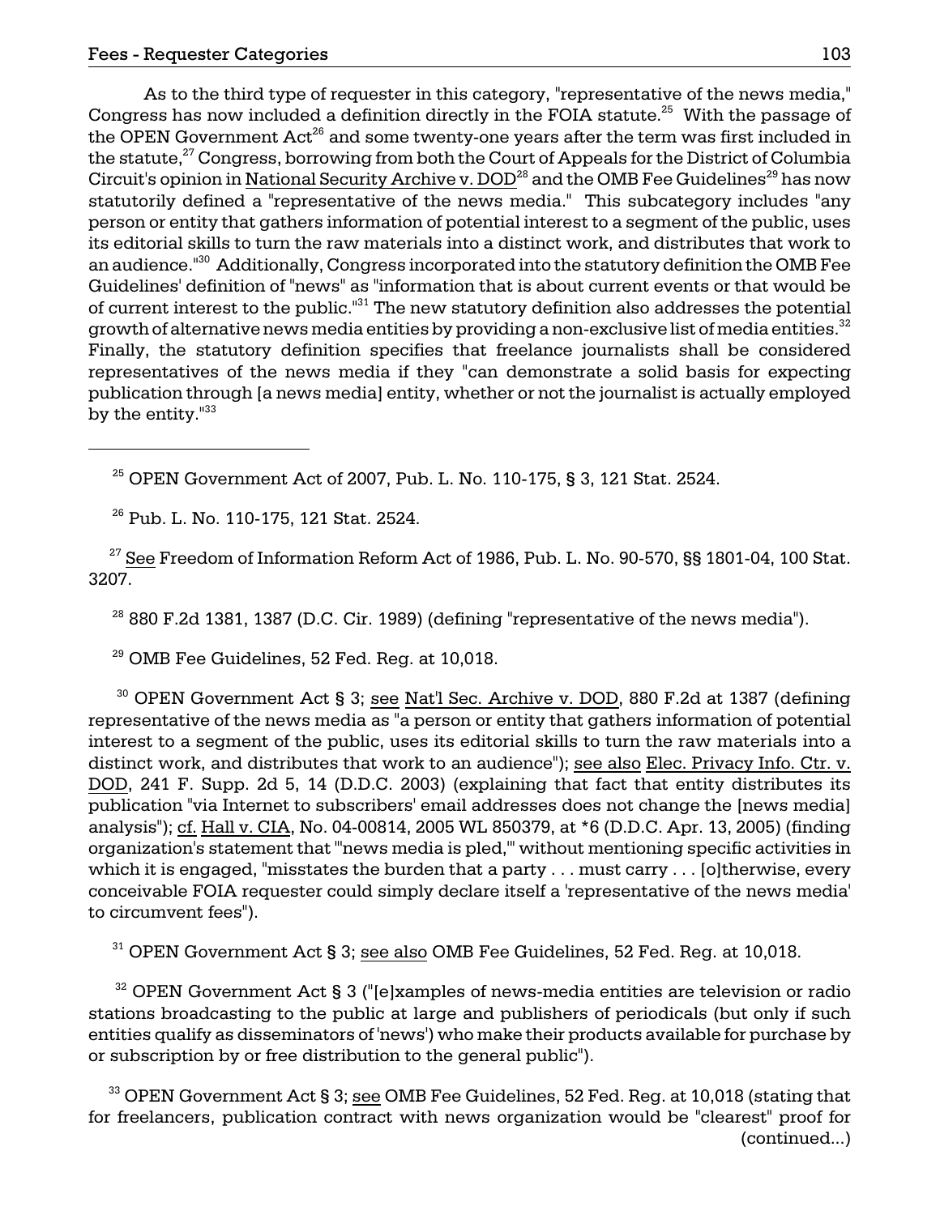As to the third type of requester in this category, "representative of the news media," Congress has now included a definition directly in the FOIA statute.[25] With the passage of the OPEN Government Act[26] and some twenty-one years after the term was first included in the statute,[27] Congress, borrowing from both the Court of Appeals for the District of Columbia Circuit's opinion in National Security Archive v. DOD[28] and the OMB Fee Guidelines[29] has now statutorily defined a "representative of the news media." This subcategory includes "any person or entity that gathers information of potential interest to a segment of the public, uses its editorial skills to turn the raw materials into a distinct work, and distributes that work to an audience."[30] Additionally, Congress incorporated into the statutory definition the OMB Fee Guidelines' definition of "news" as "information that is about current events or that would be of current interest to the public."[31] The new statutory definition also addresses the potential growth of alternative news media entities by providing a non-exclusive list of media entities.[32] Finally, the statutory definition specifies that freelance journalists shall be considered representatives of the news media if they "can demonstrate a solid basis for expecting publication through [a news media] entity, whether or not the journalist is actually employed by the entity."[33]

---

[25] OPEN Government Act of 2007, Pub. L. No. 110-175, § 3, 121 Stat. 2524.

[26] Pub. L. No. 110-175, 121 Stat. 2524.

[27] See Freedom of Information Reform Act of 1986, Pub. L. No. 90-570, §§ 1801-04, 100 Stat. 3207.

[28] 880 F.2d 1381, 1387 (D.C. Cir. 1989) (defining "representative of the news media").

[29] OMB Fee Guidelines, 52 Fed. Reg. at 10,018.

[30] OPEN Government Act § 3; see Nat'l Sec. Archive v. DOD, 880 F.2d at 1387 (defining representative of the news media as "a person or entity that gathers information of potential interest to a segment of the public, uses its editorial skills to turn the raw materials into a distinct work, and distributes that work to an audience"); see also Elec. Privacy Info. Ctr. v. DOD, 241 F. Supp. 2d 5, 14 (D.D.C. 2003) (explaining that fact that entity distributes its publication "via Internet to subscribers' email addresses does not change the [news media] analysis"); cf. Hall v. CIA, No. 04-00814, 2005 WL 850379, at *6 (D.D.C. Apr. 13, 2005) (finding organization's statement that "'news media is pled,'" without mentioning specific activities in which it is engaged, "misstates the burden that a party . . . must carry . . . [o]therwise, every conceivable FOIA requester could simply declare itself a 'representative of the news media' to circumvent fees").

[31] OPEN Government Act § 3; see also OMB Fee Guidelines, 52 Fed. Reg. at 10,018.

[32] OPEN Government Act § 3 ("[e]xamples of news-media entities are television or radio stations broadcasting to the public at large and publishers of periodicals (but only if such entities qualify as disseminators of 'news') who make their products available for purchase by or subscription by or free distribution to the general public").

[33] OPEN Government Act § 3; see OMB Fee Guidelines, 52 Fed. Reg. at 10,018 (stating that for freelancers, publication contract with news organization would be "clearest" proof for (continued...)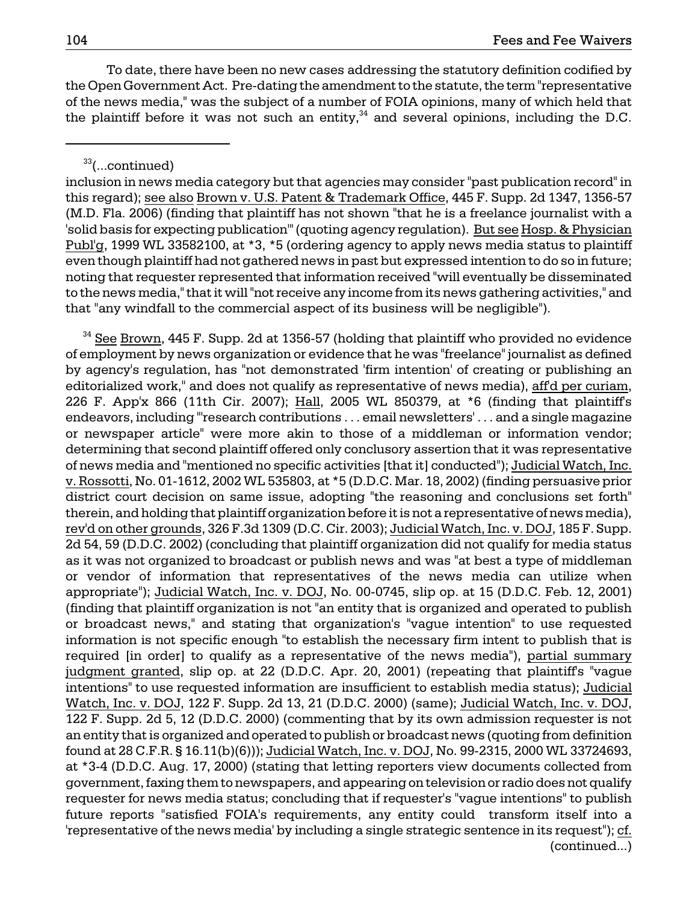To date, there have been no new cases addressing the statutory definition codified by the Open Government Act. Pre-dating the amendment to the statute, the term "representative of the news media," was the subject of a number of FOIA opinions, many of which held that the plaintiff before it was not such an entity,[34] and several opinions, including the D.C.

---

[33](...continued)
inclusion in news media category but that agencies may consider "past publication record" in this regard); see also Brown v. U.S. Patent & Trademark Office, 445 F. Supp. 2d 1347, 1356-57 (M.D. Fla. 2006) (finding that plaintiff has not shown "that he is a freelance journalist with a 'solid basis for expecting publication'" (quoting agency regulation). But see Hosp. & Physician Publ'g, 1999 WL 33582100, at *3, *5 (ordering agency to apply news media status to plaintiff even though plaintiff had not gathered news in past but expressed intention to do so in future; noting that requester represented that information received "will eventually be disseminated to the news media," that it will "not receive any income from its news gathering activities," and that "any windfall to the commercial aspect of its business will be negligible").

[34] See Brown, 445 F. Supp. 2d at 1356-57 (holding that plaintiff who provided no evidence of employment by news organization or evidence that he was "freelance" journalist as defined by agency's regulation, has "not demonstrated 'firm intention' of creating or publishing an editorialized work," and does not qualify as representative of news media), aff'd per curiam, 226 F. App'x 866 (11th Cir. 2007); Hall, 2005 WL 850379, at *6 (finding that plaintiff's endeavors, including "'research contributions . . . email newsletters' . . . and a single magazine or newspaper article" were more akin to those of a middleman or information vendor; determining that second plaintiff offered only conclusory assertion that it was representative of news media and "mentioned no specific activities [that it] conducted"); Judicial Watch, Inc. v. Rossotti, No. 01-1612, 2002 WL 535803, at *5 (D.D.C. Mar. 18, 2002) (finding persuasive prior district court decision on same issue, adopting "the reasoning and conclusions set forth" therein, and holding that plaintiff organization before it is not a representative of news media), rev'd on other grounds, 326 F.3d 1309 (D.C. Cir. 2003); Judicial Watch, Inc. v. DOJ, 185 F. Supp. 2d 54, 59 (D.D.C. 2002) (concluding that plaintiff organization did not qualify for media status as it was not organized to broadcast or publish news and was "at best a type of middleman or vendor of information that representatives of the news media can utilize when appropriate"); Judicial Watch, Inc. v. DOJ, No. 00-0745, slip op. at 15 (D.D.C. Feb. 12, 2001) (finding that plaintiff organization is not "an entity that is organized and operated to publish or broadcast news," and stating that organization's "vague intention" to use requested information is not specific enough "to establish the necessary firm intent to publish that is required [in order] to qualify as a representative of the news media"), partial summary judgment granted, slip op. at 22 (D.D.C. Apr. 20, 2001) (repeating that plaintiff's "vague intentions" to use requested information are insufficient to establish media status); Judicial Watch, Inc. v. DOJ, 122 F. Supp. 2d 13, 21 (D.D.C. 2000) (same); Judicial Watch, Inc. v. DOJ, 122 F. Supp. 2d 5, 12 (D.D.C. 2000) (commenting that by its own admission requester is not an entity that is organized and operated to publish or broadcast news (quoting from definition found at 28 C.F.R. § 16.11(b)(6))); Judicial Watch, Inc. v. DOJ, No. 99-2315, 2000 WL 33724693, at *3-4 (D.D.C. Aug. 17, 2000) (stating that letting reporters view documents collected from government, faxing them to newspapers, and appearing on television or radio does not qualify requester for news media status; concluding that if requester's "vague intentions" to publish future reports "satisfied FOIA's requirements, any entity could transform itself into a 'representative of the news media' by including a single strategic sentence in its request"); cf.
(continued...)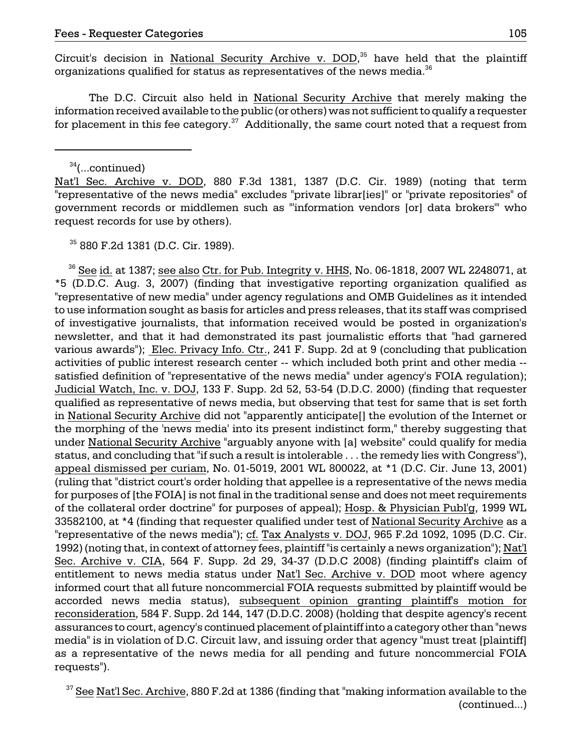Circuit's decision in National Security Archive v. DOD,[35] have held that the plaintiff organizations qualified for status as representatives of the news media.[36]

The D.C. Circuit also held in National Security Archive that merely making the information received available to the public (or others) was not sufficient to qualify a requester for placement in this fee category.[37] Additionally, the same court noted that a request from

---

[34](...continued)
Nat'l Sec. Archive v. DOD, 880 F.3d 1381, 1387 (D.C. Cir. 1989) (noting that term "representative of the news media" excludes "private librar[ies]" or "private repositories" of government records or middlemen such as "'information vendors [or] data brokers'" who request records for use by others).

[35] 880 F.2d 1381 (D.C. Cir. 1989).

[36] See id. at 1387; see also Ctr. for Pub. Integrity v. HHS, No. 06-1818, 2007 WL 2248071, at *5 (D.D.C. Aug. 3, 2007) (finding that investigative reporting organization qualified as "representative of new media" under agency regulations and OMB Guidelines as it intended to use information sought as basis for articles and press releases, that its staff was comprised of investigative journalists, that information received would be posted in organization's newsletter, and that it had demonstrated its past journalistic efforts that "had garnered various awards"); Elec. Privacy Info. Ctr., 241 F. Supp. 2d at 9 (concluding that publication activities of public interest research center -- which included both print and other media -- satisfied definition of "representative of the news media" under agency's FOIA regulation); Judicial Watch, Inc. v. DOJ, 133 F. Supp. 2d 52, 53-54 (D.D.C. 2000) (finding that requester qualified as representative of news media, but observing that test for same that is set forth in National Security Archive did not "apparently anticipate[] the evolution of the Internet or the morphing of the 'news media' into its present indistinct form," thereby suggesting that under National Security Archive "arguably anyone with [a] website" could qualify for media status, and concluding that "if such a result is intolerable . . . the remedy lies with Congress"), appeal dismissed per curiam, No. 01-5019, 2001 WL 800022, at *1 (D.C. Cir. June 13, 2001) (ruling that "district court's order holding that appellee is a representative of the news media for purposes of [the FOIA] is not final in the traditional sense and does not meet requirements of the collateral order doctrine" for purposes of appeal); Hosp. & Physician Publ'g, 1999 WL 33582100, at *4 (finding that requester qualified under test of National Security Archive as a "representative of the news media"); cf. Tax Analysts v. DOJ, 965 F.2d 1092, 1095 (D.C. Cir. 1992) (noting that, in context of attorney fees, plaintiff "is certainly a news organization"); Nat'l Sec. Archive v. CIA, 564 F. Supp. 2d 29, 34-37 (D.D.C 2008) (finding plaintiff's claim of entitlement to news media status under Nat'l Sec. Archive v. DOD moot where agency informed court that all future noncommercial FOIA requests submitted by plaintiff would be accorded news media status), subsequent opinion granting plaintiff's motion for reconsideration, 584 F. Supp. 2d 144, 147 (D.D.C. 2008) (holding that despite agency's recent assurances to court, agency's continued placement of plaintiff into a category other than "news media" is in violation of D.C. Circuit law, and issuing order that agency "must treat [plaintiff] as a representative of the news media for all pending and future noncommercial FOIA requests").

[37] See Nat'l Sec. Archive, 880 F.2d at 1386 (finding that "making information available to the (continued...)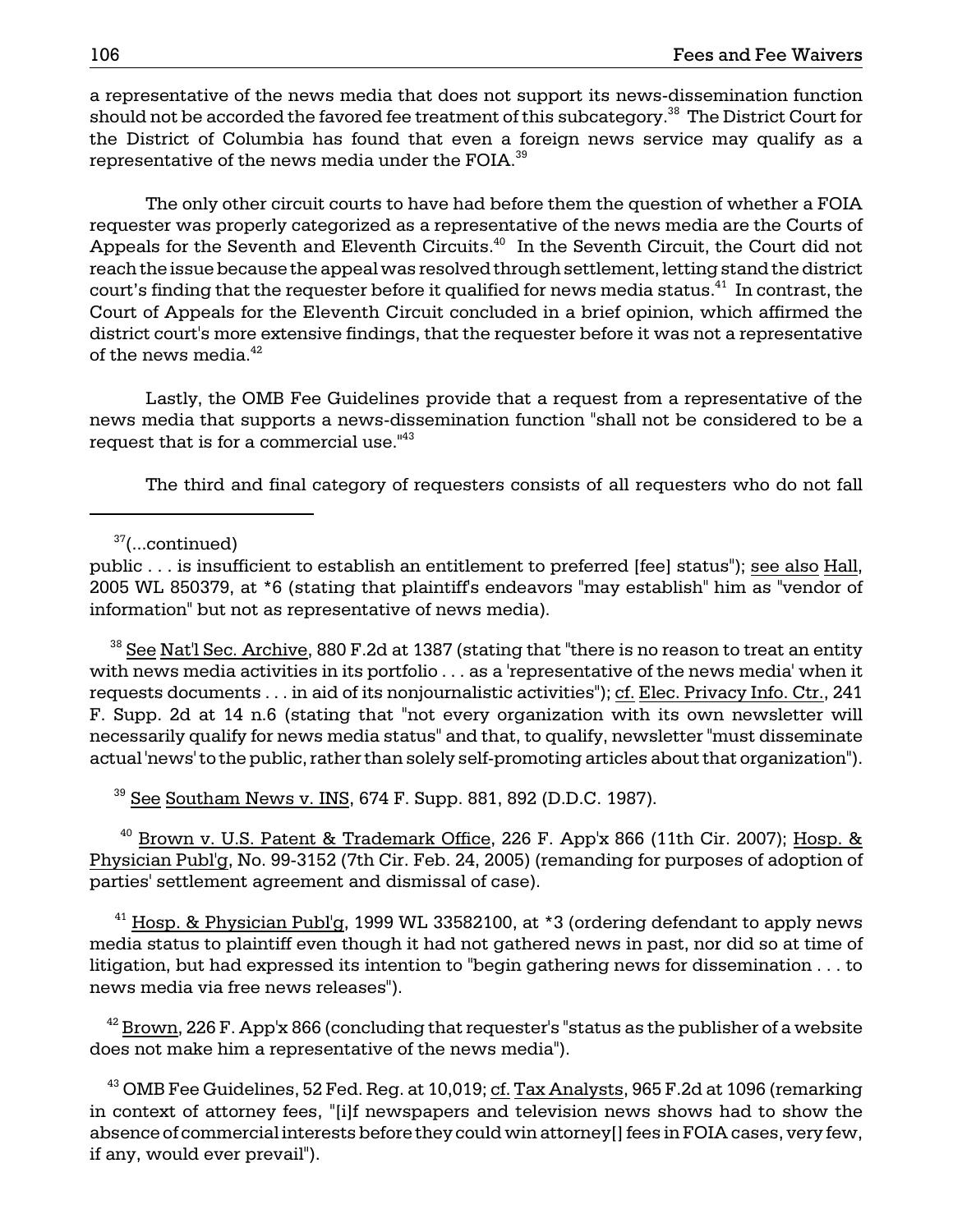a representative of the news media that does not support its news-dissemination function should not be accorded the favored fee treatment of this subcategory.[38] The District Court for the District of Columbia has found that even a foreign news service may qualify as a representative of the news media under the FOIA.[39]

The only other circuit courts to have had before them the question of whether a FOIA requester was properly categorized as a representative of the news media are the Courts of Appeals for the Seventh and Eleventh Circuits.[40] In the Seventh Circuit, the Court did not reach the issue because the appeal was resolved through settlement, letting stand the district court's finding that the requester before it qualified for news media status.[41] In contrast, the Court of Appeals for the Eleventh Circuit concluded in a brief opinion, which affirmed the district court's more extensive findings, that the requester before it was not a representative of the news media.[42]

Lastly, the OMB Fee Guidelines provide that a request from a representative of the news media that supports a news-dissemination function "shall not be considered to be a request that is for a commercial use."[43]

The third and final category of requesters consists of all requesters who do not fall

---

[37](...continued)
public . . . is insufficient to establish an entitlement to preferred [fee] status"); see also Hall, 2005 WL 850379, at *6 (stating that plaintiff's endeavors "may establish" him as "vendor of information" but not as representative of news media).

[38] See Nat'l Sec. Archive, 880 F.2d at 1387 (stating that "there is no reason to treat an entity with news media activities in its portfolio . . . as a 'representative of the news media' when it requests documents . . . in aid of its nonjournalistic activities"); cf. Elec. Privacy Info. Ctr., 241 F. Supp. 2d at 14 n.6 (stating that "not every organization with its own newsletter will necessarily qualify for news media status" and that, to qualify, newsletter "must disseminate actual 'news' to the public, rather than solely self-promoting articles about that organization").

[39] See Southam News v. INS, 674 F. Supp. 881, 892 (D.D.C. 1987).

[40] Brown v. U.S. Patent & Trademark Office, 226 F. App'x 866 (11th Cir. 2007); Hosp. & Physician Publ'g, No. 99-3152 (7th Cir. Feb. 24, 2005) (remanding for purposes of adoption of parties' settlement agreement and dismissal of case).

[41] Hosp. & Physician Publ'g, 1999 WL 33582100, at *3 (ordering defendant to apply news media status to plaintiff even though it had not gathered news in past, nor did so at time of litigation, but had expressed its intention to "begin gathering news for dissemination . . . to news media via free news releases").

[42] Brown, 226 F. App'x 866 (concluding that requester's "status as the publisher of a website does not make him a representative of the news media").

[43] OMB Fee Guidelines, 52 Fed. Reg. at 10,019; cf. Tax Analysts, 965 F.2d at 1096 (remarking in context of attorney fees, "[i]f newspapers and television news shows had to show the absence of commercial interests before they could win attorney[] fees in FOIA cases, very few, if any, would ever prevail").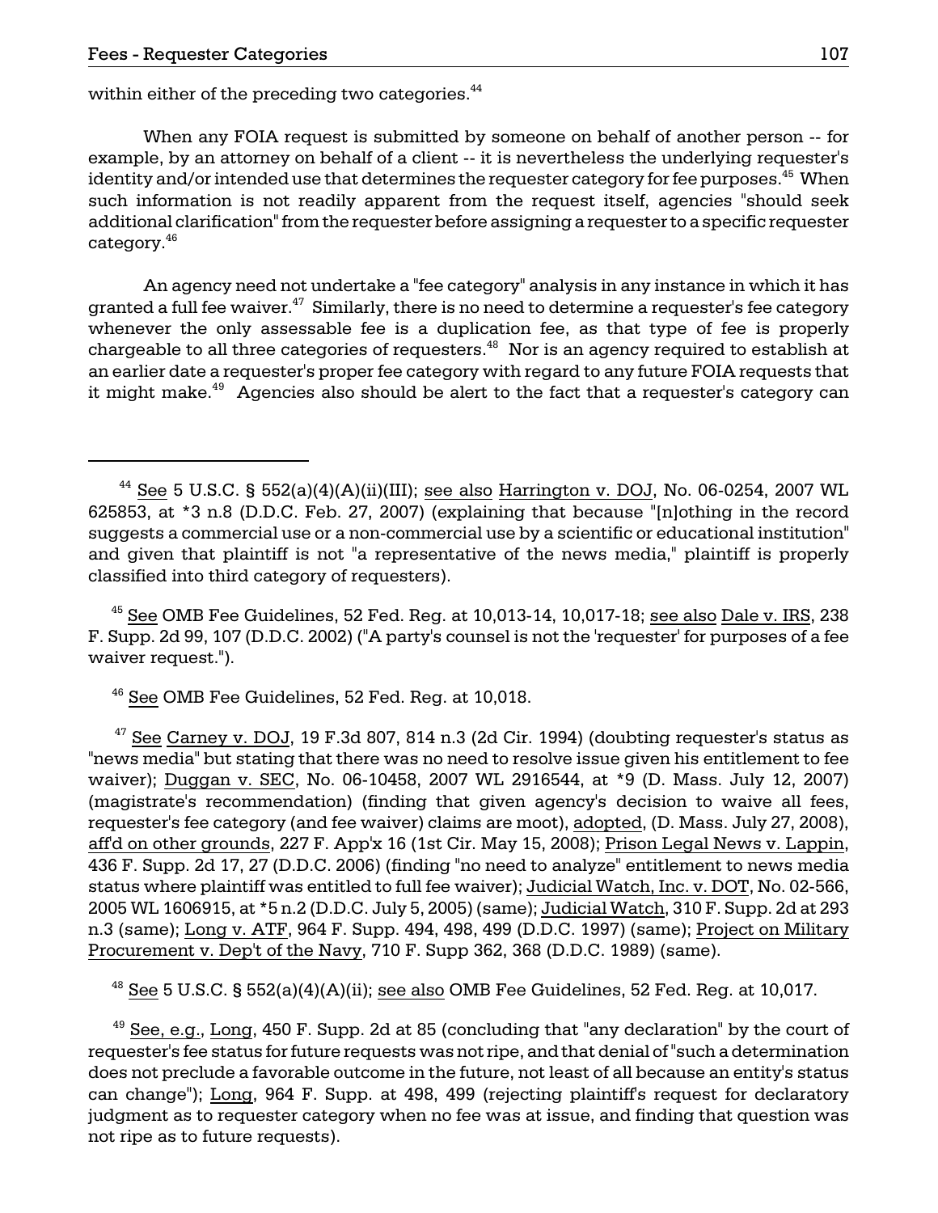within either of the preceding two categories.[44]

When any FOIA request is submitted by someone on behalf of another person -- for example, by an attorney on behalf of a client -- it is nevertheless the underlying requester's identity and/or intended use that determines the requester category for fee purposes.[45] When such information is not readily apparent from the request itself, agencies "should seek additional clarification" from the requester before assigning a requester to a specific requester category.[46]

An agency need not undertake a "fee category" analysis in any instance in which it has granted a full fee waiver.[47] Similarly, there is no need to determine a requester's fee category whenever the only assessable fee is a duplication fee, as that type of fee is properly chargeable to all three categories of requesters.[48] Nor is an agency required to establish at an earlier date a requester's proper fee category with regard to any future FOIA requests that it might make.[49] Agencies also should be alert to the fact that a requester's category can

---

[44] See 5 U.S.C. § 552(a)(4)(A)(ii)(III); see also Harrington v. DOJ, No. 06-0254, 2007 WL 625853, at *3 n.8 (D.D.C. Feb. 27, 2007) (explaining that because "[n]othing in the record suggests a commercial use or a non-commercial use by a scientific or educational institution" and given that plaintiff is not "a representative of the news media," plaintiff is properly classified into third category of requesters).

[45] See OMB Fee Guidelines, 52 Fed. Reg. at 10,013-14, 10,017-18; see also Dale v. IRS, 238 F. Supp. 2d 99, 107 (D.D.C. 2002) ("A party's counsel is not the 'requester' for purposes of a fee waiver request.").

[46] See OMB Fee Guidelines, 52 Fed. Reg. at 10,018.

[47] See Carney v. DOJ, 19 F.3d 807, 814 n.3 (2d Cir. 1994) (doubting requester's status as "news media" but stating that there was no need to resolve issue given his entitlement to fee waiver); Duggan v. SEC, No. 06-10458, 2007 WL 2916544, at *9 (D. Mass. July 12, 2007) (magistrate's recommendation) (finding that given agency's decision to waive all fees, requester's fee category (and fee waiver) claims are moot), adopted, (D. Mass. July 27, 2008), aff'd on other grounds, 227 F. App'x 16 (1st Cir. May 15, 2008); Prison Legal News v. Lappin, 436 F. Supp. 2d 17, 27 (D.D.C. 2006) (finding "no need to analyze" entitlement to news media status where plaintiff was entitled to full fee waiver); Judicial Watch, Inc. v. DOT, No. 02-566, 2005 WL 1606915, at *5 n.2 (D.D.C. July 5, 2005) (same); Judicial Watch, 310 F. Supp. 2d at 293 n.3 (same); Long v. ATF, 964 F. Supp. 494, 498, 499 (D.D.C. 1997) (same); Project on Military Procurement v. Dep't of the Navy, 710 F. Supp 362, 368 (D.D.C. 1989) (same).

[48] See 5 U.S.C. § 552(a)(4)(A)(ii); see also OMB Fee Guidelines, 52 Fed. Reg. at 10,017.

[49] See, e.g., Long, 450 F. Supp. 2d at 85 (concluding that "any declaration" by the court of requester's fee status for future requests was not ripe, and that denial of "such a determination does not preclude a favorable outcome in the future, not least of all because an entity's status can change"); Long, 964 F. Supp. at 498, 499 (rejecting plaintiff's request for declaratory judgment as to requester category when no fee was at issue, and finding that question was not ripe as to future requests).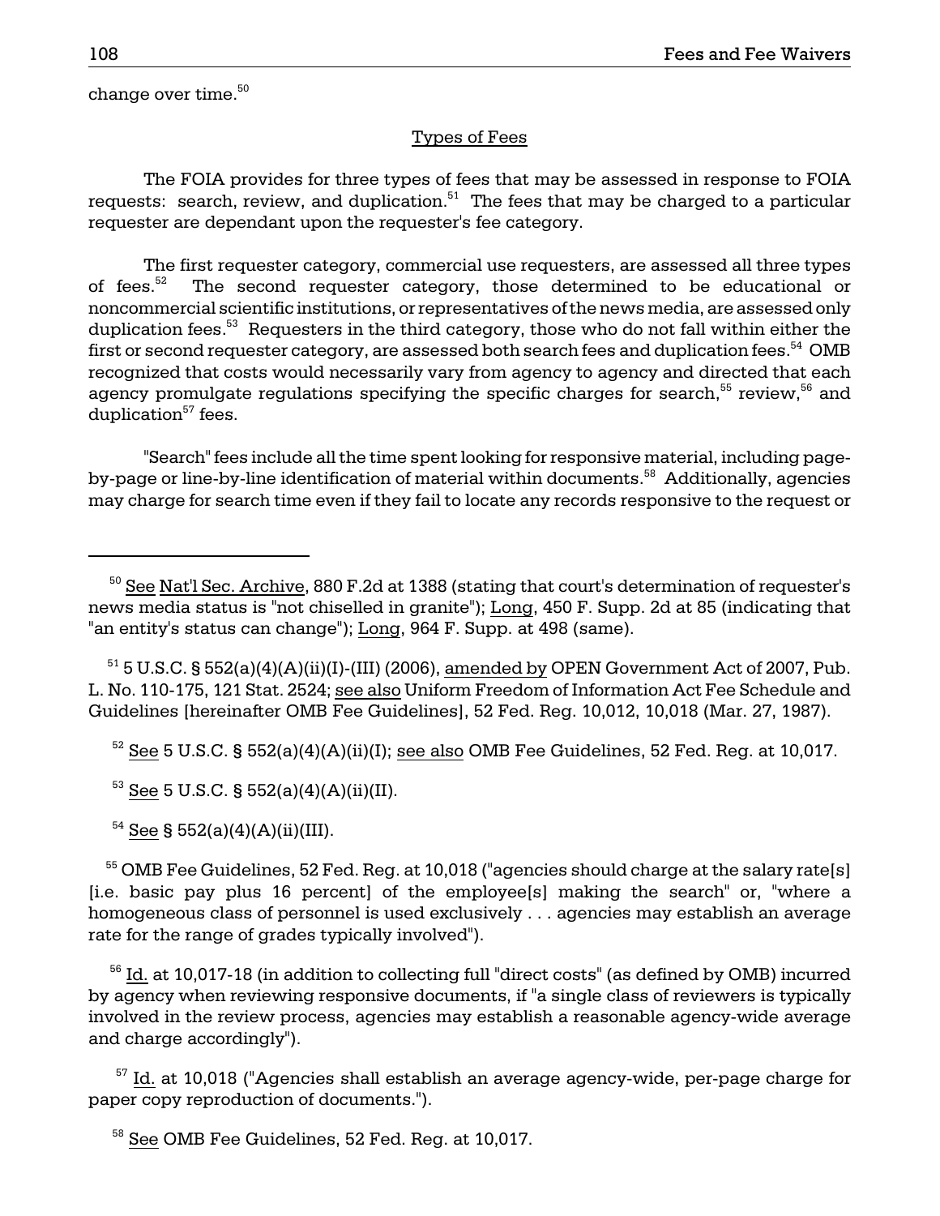change over time.[50]

## Types of Fees

The FOIA provides for three types of fees that may be assessed in response to FOIA requests: search, review, and duplication.[51] The fees that may be charged to a particular requester are dependant upon the requester's fee category.

The first requester category, commercial use requesters, are assessed all three types of fees.[52] The second requester category, those determined to be educational or noncommercial scientific institutions, or representatives of the news media, are assessed only duplication fees.[53] Requesters in the third category, those who do not fall within either the first or second requester category, are assessed both search fees and duplication fees.[54] OMB recognized that costs would necessarily vary from agency to agency and directed that each agency promulgate regulations specifying the specific charges for search,[55] review,[56] and duplication[57] fees.

"Search" fees include all the time spent looking for responsive material, including page-by-page or line-by-line identification of material within documents.[58] Additionally, agencies may charge for search time even if they fail to locate any records responsive to the request or

---

[50] See Nat'l Sec. Archive, 880 F.2d at 1388 (stating that court's determination of requester's news media status is "not chiselled in granite"); Long, 450 F. Supp. 2d at 85 (indicating that "an entity's status can change"); Long, 964 F. Supp. at 498 (same).

[51] 5 U.S.C. § 552(a)(4)(A)(ii)(I)-(III) (2006), amended by OPEN Government Act of 2007, Pub. L. No. 110-175, 121 Stat. 2524; see also Uniform Freedom of Information Act Fee Schedule and Guidelines [hereinafter OMB Fee Guidelines], 52 Fed. Reg. 10,012, 10,018 (Mar. 27, 1987).

[52] See 5 U.S.C. § 552(a)(4)(A)(ii)(I); see also OMB Fee Guidelines, 52 Fed. Reg. at 10,017.

[53] See 5 U.S.C. § 552(a)(4)(A)(ii)(II).

[54] See § 552(a)(4)(A)(ii)(III).

[55] OMB Fee Guidelines, 52 Fed. Reg. at 10,018 ("agencies should charge at the salary rate[s] [i.e. basic pay plus 16 percent] of the employee[s] making the search" or, "where a homogeneous class of personnel is used exclusively . . . agencies may establish an average rate for the range of grades typically involved").

[56] Id. at 10,017-18 (in addition to collecting full "direct costs" (as defined by OMB) incurred by agency when reviewing responsive documents, if "a single class of reviewers is typically involved in the review process, agencies may establish a reasonable agency-wide average and charge accordingly").

[57] Id. at 10,018 ("Agencies shall establish an average agency-wide, per-page charge for paper copy reproduction of documents.").

[58] See OMB Fee Guidelines, 52 Fed. Reg. at 10,017.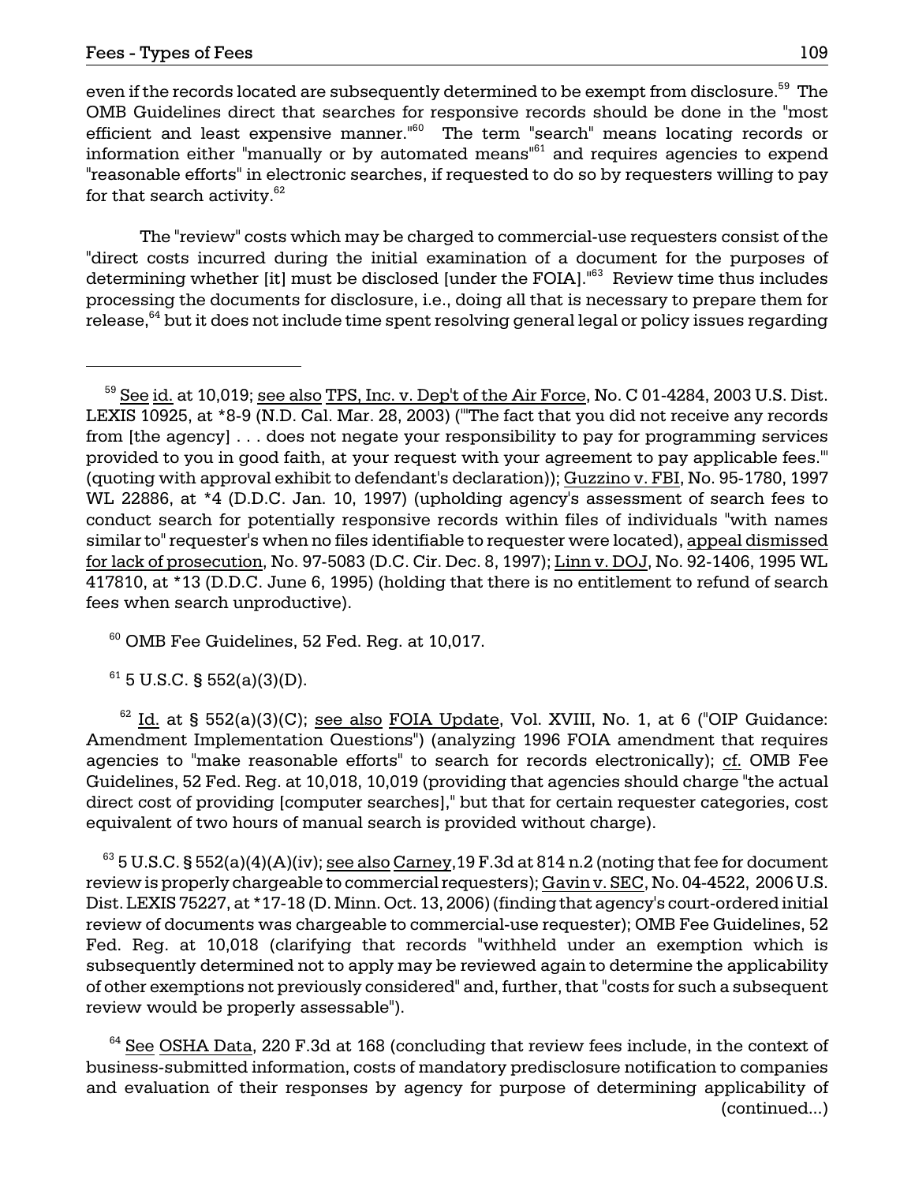even if the records located are subsequently determined to be exempt from disclosure.[59] The OMB Guidelines direct that searches for responsive records should be done in the "most efficient and least expensive manner."[60] The term "search" means locating records or information either "manually or by automated means"[61] and requires agencies to expend "reasonable efforts" in electronic searches, if requested to do so by requesters willing to pay for that search activity.[62]

The "review" costs which may be charged to commercial-use requesters consist of the "direct costs incurred during the initial examination of a document for the purposes of determining whether [it] must be disclosed [under the FOIA]."[63] Review time thus includes processing the documents for disclosure, i.e., doing all that is necessary to prepare them for release,[64] but it does not include time spent resolving general legal or policy issues regarding

---

[59] See id. at 10,019; see also TPS, Inc. v. Dep't of the Air Force, No. C 01-4284, 2003 U.S. Dist. LEXIS 10925, at *8-9 (N.D. Cal. Mar. 28, 2003) ("'The fact that you did not receive any records from [the agency] . . . does not negate your responsibility to pay for programming services provided to you in good faith, at your request with your agreement to pay applicable fees.'" (quoting with approval exhibit to defendant's declaration)); Guzzino v. FBI, No. 95-1780, 1997 WL 22886, at *4 (D.D.C. Jan. 10, 1997) (upholding agency's assessment of search fees to conduct search for potentially responsive records within files of individuals "with names similar to" requester's when no files identifiable to requester were located), appeal dismissed for lack of prosecution, No. 97-5083 (D.C. Cir. Dec. 8, 1997); Linn v. DOJ, No. 92-1406, 1995 WL 417810, at *13 (D.D.C. June 6, 1995) (holding that there is no entitlement to refund of search fees when search unproductive).

[60] OMB Fee Guidelines, 52 Fed. Reg. at 10,017.

[61] 5 U.S.C. § 552(a)(3)(D).

[62] Id. at § 552(a)(3)(C); see also FOIA Update, Vol. XVIII, No. 1, at 6 ("OIP Guidance: Amendment Implementation Questions") (analyzing 1996 FOIA amendment that requires agencies to "make reasonable efforts" to search for records electronically); cf. OMB Fee Guidelines, 52 Fed. Reg. at 10,018, 10,019 (providing that agencies should charge "the actual direct cost of providing [computer searches]," but that for certain requester categories, cost equivalent of two hours of manual search is provided without charge).

[63] 5 U.S.C. § 552(a)(4)(A)(iv); see also Carney, 19 F.3d at 814 n.2 (noting that fee for document review is properly chargeable to commercial requesters); Gavin v. SEC, No. 04-4522, 2006 U.S. Dist. LEXIS 75227, at *17-18 (D. Minn. Oct. 13, 2006) (finding that agency's court-ordered initial review of documents was chargeable to commercial-use requester); OMB Fee Guidelines, 52 Fed. Reg. at 10,018 (clarifying that records "withheld under an exemption which is subsequently determined not to apply may be reviewed again to determine the applicability of other exemptions not previously considered" and, further, that "costs for such a subsequent review would be properly assessable").

[64] See OSHA Data, 220 F.3d at 168 (concluding that review fees include, in the context of business-submitted information, costs of mandatory predisclosure notification to companies and evaluation of their responses by agency for purpose of determining applicability of (continued...)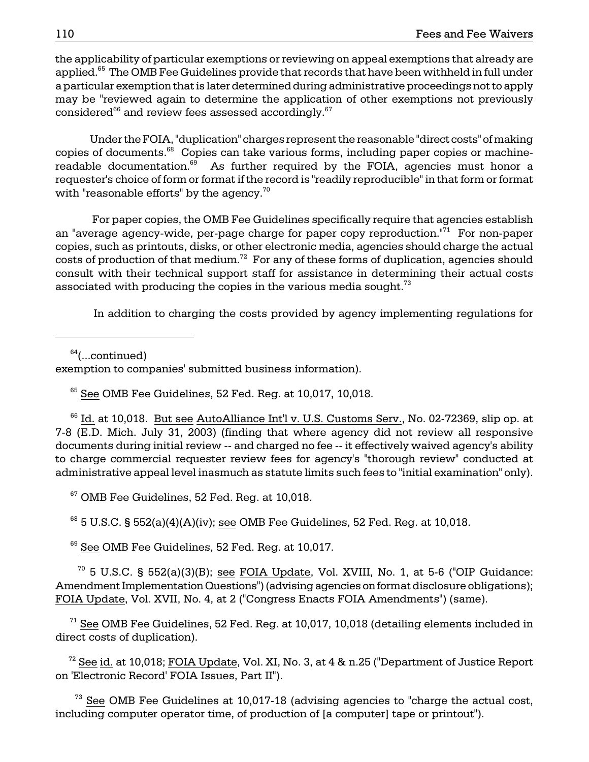the applicability of particular exemptions or reviewing on appeal exemptions that already are applied.[65] The OMB Fee Guidelines provide that records that have been withheld in full under a particular exemption that is later determined during administrative proceedings not to apply may be "reviewed again to determine the application of other exemptions not previously considered[66] and review fees assessed accordingly.[67]

Under the FOIA, "duplication" charges represent the reasonable "direct costs" of making copies of documents.[68] Copies can take various forms, including paper copies or machine-readable documentation.[69] As further required by the FOIA, agencies must honor a requester's choice of form or format if the record is "readily reproducible" in that form or format with "reasonable efforts" by the agency.[70]

For paper copies, the OMB Fee Guidelines specifically require that agencies establish an "average agency-wide, per-page charge for paper copy reproduction."[71] For non-paper copies, such as printouts, disks, or other electronic media, agencies should charge the actual costs of production of that medium.[72] For any of these forms of duplication, agencies should consult with their technical support staff for assistance in determining their actual costs associated with producing the copies in the various media sought.[73]

In addition to charging the costs provided by agency implementing regulations for

---

[64](...continued)
exemption to companies' submitted business information).

[65] See OMB Fee Guidelines, 52 Fed. Reg. at 10,017, 10,018.

[66] Id. at 10,018. But see AutoAlliance Int'l v. U.S. Customs Serv., No. 02-72369, slip op. at 7-8 (E.D. Mich. July 31, 2003) (finding that where agency did not review all responsive documents during initial review -- and charged no fee -- it effectively waived agency's ability to charge commercial requester review fees for agency's "thorough review" conducted at administrative appeal level inasmuch as statute limits such fees to "initial examination" only).

[67] OMB Fee Guidelines, 52 Fed. Reg. at 10,018.

[68] 5 U.S.C. § 552(a)(4)(A)(iv); see OMB Fee Guidelines, 52 Fed. Reg. at 10,018.

[69] See OMB Fee Guidelines, 52 Fed. Reg. at 10,017.

[70] 5 U.S.C. § 552(a)(3)(B); see FOIA Update, Vol. XVIII, No. 1, at 5-6 ("OIP Guidance: Amendment Implementation Questions") (advising agencies on format disclosure obligations); FOIA Update, Vol. XVII, No. 4, at 2 ("Congress Enacts FOIA Amendments") (same).

[71] See OMB Fee Guidelines, 52 Fed. Reg. at 10,017, 10,018 (detailing elements included in direct costs of duplication).

[72] See id. at 10,018; FOIA Update, Vol. XI, No. 3, at 4 & n.25 ("Department of Justice Report on 'Electronic Record' FOIA Issues, Part II").

[73] See OMB Fee Guidelines at 10,017-18 (advising agencies to "charge the actual cost, including computer operator time, of production of [a computer] tape or printout").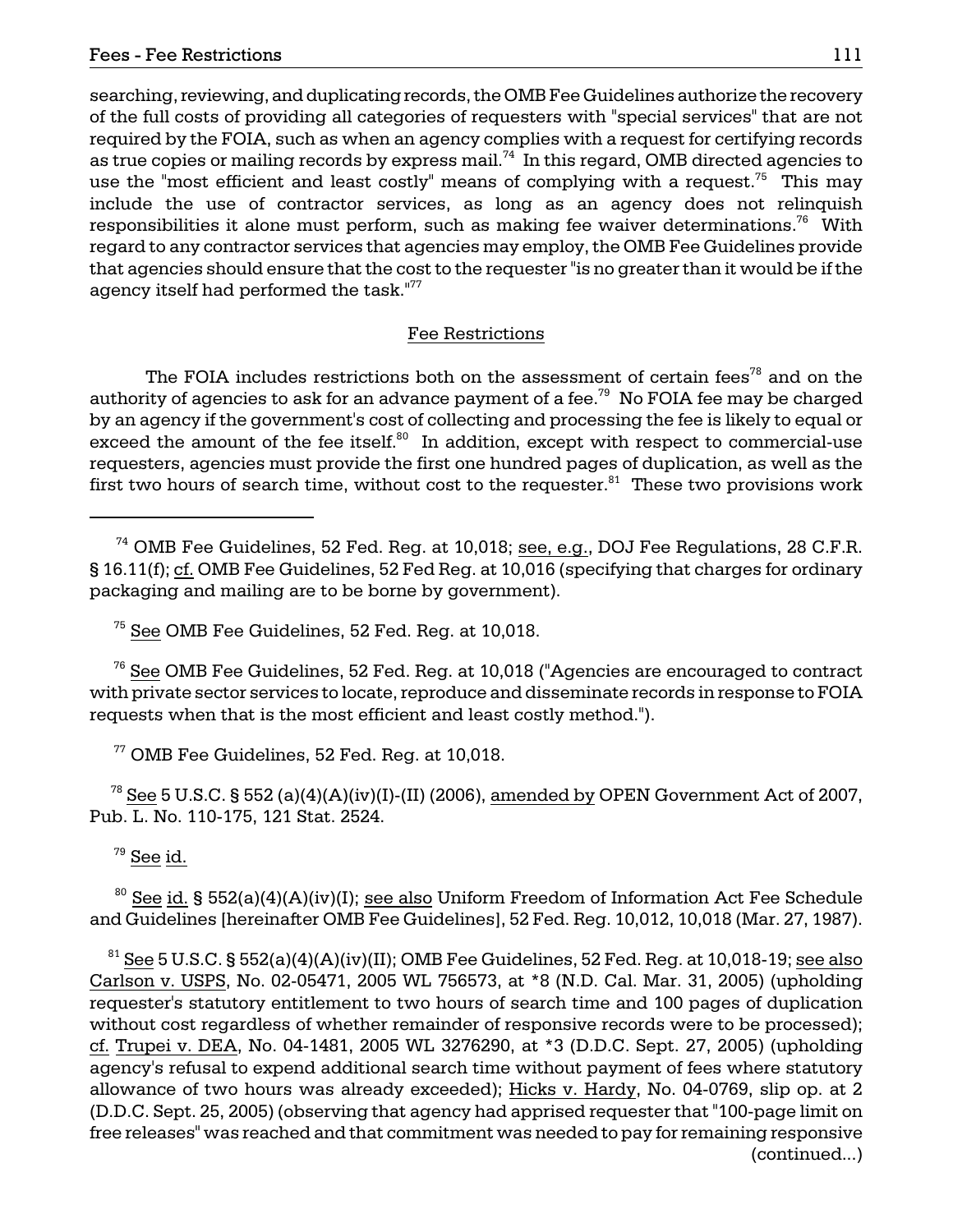searching, reviewing, and duplicating records, the OMB Fee Guidelines authorize the recovery of the full costs of providing all categories of requesters with "special services" that are not required by the FOIA, such as when an agency complies with a request for certifying records as true copies or mailing records by express mail.[74] In this regard, OMB directed agencies to use the "most efficient and least costly" means of complying with a request.[75] This may include the use of contractor services, as long as an agency does not relinquish responsibilities it alone must perform, such as making fee waiver determinations.[76] With regard to any contractor services that agencies may employ, the OMB Fee Guidelines provide that agencies should ensure that the cost to the requester "is no greater than it would be if the agency itself had performed the task."[77]

## Fee Restrictions

The FOIA includes restrictions both on the assessment of certain fees[78] and on the authority of agencies to ask for an advance payment of a fee.[79] No FOIA fee may be charged by an agency if the government's cost of collecting and processing the fee is likely to equal or exceed the amount of the fee itself.[80] In addition, except with respect to commercial-use requesters, agencies must provide the first one hundred pages of duplication, as well as the first two hours of search time, without cost to the requester.[81] These two provisions work

---

[74] OMB Fee Guidelines, 52 Fed. Reg. at 10,018; see, e.g., DOJ Fee Regulations, 28 C.F.R. § 16.11(f); cf. OMB Fee Guidelines, 52 Fed Reg. at 10,016 (specifying that charges for ordinary packaging and mailing are to be borne by government).

[75] See OMB Fee Guidelines, 52 Fed. Reg. at 10,018.

[76] See OMB Fee Guidelines, 52 Fed. Reg. at 10,018 ("Agencies are encouraged to contract with private sector services to locate, reproduce and disseminate records in response to FOIA requests when that is the most efficient and least costly method.").

[77] OMB Fee Guidelines, 52 Fed. Reg. at 10,018.

[78] See 5 U.S.C. § 552 (a)(4)(A)(iv)(I)-(II) (2006), amended by OPEN Government Act of 2007, Pub. L. No. 110-175, 121 Stat. 2524.

[79] See id.

[80] See id. § 552(a)(4)(A)(iv)(I); see also Uniform Freedom of Information Act Fee Schedule and Guidelines [hereinafter OMB Fee Guidelines], 52 Fed. Reg. 10,012, 10,018 (Mar. 27, 1987).

[81] See 5 U.S.C. § 552(a)(4)(A)(iv)(II); OMB Fee Guidelines, 52 Fed. Reg. at 10,018-19; see also Carlson v. USPS, No. 02-05471, 2005 WL 756573, at *8 (N.D. Cal. Mar. 31, 2005) (upholding requester's statutory entitlement to two hours of search time and 100 pages of duplication without cost regardless of whether remainder of responsive records were to be processed); cf. Trupei v. DEA, No. 04-1481, 2005 WL 3276290, at *3 (D.D.C. Sept. 27, 2005) (upholding agency's refusal to expend additional search time without payment of fees where statutory allowance of two hours was already exceeded); Hicks v. Hardy, No. 04-0769, slip op. at 2 (D.D.C. Sept. 25, 2005) (observing that agency had apprised requester that "100-page limit on free releases" was reached and that commitment was needed to pay for remaining responsive (continued...)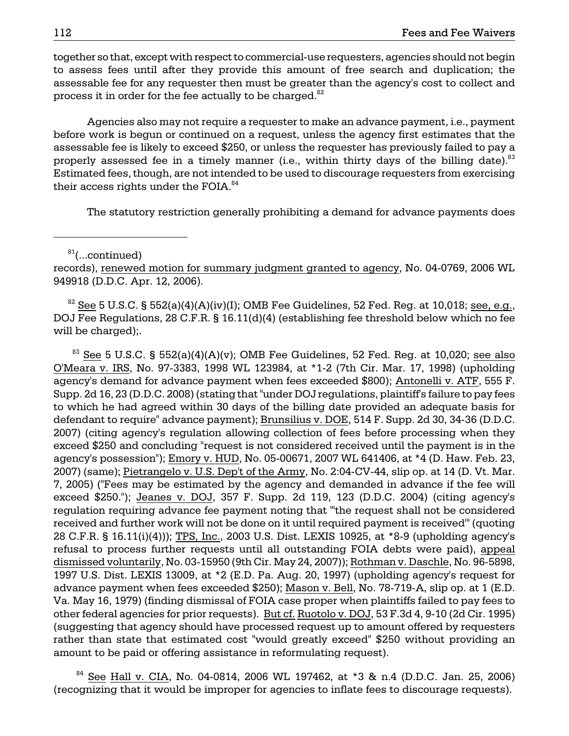together so that, except with respect to commercial-use requesters, agencies should not begin to assess fees until after they provide this amount of free search and duplication; the assessable fee for any requester then must be greater than the agency's cost to collect and process it in order for the fee actually to be charged.[82]

Agencies also may not require a requester to make an advance payment, i.e., payment before work is begun or continued on a request, unless the agency first estimates that the assessable fee is likely to exceed $250, or unless the requester has previously failed to pay a properly assessed fee in a timely manner (i.e., within thirty days of the billing date).[83] Estimated fees, though, are not intended to be used to discourage requesters from exercising their access rights under the FOIA.[84]

The statutory restriction generally prohibiting a demand for advance payments does

---

[81](...continued) records), renewed motion for summary judgment granted to agency, No. 04-0769, 2006 WL 949918 (D.D.C. Apr. 12, 2006).

[82] See 5 U.S.C. § 552(a)(4)(A)(iv)(I); OMB Fee Guidelines, 52 Fed. Reg. at 10,018; see, e.g., DOJ Fee Regulations, 28 C.F.R. § 16.11(d)(4) (establishing fee threshold below which no fee will be charged);.

[83] See 5 U.S.C. § 552(a)(4)(A)(v); OMB Fee Guidelines, 52 Fed. Reg. at 10,020; see also O'Meara v. IRS, No. 97-3383, 1998 WL 123984, at *1-2 (7th Cir. Mar. 17, 1998) (upholding agency's demand for advance payment when fees exceeded $800); Antonelli v. ATF, 555 F. Supp. 2d 16, 23 (D.D.C. 2008) (stating that "under DOJ regulations, plaintiff's failure to pay fees to which he had agreed within 30 days of the billing date provided an adequate basis for defendant to require" advance payment); Brunsilius v. DOE, 514 F. Supp. 2d 30, 34-36 (D.D.C. 2007) (citing agency's regulation allowing collection of fees before processing when they exceed $250 and concluding "request is not considered received until the payment is in the agency's possession"); Emory v. HUD, No. 05-00671, 2007 WL 641406, at *4 (D. Haw. Feb. 23, 2007) (same); Pietrangelo v. U.S. Dep't of the Army, No. 2:04-CV-44, slip op. at 14 (D. Vt. Mar. 7, 2005) ("Fees may be estimated by the agency and demanded in advance if the fee will exceed $250."); Jeanes v. DOJ, 357 F. Supp. 2d 119, 123 (D.D.C. 2004) (citing agency's regulation requiring advance fee payment noting that "'the request shall not be considered received and further work will not be done on it until required payment is received'" (quoting 28 C.F.R. § 16.11(i)(4))); TPS, Inc., 2003 U.S. Dist. LEXIS 10925, at *8-9 (upholding agency's refusal to process further requests until all outstanding FOIA debts were paid), appeal dismissed voluntarily, No. 03-15950 (9th Cir. May 24, 2007)); Rothman v. Daschle, No. 96-5898, 1997 U.S. Dist. LEXIS 13009, at *2 (E.D. Pa. Aug. 20, 1997) (upholding agency's request for advance payment when fees exceeded $250); Mason v. Bell, No. 78-719-A, slip op. at 1 (E.D. Va. May 16, 1979) (finding dismissal of FOIA case proper when plaintiffs failed to pay fees to other federal agencies for prior requests). But cf. Ruotolo v. DOJ, 53 F.3d 4, 9-10 (2d Cir. 1995) (suggesting that agency should have processed request up to amount offered by requesters rather than state that estimated cost "would greatly exceed" $250 without providing an amount to be paid or offering assistance in reformulating request).

[84] See Hall v. CIA, No. 04-0814, 2006 WL 197462, at *3 & n.4 (D.D.C. Jan. 25, 2006) (recognizing that it would be improper for agencies to inflate fees to discourage requests).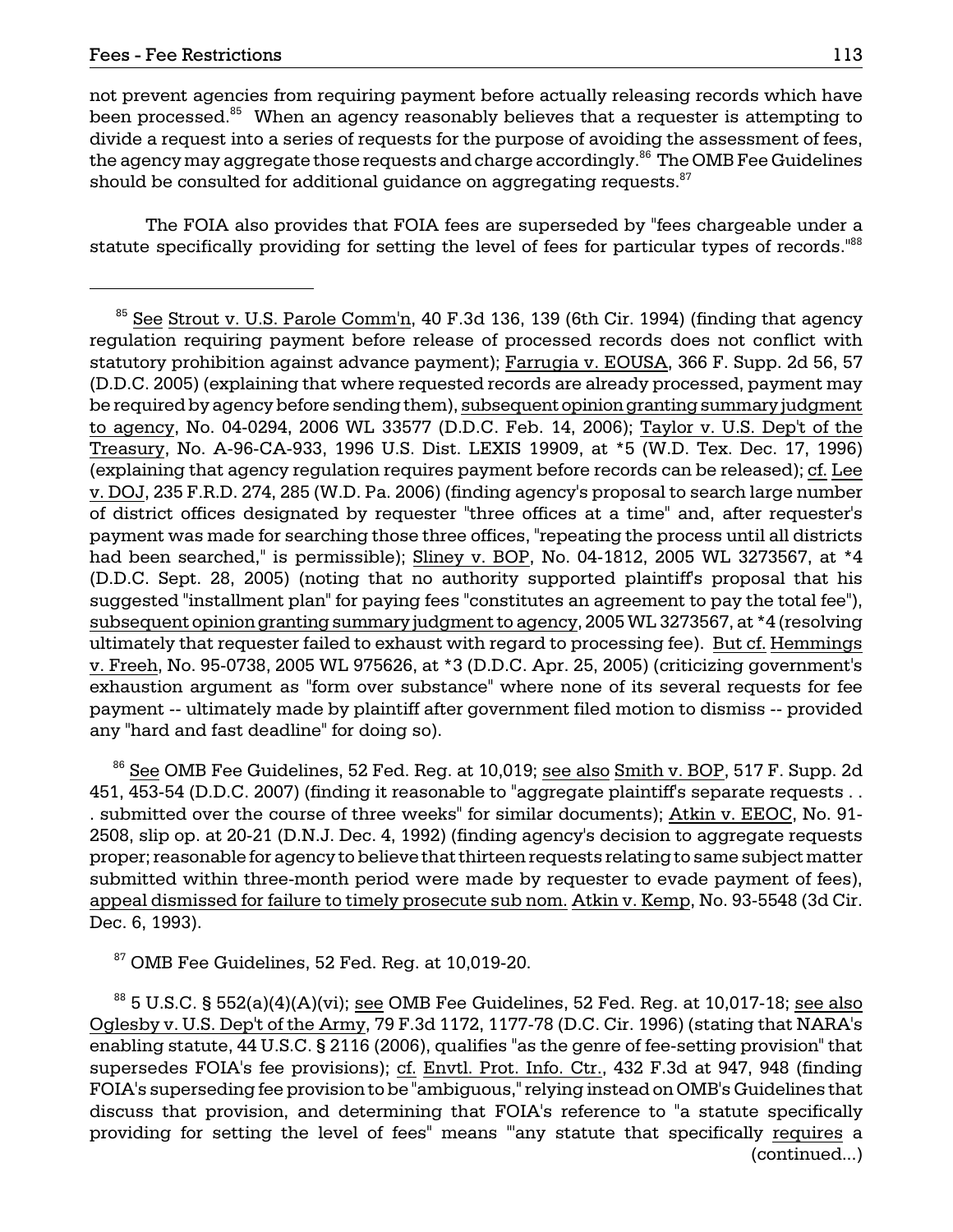not prevent agencies from requiring payment before actually releasing records which have been processed.[85] When an agency reasonably believes that a requester is attempting to divide a request into a series of requests for the purpose of avoiding the assessment of fees, the agency may aggregate those requests and charge accordingly.[86] The OMB Fee Guidelines should be consulted for additional guidance on aggregating requests.[87]

The FOIA also provides that FOIA fees are superseded by "fees chargeable under a statute specifically providing for setting the level of fees for particular types of records."[88]

---

[85] See Strout v. U.S. Parole Comm'n, 40 F.3d 136, 139 (6th Cir. 1994) (finding that agency regulation requiring payment before release of processed records does not conflict with statutory prohibition against advance payment); Farrugia v. EOUSA, 366 F. Supp. 2d 56, 57 (D.D.C. 2005) (explaining that where requested records are already processed, payment may be required by agency before sending them), subsequent opinion granting summary judgment to agency, No. 04-0294, 2006 WL 33577 (D.D.C. Feb. 14, 2006); Taylor v. U.S. Dep't of the Treasury, No. A-96-CA-933, 1996 U.S. Dist. LEXIS 19909, at *5 (W.D. Tex. Dec. 17, 1996) (explaining that agency regulation requires payment before records can be released); cf. Lee v. DOJ, 235 F.R.D. 274, 285 (W.D. Pa. 2006) (finding agency's proposal to search large number of district offices designated by requester "three offices at a time" and, after requester's payment was made for searching those three offices, "repeating the process until all districts had been searched," is permissible); Sliney v. BOP, No. 04-1812, 2005 WL 3273567, at *4 (D.D.C. Sept. 28, 2005) (noting that no authority supported plaintiff's proposal that his suggested "installment plan" for paying fees "constitutes an agreement to pay the total fee"), subsequent opinion granting summary judgment to agency, 2005 WL 3273567, at *4 (resolving ultimately that requester failed to exhaust with regard to processing fee). But cf. Hemmings v. Freeh, No. 95-0738, 2005 WL 975626, at *3 (D.D.C. Apr. 25, 2005) (criticizing government's exhaustion argument as "form over substance" where none of its several requests for fee payment -- ultimately made by plaintiff after government filed motion to dismiss -- provided any "hard and fast deadline" for doing so).

[86] See OMB Fee Guidelines, 52 Fed. Reg. at 10,019; see also Smith v. BOP, 517 F. Supp. 2d 451, 453-54 (D.D.C. 2007) (finding it reasonable to "aggregate plaintiff's separate requests . . . submitted over the course of three weeks" for similar documents); Atkin v. EEOC, No. 91-2508, slip op. at 20-21 (D.N.J. Dec. 4, 1992) (finding agency's decision to aggregate requests proper; reasonable for agency to believe that thirteen requests relating to same subject matter submitted within three-month period were made by requester to evade payment of fees), appeal dismissed for failure to timely prosecute sub nom. Atkin v. Kemp, No. 93-5548 (3d Cir. Dec. 6, 1993).

[87] OMB Fee Guidelines, 52 Fed. Reg. at 10,019-20.

[88] 5 U.S.C. § 552(a)(4)(A)(vi); see OMB Fee Guidelines, 52 Fed. Reg. at 10,017-18; see also Oglesby v. U.S. Dep't of the Army, 79 F.3d 1172, 1177-78 (D.C. Cir. 1996) (stating that NARA's enabling statute, 44 U.S.C. § 2116 (2006), qualifies "as the genre of fee-setting provision" that supersedes FOIA's fee provisions); cf. Envtl. Prot. Info. Ctr., 432 F.3d at 947, 948 (finding FOIA's superseding fee provision to be "ambiguous," relying instead on OMB's Guidelines that discuss that provision, and determining that FOIA's reference to "a statute specifically providing for setting the level of fees" means "'any statute that specifically requires a (continued...)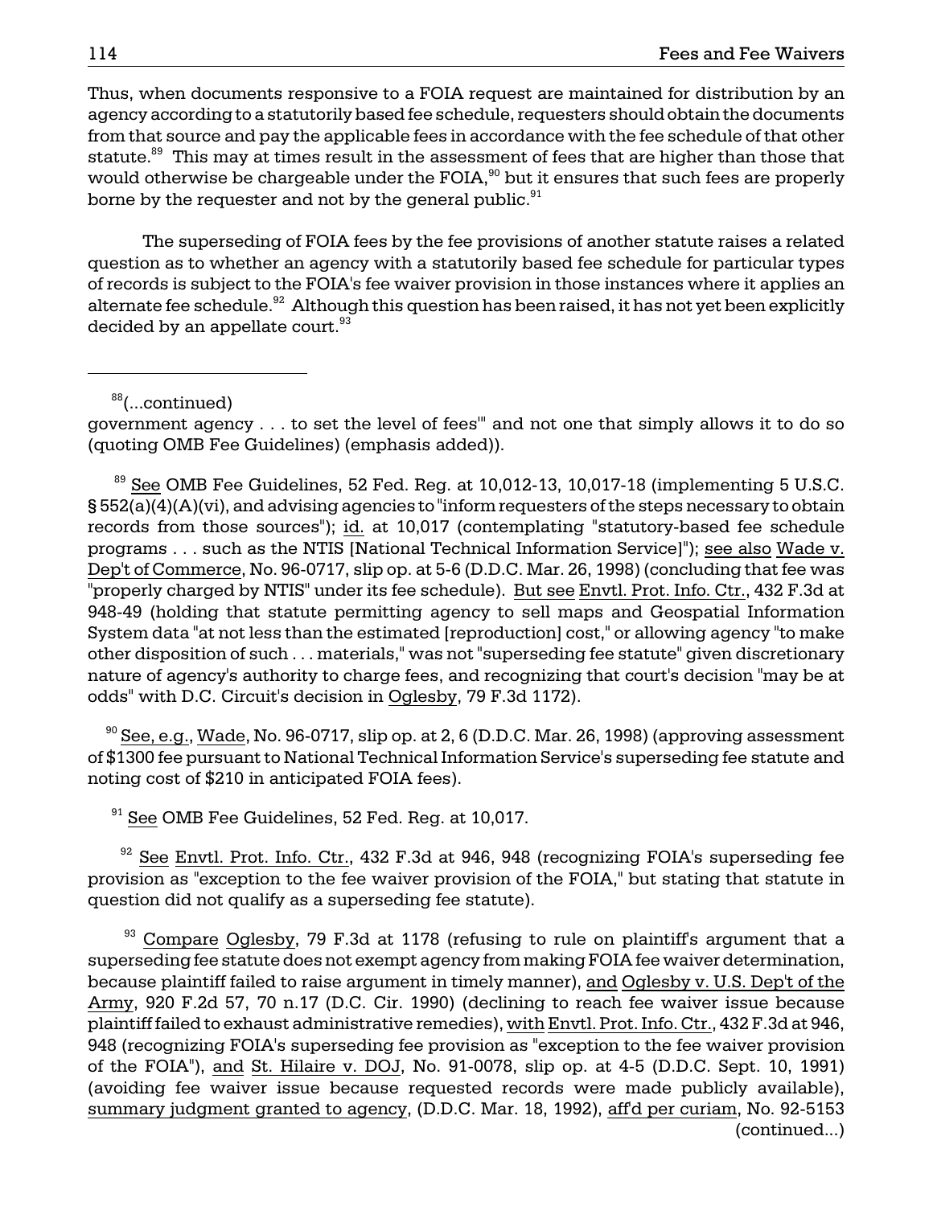Thus, when documents responsive to a FOIA request are maintained for distribution by an agency according to a statutorily based fee schedule, requesters should obtain the documents from that source and pay the applicable fees in accordance with the fee schedule of that other statute.[89] This may at times result in the assessment of fees that are higher than those that would otherwise be chargeable under the FOIA,[90] but it ensures that such fees are properly borne by the requester and not by the general public.[91]

The superseding of FOIA fees by the fee provisions of another statute raises a related question as to whether an agency with a statutorily based fee schedule for particular types of records is subject to the FOIA's fee waiver provision in those instances where it applies an alternate fee schedule.[92] Although this question has been raised, it has not yet been explicitly decided by an appellate court.[93]

---

[88](...continued)
government agency . . . to set the level of fees'" and not one that simply allows it to do so (quoting OMB Fee Guidelines) (emphasis added)).

[89] See OMB Fee Guidelines, 52 Fed. Reg. at 10,012-13, 10,017-18 (implementing 5 U.S.C. § 552(a)(4)(A)(vi), and advising agencies to "inform requesters of the steps necessary to obtain records from those sources"); id. at 10,017 (contemplating "statutory-based fee schedule programs . . . such as the NTIS [National Technical Information Service]"); see also Wade v. Dep't of Commerce, No. 96-0717, slip op. at 5-6 (D.D.C. Mar. 26, 1998) (concluding that fee was "properly charged by NTIS" under its fee schedule). But see Envtl. Prot. Info. Ctr., 432 F.3d at 948-49 (holding that statute permitting agency to sell maps and Geospatial Information System data "at not less than the estimated [reproduction] cost," or allowing agency "to make other disposition of such . . . materials," was not "superseding fee statute" given discretionary nature of agency's authority to charge fees, and recognizing that court's decision "may be at odds" with D.C. Circuit's decision in Oglesby, 79 F.3d 1172).

[90] See, e.g., Wade, No. 96-0717, slip op. at 2, 6 (D.D.C. Mar. 26, 1998) (approving assessment of $1300 fee pursuant to National Technical Information Service's superseding fee statute and noting cost of $210 in anticipated FOIA fees).

[91] See OMB Fee Guidelines, 52 Fed. Reg. at 10,017.

[92] See Envtl. Prot. Info. Ctr., 432 F.3d at 946, 948 (recognizing FOIA's superseding fee provision as "exception to the fee waiver provision of the FOIA," but stating that statute in question did not qualify as a superseding fee statute).

[93] Compare Oglesby, 79 F.3d at 1178 (refusing to rule on plaintiff's argument that a superseding fee statute does not exempt agency from making FOIA fee waiver determination, because plaintiff failed to raise argument in timely manner), and Oglesby v. U.S. Dep't of the Army, 920 F.2d 57, 70 n.17 (D.C. Cir. 1990) (declining to reach fee waiver issue because plaintiff failed to exhaust administrative remedies), with Envtl. Prot. Info. Ctr., 432 F.3d at 946, 948 (recognizing FOIA's superseding fee provision as "exception to the fee waiver provision of the FOIA"), and St. Hilaire v. DOJ, No. 91-0078, slip op. at 4-5 (D.D.C. Sept. 10, 1991) (avoiding fee waiver issue because requested records were made publicly available), summary judgment granted to agency, (D.D.C. Mar. 18, 1992), aff'd per curiam, No. 92-5153 (continued...)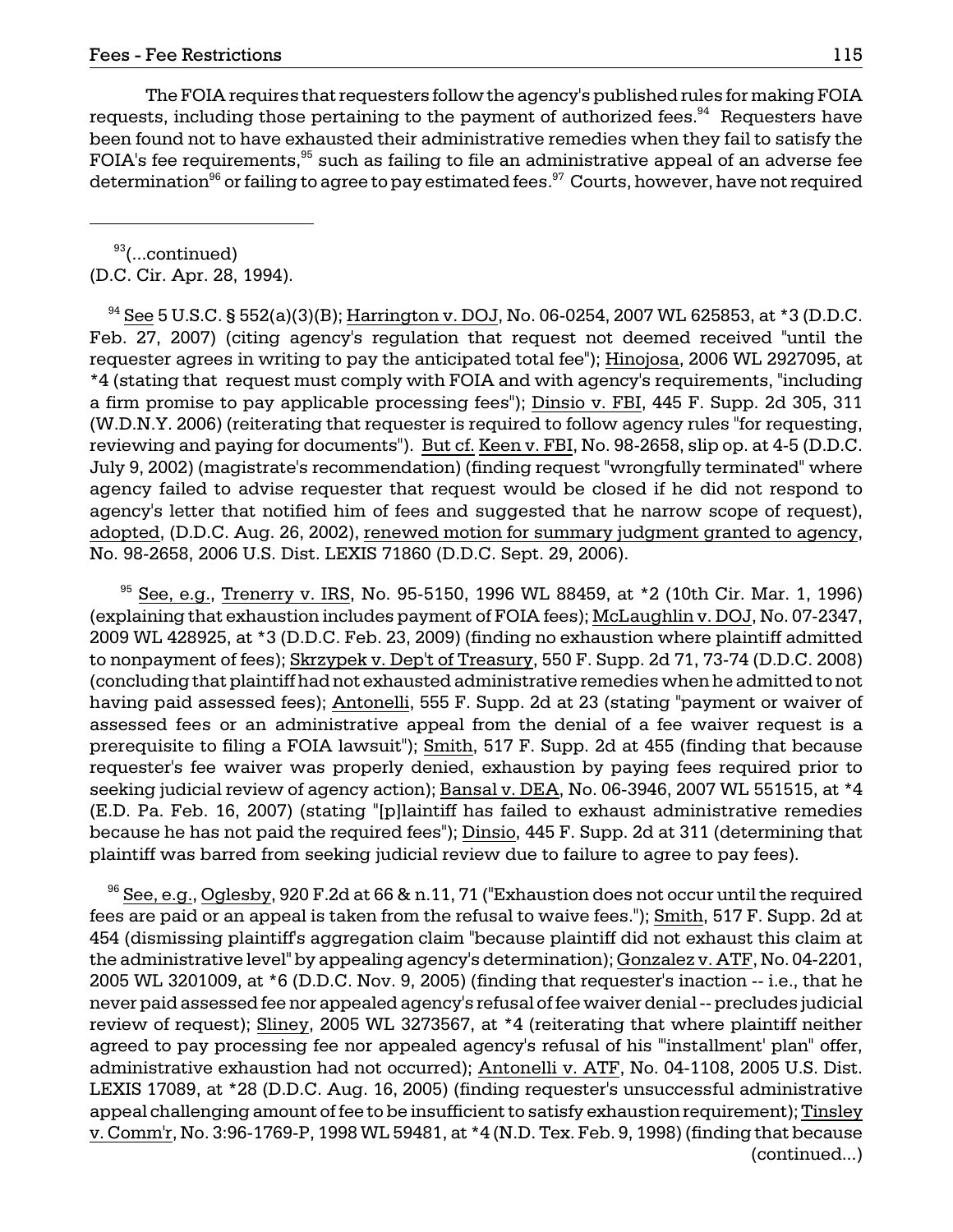The FOIA requires that requesters follow the agency's published rules for making FOIA requests, including those pertaining to the payment of authorized fees.[94] Requesters have been found not to have exhausted their administrative remedies when they fail to satisfy the FOIA's fee requirements,[95] such as failing to file an administrative appeal of an adverse fee determination[96] or failing to agree to pay estimated fees.[97] Courts, however, have not required

---

[93](...continued) (D.C. Cir. Apr. 28, 1994).

[94] See 5 U.S.C. § 552(a)(3)(B); Harrington v. DOJ, No. 06-0254, 2007 WL 625853, at *3 (D.D.C. Feb. 27, 2007) (citing agency's regulation that request not deemed received "until the requester agrees in writing to pay the anticipated total fee"); Hinojosa, 2006 WL 2927095, at *4 (stating that request must comply with FOIA and with agency's requirements, "including a firm promise to pay applicable processing fees"); Dinsio v. FBI, 445 F. Supp. 2d 305, 311 (W.D.N.Y. 2006) (reiterating that requester is required to follow agency rules "for requesting, reviewing and paying for documents"). But cf. Keen v. FBI, No. 98-2658, slip op. at 4-5 (D.D.C. July 9, 2002) (magistrate's recommendation) (finding request "wrongfully terminated" where agency failed to advise requester that request would be closed if he did not respond to agency's letter that notified him of fees and suggested that he narrow scope of request), adopted, (D.D.C. Aug. 26, 2002), renewed motion for summary judgment granted to agency, No. 98-2658, 2006 U.S. Dist. LEXIS 71860 (D.D.C. Sept. 29, 2006).

[95] See, e.g., Trenerry v. IRS, No. 95-5150, 1996 WL 88459, at *2 (10th Cir. Mar. 1, 1996) (explaining that exhaustion includes payment of FOIA fees); McLaughlin v. DOJ, No. 07-2347, 2009 WL 428925, at *3 (D.D.C. Feb. 23, 2009) (finding no exhaustion where plaintiff admitted to nonpayment of fees); Skrzypek v. Dep't of Treasury, 550 F. Supp. 2d 71, 73-74 (D.D.C. 2008) (concluding that plaintiff had not exhausted administrative remedies when he admitted to not having paid assessed fees); Antonelli, 555 F. Supp. 2d at 23 (stating "payment or waiver of assessed fees or an administrative appeal from the denial of a fee waiver request is a prerequisite to filing a FOIA lawsuit"); Smith, 517 F. Supp. 2d at 455 (finding that because requester's fee waiver was properly denied, exhaustion by paying fees required prior to seeking judicial review of agency action); Bansal v. DEA, No. 06-3946, 2007 WL 551515, at *4 (E.D. Pa. Feb. 16, 2007) (stating "[p]laintiff has failed to exhaust administrative remedies because he has not paid the required fees"); Dinsio, 445 F. Supp. 2d at 311 (determining that plaintiff was barred from seeking judicial review due to failure to agree to pay fees).

[96] See, e.g., Oglesby, 920 F.2d at 66 & n.11, 71 ("Exhaustion does not occur until the required fees are paid or an appeal is taken from the refusal to waive fees."); Smith, 517 F. Supp. 2d at 454 (dismissing plaintiff's aggregation claim "because plaintiff did not exhaust this claim at the administrative level" by appealing agency's determination); Gonzalez v. ATF, No. 04-2201, 2005 WL 3201009, at *6 (D.D.C. Nov. 9, 2005) (finding that requester's inaction -- i.e., that he never paid assessed fee nor appealed agency's refusal of fee waiver denial -- precludes judicial review of request); Sliney, 2005 WL 3273567, at *4 (reiterating that where plaintiff neither agreed to pay processing fee nor appealed agency's refusal of his "'installment' plan" offer, administrative exhaustion had not occurred); Antonelli v. ATF, No. 04-1108, 2005 U.S. Dist. LEXIS 17089, at *28 (D.D.C. Aug. 16, 2005) (finding requester's unsuccessful administrative appeal challenging amount of fee to be insufficient to satisfy exhaustion requirement); Tinsley v. Comm'r, No. 3:96-1769-P, 1998 WL 59481, at *4 (N.D. Tex. Feb. 9, 1998) (finding that because (continued...)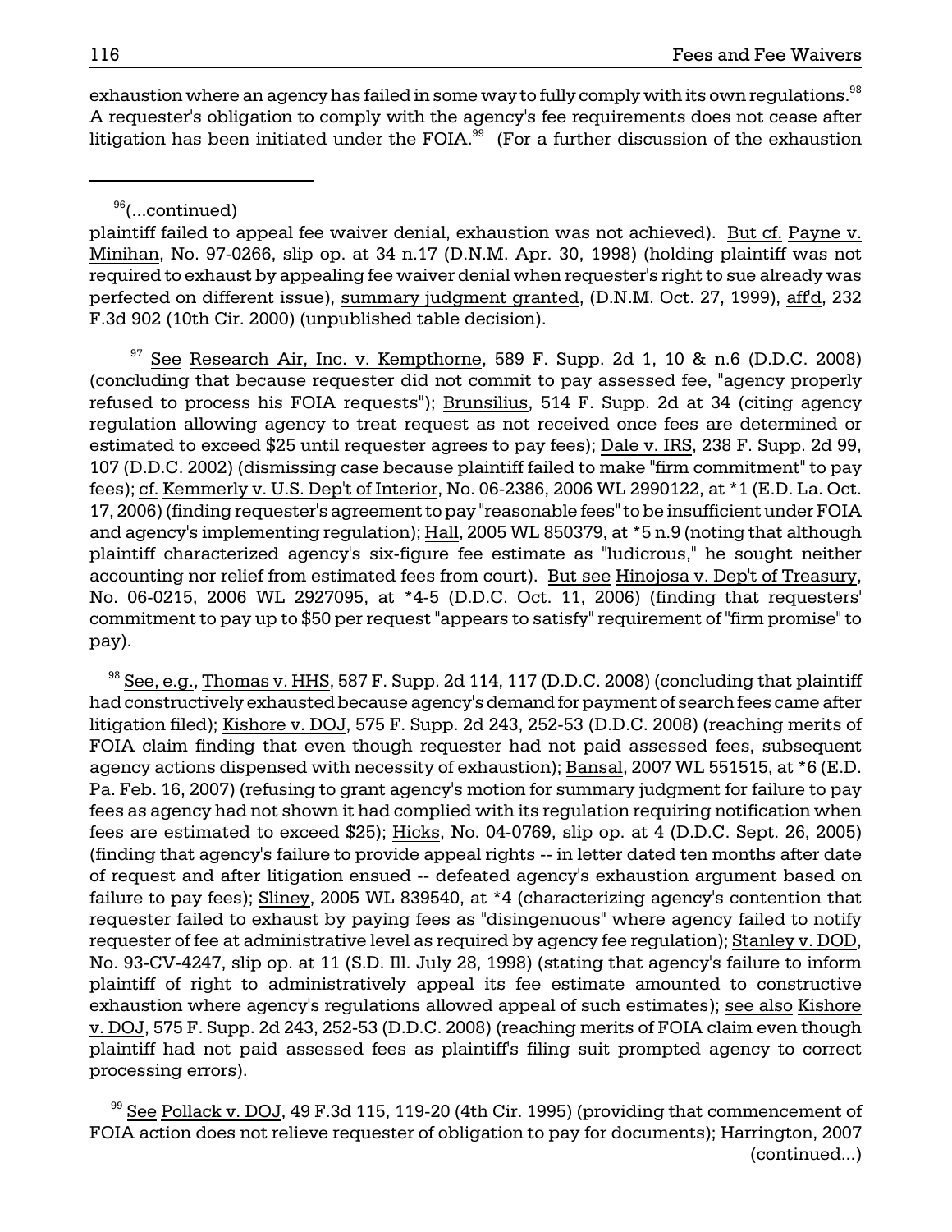exhaustion where an agency has failed in some way to fully comply with its own regulations.[98] A requester's obligation to comply with the agency's fee requirements does not cease after litigation has been initiated under the FOIA.[99] (For a further discussion of the exhaustion

---

[96](...continued)
plaintiff failed to appeal fee waiver denial, exhaustion was not achieved). But cf. Payne v. Minihan, No. 97-0266, slip op. at 34 n.17 (D.N.M. Apr. 30, 1998) (holding plaintiff was not required to exhaust by appealing fee waiver denial when requester's right to sue already was perfected on different issue), summary judgment granted, (D.N.M. Oct. 27, 1999), aff'd, 232 F.3d 902 (10th Cir. 2000) (unpublished table decision).

[97] See Research Air, Inc. v. Kempthorne, 589 F. Supp. 2d 1, 10 & n.6 (D.D.C. 2008) (concluding that because requester did not commit to pay assessed fee, "agency properly refused to process his FOIA requests"); Brunsilius, 514 F. Supp. 2d at 34 (citing agency regulation allowing agency to treat request as not received once fees are determined or estimated to exceed $25 until requester agrees to pay fees); Dale v. IRS, 238 F. Supp. 2d 99, 107 (D.D.C. 2002) (dismissing case because plaintiff failed to make "firm commitment" to pay fees); cf. Kemmerly v. U.S. Dep't of Interior, No. 06-2386, 2006 WL 2990122, at *1 (E.D. La. Oct. 17, 2006) (finding requester's agreement to pay "reasonable fees" to be insufficient under FOIA and agency's implementing regulation); Hall, 2005 WL 850379, at *5 n.9 (noting that although plaintiff characterized agency's six-figure fee estimate as "ludicrous," he sought neither accounting nor relief from estimated fees from court). But see Hinojosa v. Dep't of Treasury, No. 06-0215, 2006 WL 2927095, at *4-5 (D.D.C. Oct. 11, 2006) (finding that requesters' commitment to pay up to $50 per request "appears to satisfy" requirement of "firm promise" to pay).

[98] See, e.g., Thomas v. HHS, 587 F. Supp. 2d 114, 117 (D.D.C. 2008) (concluding that plaintiff had constructively exhausted because agency's demand for payment of search fees came after litigation filed); Kishore v. DOJ, 575 F. Supp. 2d 243, 252-53 (D.D.C. 2008) (reaching merits of FOIA claim finding that even though requester had not paid assessed fees, subsequent agency actions dispensed with necessity of exhaustion); Bansal, 2007 WL 551515, at *6 (E.D. Pa. Feb. 16, 2007) (refusing to grant agency's motion for summary judgment for failure to pay fees as agency had not shown it had complied with its regulation requiring notification when fees are estimated to exceed $25); Hicks, No. 04-0769, slip op. at 4 (D.D.C. Sept. 26, 2005) (finding that agency's failure to provide appeal rights -- in letter dated ten months after date of request and after litigation ensued -- defeated agency's exhaustion argument based on failure to pay fees); Sliney, 2005 WL 839540, at *4 (characterizing agency's contention that requester failed to exhaust by paying fees as "disingenuous" where agency failed to notify requester of fee at administrative level as required by agency fee regulation); Stanley v. DOD, No. 93-CV-4247, slip op. at 11 (S.D. Ill. July 28, 1998) (stating that agency's failure to inform plaintiff of right to administratively appeal its fee estimate amounted to constructive exhaustion where agency's regulations allowed appeal of such estimates); see also Kishore v. DOJ, 575 F. Supp. 2d 243, 252-53 (D.D.C. 2008) (reaching merits of FOIA claim even though plaintiff had not paid assessed fees as plaintiff's filing suit prompted agency to correct processing errors).

[99] See Pollack v. DOJ, 49 F.3d 115, 119-20 (4th Cir. 1995) (providing that commencement of FOIA action does not relieve requester of obligation to pay for documents); Harrington, 2007 (continued...)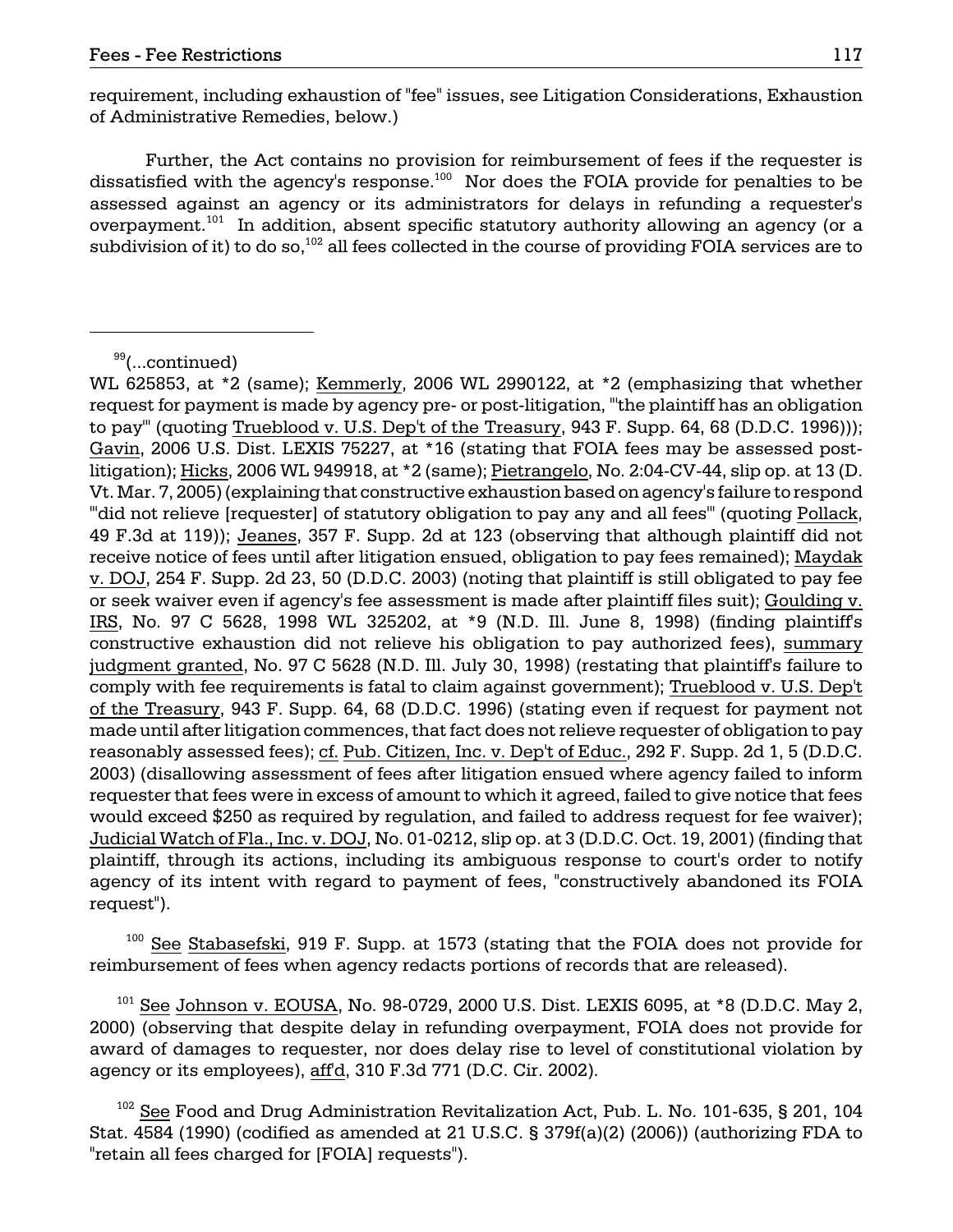requirement, including exhaustion of "fee" issues, see Litigation Considerations, Exhaustion of Administrative Remedies, below.)

Further, the Act contains no provision for reimbursement of fees if the requester is dissatisfied with the agency's response.[100] Nor does the FOIA provide for penalties to be assessed against an agency or its administrators for delays in refunding a requester's overpayment.[101] In addition, absent specific statutory authority allowing an agency (or a subdivision of it) to do so,[102] all fees collected in the course of providing FOIA services are to

---

[99](...continued) WL 625853, at *2 (same); Kemmerly, 2006 WL 2990122, at *2 (emphasizing that whether request for payment is made by agency pre- or post-litigation, "'the plaintiff has an obligation to pay'" (quoting Trueblood v. U.S. Dep't of the Treasury, 943 F. Supp. 64, 68 (D.D.C. 1996))); Gavin, 2006 U.S. Dist. LEXIS 75227, at *16 (stating that FOIA fees may be assessed post-litigation); Hicks, 2006 WL 949918, at *2 (same); Pietrangelo, No. 2:04-CV-44, slip op. at 13 (D. Vt. Mar. 7, 2005) (explaining that constructive exhaustion based on agency's failure to respond "'did not relieve [requester] of statutory obligation to pay any and all fees'" (quoting Pollack, 49 F.3d at 119)); Jeanes, 357 F. Supp. 2d at 123 (observing that although plaintiff did not receive notice of fees until after litigation ensued, obligation to pay fees remained); Maydak v. DOJ, 254 F. Supp. 2d 23, 50 (D.D.C. 2003) (noting that plaintiff is still obligated to pay fee or seek waiver even if agency's fee assessment is made after plaintiff files suit); Goulding v. IRS, No. 97 C 5628, 1998 WL 325202, at *9 (N.D. Ill. June 8, 1998) (finding plaintiff's constructive exhaustion did not relieve his obligation to pay authorized fees), summary judgment granted, No. 97 C 5628 (N.D. Ill. July 30, 1998) (restating that plaintiff's failure to comply with fee requirements is fatal to claim against government); Trueblood v. U.S. Dep't of the Treasury, 943 F. Supp. 64, 68 (D.D.C. 1996) (stating even if request for payment not made until after litigation commences, that fact does not relieve requester of obligation to pay reasonably assessed fees); cf. Pub. Citizen, Inc. v. Dep't of Educ., 292 F. Supp. 2d 1, 5 (D.D.C. 2003) (disallowing assessment of fees after litigation ensued where agency failed to inform requester that fees were in excess of amount to which it agreed, failed to give notice that fees would exceed $250 as required by regulation, and failed to address request for fee waiver); Judicial Watch of Fla., Inc. v. DOJ, No. 01-0212, slip op. at 3 (D.D.C. Oct. 19, 2001) (finding that plaintiff, through its actions, including its ambiguous response to court's order to notify agency of its intent with regard to payment of fees, "constructively abandoned its FOIA request").

[100] See Stabasefski, 919 F. Supp. at 1573 (stating that the FOIA does not provide for reimbursement of fees when agency redacts portions of records that are released).

[101] See Johnson v. EOUSA, No. 98-0729, 2000 U.S. Dist. LEXIS 6095, at *8 (D.D.C. May 2, 2000) (observing that despite delay in refunding overpayment, FOIA does not provide for award of damages to requester, nor does delay rise to level of constitutional violation by agency or its employees), aff'd, 310 F.3d 771 (D.C. Cir. 2002).

[102] See Food and Drug Administration Revitalization Act, Pub. L. No. 101-635, § 201, 104 Stat. 4584 (1990) (codified as amended at 21 U.S.C. § 379f(a)(2) (2006)) (authorizing FDA to "retain all fees charged for [FOIA] requests").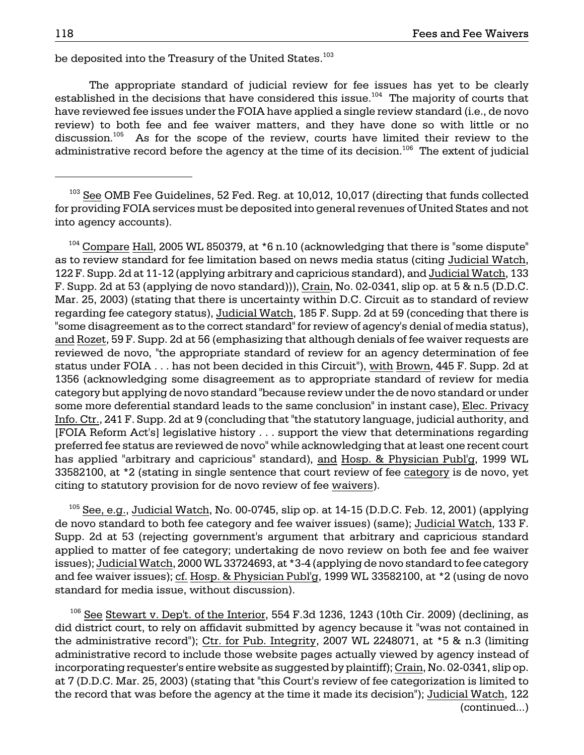be deposited into the Treasury of the United States.[103]

The appropriate standard of judicial review for fee issues has yet to be clearly established in the decisions that have considered this issue.[104] The majority of courts that have reviewed fee issues under the FOIA have applied a single review standard (i.e., de novo review) to both fee and fee waiver matters, and they have done so with little or no discussion.[105] As for the scope of the review, courts have limited their review to the administrative record before the agency at the time of its decision.[106] The extent of judicial

---

[103] See OMB Fee Guidelines, 52 Fed. Reg. at 10,012, 10,017 (directing that funds collected for providing FOIA services must be deposited into general revenues of United States and not into agency accounts).

[104] Compare Hall, 2005 WL 850379, at *6 n.10 (acknowledging that there is "some dispute" as to review standard for fee limitation based on news media status (citing Judicial Watch, 122 F. Supp. 2d at 11-12 (applying arbitrary and capricious standard), and Judicial Watch, 133 F. Supp. 2d at 53 (applying de novo standard))), Crain, No. 02-0341, slip op. at 5 & n.5 (D.D.C. Mar. 25, 2003) (stating that there is uncertainty within D.C. Circuit as to standard of review regarding fee category status), Judicial Watch, 185 F. Supp. 2d at 59 (conceding that there is "some disagreement as to the correct standard" for review of agency's denial of media status), and Rozet, 59 F. Supp. 2d at 56 (emphasizing that although denials of fee waiver requests are reviewed de novo, "the appropriate standard of review for an agency determination of fee status under FOIA . . . has not been decided in this Circuit"), with Brown, 445 F. Supp. 2d at 1356 (acknowledging some disagreement as to appropriate standard of review for media category but applying de novo standard "because review under the de novo standard or under some more deferential standard leads to the same conclusion" in instant case), Elec. Privacy Info. Ctr., 241 F. Supp. 2d at 9 (concluding that "the statutory language, judicial authority, and [FOIA Reform Act's] legislative history . . . support the view that determinations regarding preferred fee status are reviewed de novo" while acknowledging that at least one recent court has applied "arbitrary and capricious" standard), and Hosp. & Physician Publ'g, 1999 WL 33582100, at *2 (stating in single sentence that court review of fee category is de novo, yet citing to statutory provision for de novo review of fee waivers).

[105] See, e.g., Judicial Watch, No. 00-0745, slip op. at 14-15 (D.D.C. Feb. 12, 2001) (applying de novo standard to both fee category and fee waiver issues) (same); Judicial Watch, 133 F. Supp. 2d at 53 (rejecting government's argument that arbitrary and capricious standard applied to matter of fee category; undertaking de novo review on both fee and fee waiver issues); Judicial Watch, 2000 WL 33724693, at *3-4 (applying de novo standard to fee category and fee waiver issues); cf. Hosp. & Physician Publ'g, 1999 WL 33582100, at *2 (using de novo standard for media issue, without discussion).

[106] See Stewart v. Dep't. of the Interior, 554 F.3d 1236, 1243 (10th Cir. 2009) (declining, as did district court, to rely on affidavit submitted by agency because it "was not contained in the administrative record"); Ctr. for Pub. Integrity, 2007 WL 2248071, at *5 & n.3 (limiting administrative record to include those website pages actually viewed by agency instead of incorporating requester's entire website as suggested by plaintiff); Crain, No. 02-0341, slip op. at 7 (D.D.C. Mar. 25, 2003) (stating that "this Court's review of fee categorization is limited to the record that was before the agency at the time it made its decision"); Judicial Watch, 122 (continued...)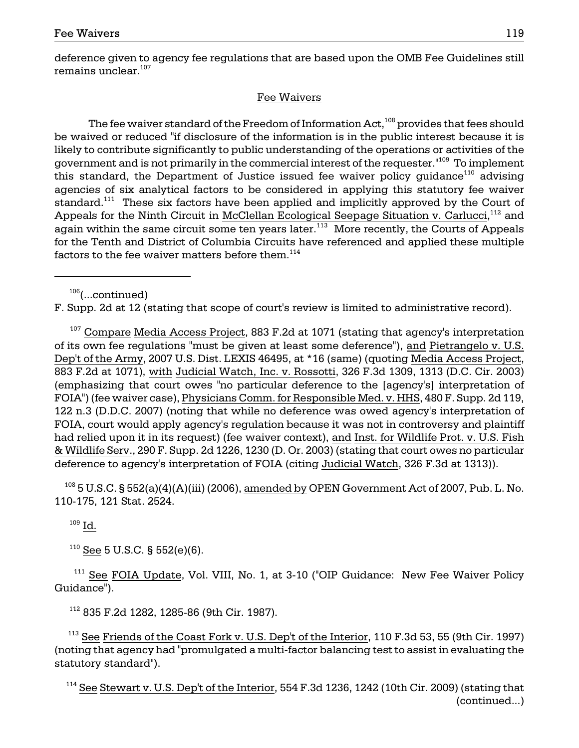deference given to agency fee regulations that are based upon the OMB Fee Guidelines still remains unclear.[107]

## Fee Waivers

The fee waiver standard of the Freedom of Information Act,[108] provides that fees should be waived or reduced "if disclosure of the information is in the public interest because it is likely to contribute significantly to public understanding of the operations or activities of the government and is not primarily in the commercial interest of the requester."[109] To implement this standard, the Department of Justice issued fee waiver policy guidance[110] advising agencies of six analytical factors to be considered in applying this statutory fee waiver standard.[111] These six factors have been applied and implicitly approved by the Court of Appeals for the Ninth Circuit in McClellan Ecological Seepage Situation v. Carlucci,[112] and again within the same circuit some ten years later.[113] More recently, the Courts of Appeals for the Tenth and District of Columbia Circuits have referenced and applied these multiple factors to the fee waiver matters before them.[114]

---

[106](...continued)
F. Supp. 2d at 12 (stating that scope of court's review is limited to administrative record).

[107] Compare Media Access Project, 883 F.2d at 1071 (stating that agency's interpretation of its own fee regulations "must be given at least some deference"), and Pietrangelo v. U.S. Dep't of the Army, 2007 U.S. Dist. LEXIS 46495, at *16 (same) (quoting Media Access Project, 883 F.2d at 1071), with Judicial Watch, Inc. v. Rossotti, 326 F.3d 1309, 1313 (D.C. Cir. 2003) (emphasizing that court owes "no particular deference to the [agency's] interpretation of FOIA") (fee waiver case), Physicians Comm. for Responsible Med. v. HHS, 480 F. Supp. 2d 119, 122 n.3 (D.D.C. 2007) (noting that while no deference was owed agency's interpretation of FOIA, court would apply agency's regulation because it was not in controversy and plaintiff had relied upon it in its request) (fee waiver context), and Inst. for Wildlife Prot. v. U.S. Fish & Wildlife Serv., 290 F. Supp. 2d 1226, 1230 (D. Or. 2003) (stating that court owes no particular deference to agency's interpretation of FOIA (citing Judicial Watch, 326 F.3d at 1313)).

[108] 5 U.S.C. § 552(a)(4)(A)(iii) (2006), amended by OPEN Government Act of 2007, Pub. L. No. 110-175, 121 Stat. 2524.

[109] Id.

[110] See 5 U.S.C. § 552(e)(6).

[111] See FOIA Update, Vol. VIII, No. 1, at 3-10 ("OIP Guidance: New Fee Waiver Policy Guidance").

[112] 835 F.2d 1282, 1285-86 (9th Cir. 1987).

[113] See Friends of the Coast Fork v. U.S. Dep't of the Interior, 110 F.3d 53, 55 (9th Cir. 1997) (noting that agency had "promulgated a multi-factor balancing test to assist in evaluating the statutory standard").

[114] See Stewart v. U.S. Dep't of the Interior, 554 F.3d 1236, 1242 (10th Cir. 2009) (stating that (continued...)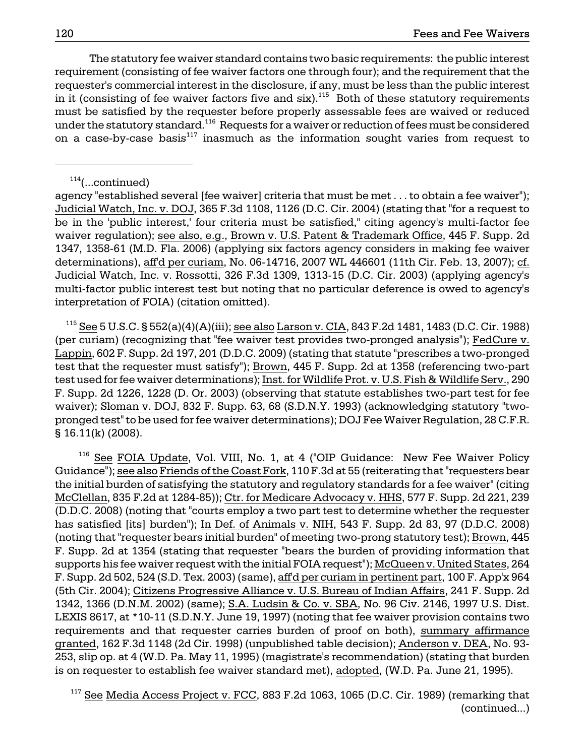The statutory fee waiver standard contains two basic requirements: the public interest requirement (consisting of fee waiver factors one through four); and the requirement that the requester's commercial interest in the disclosure, if any, must be less than the public interest in it (consisting of fee waiver factors five and six).[115] Both of these statutory requirements must be satisfied by the requester before properly assessable fees are waived or reduced under the statutory standard.[116] Requests for a waiver or reduction of fees must be considered on a case-by-case basis[117] inasmuch as the information sought varies from request to

---

[114](...continued)
agency "established several [fee waiver] criteria that must be met . . . to obtain a fee waiver"); Judicial Watch, Inc. v. DOJ, 365 F.3d 1108, 1126 (D.C. Cir. 2004) (stating that "for a request to be in the 'public interest,' four criteria must be satisfied," citing agency's multi-factor fee waiver regulation); see also, e.g., Brown v. U.S. Patent & Trademark Office, 445 F. Supp. 2d 1347, 1358-61 (M.D. Fla. 2006) (applying six factors agency considers in making fee waiver determinations), aff'd per curiam, No. 06-14716, 2007 WL 446601 (11th Cir. Feb. 13, 2007); cf. Judicial Watch, Inc. v. Rossotti, 326 F.3d 1309, 1313-15 (D.C. Cir. 2003) (applying agency's multi-factor public interest test but noting that no particular deference is owed to agency's interpretation of FOIA) (citation omitted).

[115] See 5 U.S.C. § 552(a)(4)(A)(iii); see also Larson v. CIA, 843 F.2d 1481, 1483 (D.C. Cir. 1988) (per curiam) (recognizing that "fee waiver test provides two-pronged analysis"); FedCure v. Lappin, 602 F. Supp. 2d 197, 201 (D.D.C. 2009) (stating that statute "prescribes a two-pronged test that the requester must satisfy"); Brown, 445 F. Supp. 2d at 1358 (referencing two-part test used for fee waiver determinations); Inst. for Wildlife Prot. v. U.S. Fish & Wildlife Serv., 290 F. Supp. 2d 1226, 1228 (D. Or. 2003) (observing that statute establishes two-part test for fee waiver); Sloman v. DOJ, 832 F. Supp. 63, 68 (S.D.N.Y. 1993) (acknowledging statutory "two-pronged test" to be used for fee waiver determinations); DOJ Fee Waiver Regulation, 28 C.F.R. § 16.11(k) (2008).

[116] See FOIA Update, Vol. VIII, No. 1, at 4 ("OIP Guidance: New Fee Waiver Policy Guidance"); see also Friends of the Coast Fork, 110 F.3d at 55 (reiterating that "requesters bear the initial burden of satisfying the statutory and regulatory standards for a fee waiver" (citing McClellan, 835 F.2d at 1284-85)); Ctr. for Medicare Advocacy v. HHS, 577 F. Supp. 2d 221, 239 (D.D.C. 2008) (noting that "courts employ a two part test to determine whether the requester has satisfied [its] burden"); In Def. of Animals v. NIH, 543 F. Supp. 2d 83, 97 (D.D.C. 2008) (noting that "requester bears initial burden" of meeting two-prong statutory test); Brown, 445 F. Supp. 2d at 1354 (stating that requester "bears the burden of providing information that supports his fee waiver request with the initial FOIA request"); McQueen v. United States, 264 F. Supp. 2d 502, 524 (S.D. Tex. 2003) (same), aff'd per curiam in pertinent part, 100 F. App'x 964 (5th Cir. 2004); Citizens Progressive Alliance v. U.S. Bureau of Indian Affairs, 241 F. Supp. 2d 1342, 1366 (D.N.M. 2002) (same); S.A. Ludsin & Co. v. SBA, No. 96 Civ. 2146, 1997 U.S. Dist. LEXIS 8617, at *10-11 (S.D.N.Y. June 19, 1997) (noting that fee waiver provision contains two requirements and that requester carries burden of proof on both), summary affirmance granted, 162 F.3d 1148 (2d Cir. 1998) (unpublished table decision); Anderson v. DEA, No. 93-253, slip op. at 4 (W.D. Pa. May 11, 1995) (magistrate's recommendation) (stating that burden is on requester to establish fee waiver standard met), adopted, (W.D. Pa. June 21, 1995).

[117] See Media Access Project v. FCC, 883 F.2d 1063, 1065 (D.C. Cir. 1989) (remarking that (continued...)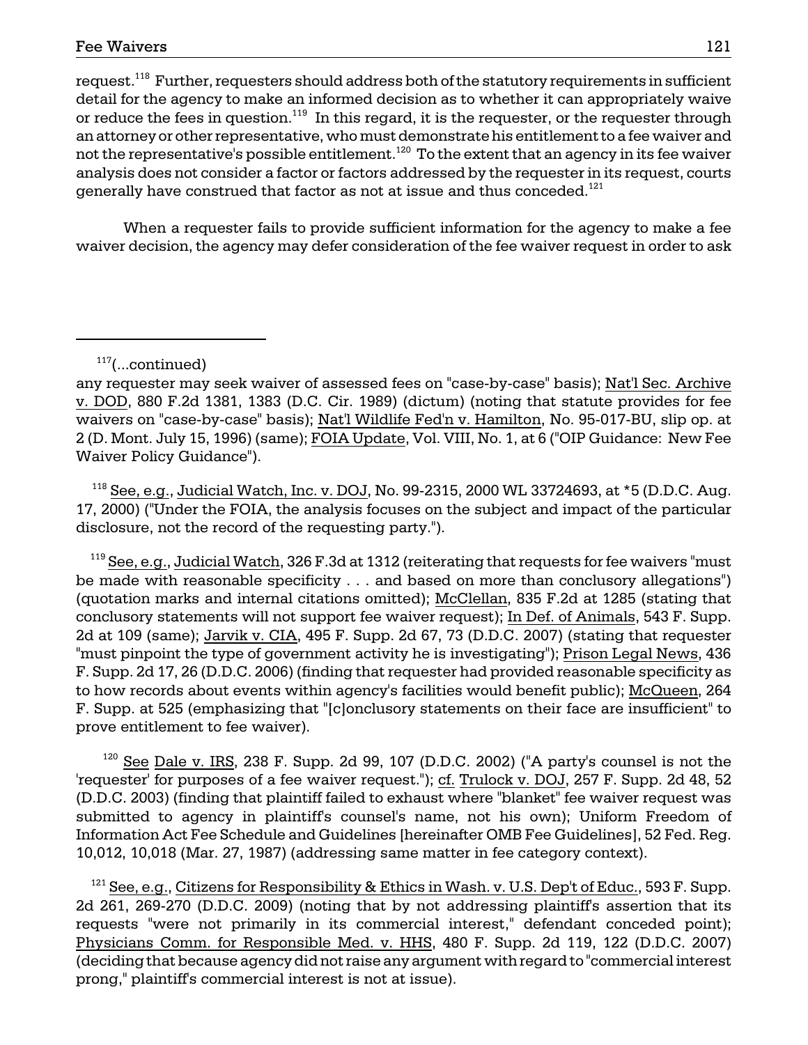request.[118] Further, requesters should address both of the statutory requirements in sufficient detail for the agency to make an informed decision as to whether it can appropriately waive or reduce the fees in question.[119] In this regard, it is the requester, or the requester through an attorney or other representative, who must demonstrate his entitlement to a fee waiver and not the representative's possible entitlement.[120] To the extent that an agency in its fee waiver analysis does not consider a factor or factors addressed by the requester in its request, courts generally have construed that factor as not at issue and thus conceded.[121]

When a requester fails to provide sufficient information for the agency to make a fee waiver decision, the agency may defer consideration of the fee waiver request in order to ask

---

[117](...continued)
any requester may seek waiver of assessed fees on "case-by-case" basis); Nat'l Sec. Archive v. DOD, 880 F.2d 1381, 1383 (D.C. Cir. 1989) (dictum) (noting that statute provides for fee waivers on "case-by-case" basis); Nat'l Wildlife Fed'n v. Hamilton, No. 95-017-BU, slip op. at 2 (D. Mont. July 15, 1996) (same); FOIA Update, Vol. VIII, No. 1, at 6 ("OIP Guidance: New Fee Waiver Policy Guidance").

[118] See, e.g., Judicial Watch, Inc. v. DOJ, No. 99-2315, 2000 WL 33724693, at *5 (D.D.C. Aug. 17, 2000) ("Under the FOIA, the analysis focuses on the subject and impact of the particular disclosure, not the record of the requesting party.").

[119] See, e.g., Judicial Watch, 326 F.3d at 1312 (reiterating that requests for fee waivers "must be made with reasonable specificity . . . and based on more than conclusory allegations") (quotation marks and internal citations omitted); McClellan, 835 F.2d at 1285 (stating that conclusory statements will not support fee waiver request); In Def. of Animals, 543 F. Supp. 2d at 109 (same); Jarvik v. CIA, 495 F. Supp. 2d 67, 73 (D.D.C. 2007) (stating that requester "must pinpoint the type of government activity he is investigating"); Prison Legal News, 436 F. Supp. 2d 17, 26 (D.D.C. 2006) (finding that requester had provided reasonable specificity as to how records about events within agency's facilities would benefit public); McQueen, 264 F. Supp. at 525 (emphasizing that "[c]onclusory statements on their face are insufficient" to prove entitlement to fee waiver).

[120] See Dale v. IRS, 238 F. Supp. 2d 99, 107 (D.D.C. 2002) ("A party's counsel is not the 'requester' for purposes of a fee waiver request."); cf. Trulock v. DOJ, 257 F. Supp. 2d 48, 52 (D.D.C. 2003) (finding that plaintiff failed to exhaust where "blanket" fee waiver request was submitted to agency in plaintiff's counsel's name, not his own); Uniform Freedom of Information Act Fee Schedule and Guidelines [hereinafter OMB Fee Guidelines], 52 Fed. Reg. 10,012, 10,018 (Mar. 27, 1987) (addressing same matter in fee category context).

[121] See, e.g., Citizens for Responsibility & Ethics in Wash. v. U.S. Dep't of Educ., 593 F. Supp. 2d 261, 269-270 (D.D.C. 2009) (noting that by not addressing plaintiff's assertion that its requests "were not primarily in its commercial interest," defendant conceded point); Physicians Comm. for Responsible Med. v. HHS, 480 F. Supp. 2d 119, 122 (D.D.C. 2007) (deciding that because agency did not raise any argument with regard to "commercial interest prong," plaintiff's commercial interest is not at issue).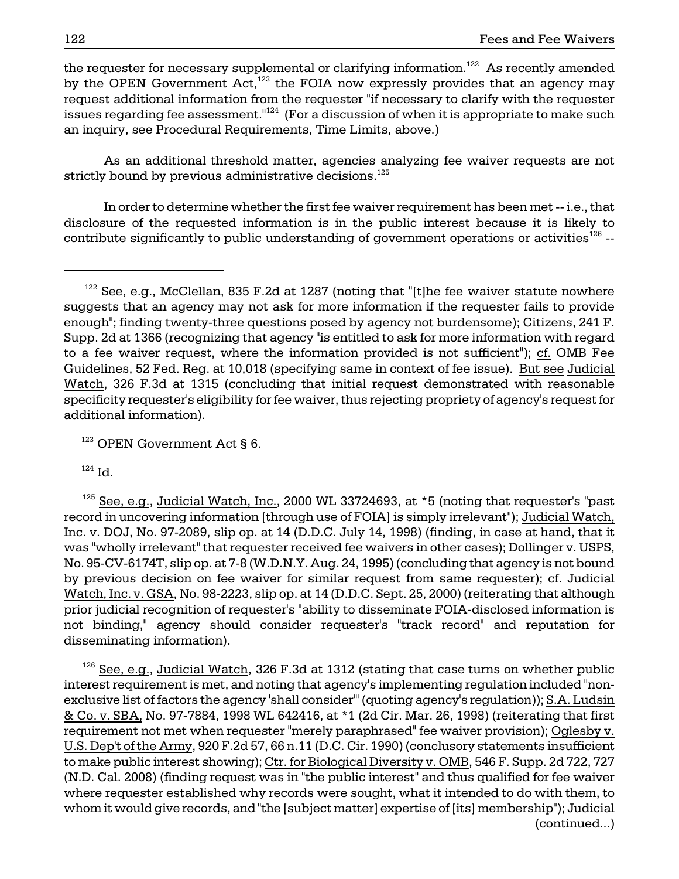the requester for necessary supplemental or clarifying information.[122] As recently amended by the OPEN Government Act,[123] the FOIA now expressly provides that an agency may request additional information from the requester "if necessary to clarify with the requester issues regarding fee assessment."[124] (For a discussion of when it is appropriate to make such an inquiry, see Procedural Requirements, Time Limits, above.)

As an additional threshold matter, agencies analyzing fee waiver requests are not strictly bound by previous administrative decisions.[125]

In order to determine whether the first fee waiver requirement has been met -- i.e., that disclosure of the requested information is in the public interest because it is likely to contribute significantly to public understanding of government operations or activities[126] --

---

[122] See, e.g., McClellan, 835 F.2d at 1287 (noting that "[t]he fee waiver statute nowhere suggests that an agency may not ask for more information if the requester fails to provide enough"; finding twenty-three questions posed by agency not burdensome); Citizens, 241 F. Supp. 2d at 1366 (recognizing that agency "is entitled to ask for more information with regard to a fee waiver request, where the information provided is not sufficient"); cf. OMB Fee Guidelines, 52 Fed. Reg. at 10,018 (specifying same in context of fee issue). But see Judicial Watch, 326 F.3d at 1315 (concluding that initial request demonstrated with reasonable specificity requester's eligibility for fee waiver, thus rejecting propriety of agency's request for additional information).

[123] OPEN Government Act § 6.

[124] Id.

[125] See, e.g., Judicial Watch, Inc., 2000 WL 33724693, at *5 (noting that requester's "past record in uncovering information [through use of FOIA] is simply irrelevant"); Judicial Watch, Inc. v. DOJ, No. 97-2089, slip op. at 14 (D.D.C. July 14, 1998) (finding, in case at hand, that it was "wholly irrelevant" that requester received fee waivers in other cases); Dollinger v. USPS, No. 95-CV-6174T, slip op. at 7-8 (W.D.N.Y. Aug. 24, 1995) (concluding that agency is not bound by previous decision on fee waiver for similar request from same requester); cf. Judicial Watch, Inc. v. GSA, No. 98-2223, slip op. at 14 (D.D.C. Sept. 25, 2000) (reiterating that although prior judicial recognition of requester's "ability to disseminate FOIA-disclosed information is not binding," agency should consider requester's "track record" and reputation for disseminating information).

[126] See, e.g., Judicial Watch, 326 F.3d at 1312 (stating that case turns on whether public interest requirement is met, and noting that agency's implementing regulation included "non-exclusive list of factors the agency 'shall consider'" (quoting agency's regulation)); S.A. Ludsin & Co. v. SBA, No. 97-7884, 1998 WL 642416, at *1 (2d Cir. Mar. 26, 1998) (reiterating that first requirement not met when requester "merely paraphrased" fee waiver provision); Oglesby v. U.S. Dep't of the Army, 920 F.2d 57, 66 n.11 (D.C. Cir. 1990) (conclusory statements insufficient to make public interest showing); Ctr. for Biological Diversity v. OMB, 546 F. Supp. 2d 722, 727 (N.D. Cal. 2008) (finding request was in "the public interest" and thus qualified for fee waiver where requester established why records were sought, what it intended to do with them, to whom it would give records, and "the [subject matter] expertise of [its] membership"); Judicial (continued...)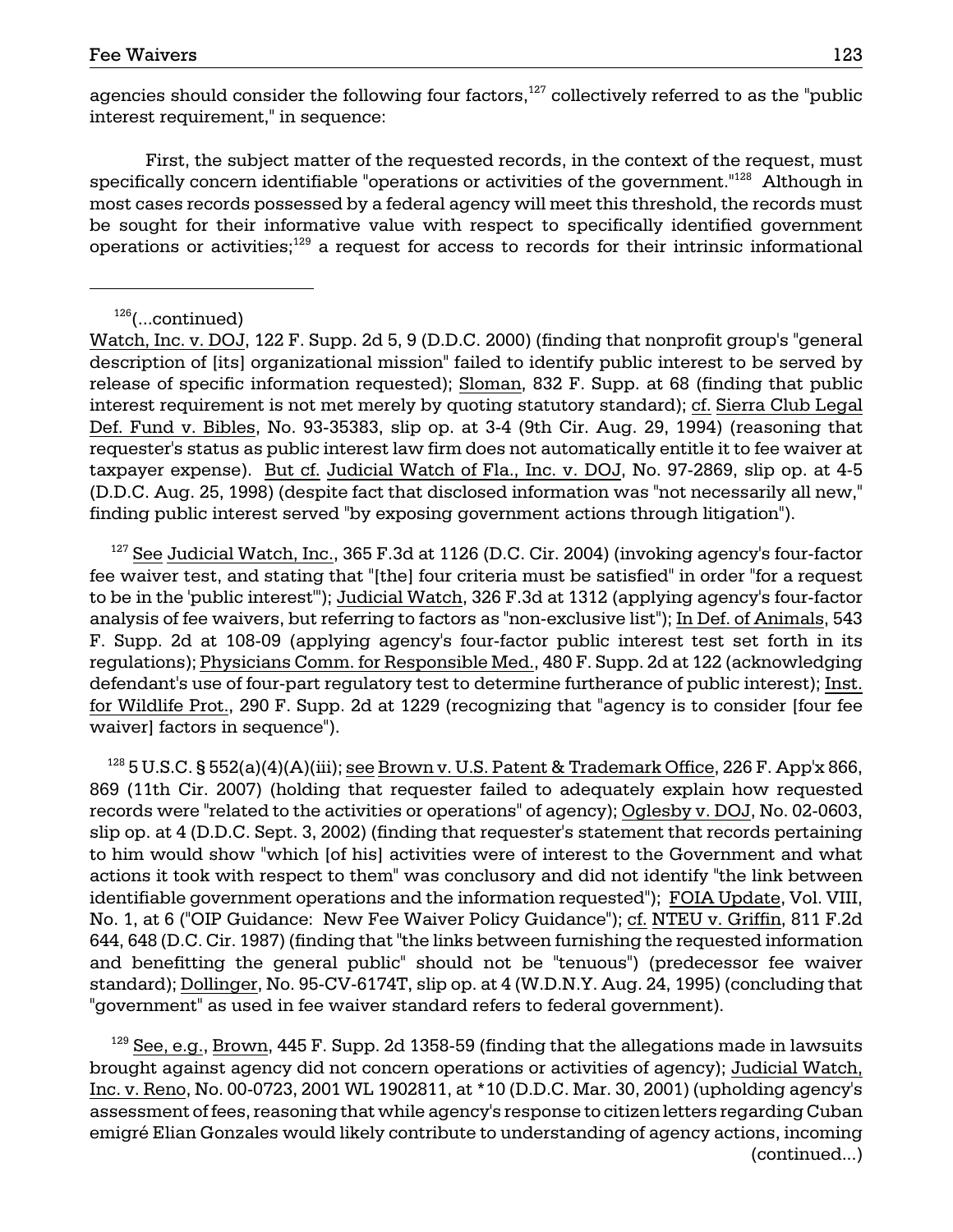agencies should consider the following four factors,[127] collectively referred to as the "public interest requirement," in sequence:

First, the subject matter of the requested records, in the context of the request, must specifically concern identifiable "operations or activities of the government."[128] Although in most cases records possessed by a federal agency will meet this threshold, the records must be sought for their informative value with respect to specifically identified government operations or activities;[129] a request for access to records for their intrinsic informational

---

[126](...continued)
Watch, Inc. v. DOJ, 122 F. Supp. 2d 5, 9 (D.D.C. 2000) (finding that nonprofit group's "general description of [its] organizational mission" failed to identify public interest to be served by release of specific information requested); Sloman, 832 F. Supp. at 68 (finding that public interest requirement is not met merely by quoting statutory standard); cf. Sierra Club Legal Def. Fund v. Bibles, No. 93-35383, slip op. at 3-4 (9th Cir. Aug. 29, 1994) (reasoning that requester's status as public interest law firm does not automatically entitle it to fee waiver at taxpayer expense). But cf. Judicial Watch of Fla., Inc. v. DOJ, No. 97-2869, slip op. at 4-5 (D.D.C. Aug. 25, 1998) (despite fact that disclosed information was "not necessarily all new," finding public interest served "by exposing government actions through litigation").

[127] See Judicial Watch, Inc., 365 F.3d at 1126 (D.C. Cir. 2004) (invoking agency's four-factor fee waiver test, and stating that "[the] four criteria must be satisfied" in order "for a request to be in the 'public interest'"); Judicial Watch, 326 F.3d at 1312 (applying agency's four-factor analysis of fee waivers, but referring to factors as "non-exclusive list"); In Def. of Animals, 543 F. Supp. 2d at 108-09 (applying agency's four-factor public interest test set forth in its regulations); Physicians Comm. for Responsible Med., 480 F. Supp. 2d at 122 (acknowledging defendant's use of four-part regulatory test to determine furtherance of public interest); Inst. for Wildlife Prot., 290 F. Supp. 2d at 1229 (recognizing that "agency is to consider [four fee waiver] factors in sequence").

[128] 5 U.S.C. § 552(a)(4)(A)(iii); see Brown v. U.S. Patent & Trademark Office, 226 F. App'x 866, 869 (11th Cir. 2007) (holding that requester failed to adequately explain how requested records were "related to the activities or operations" of agency); Oglesby v. DOJ, No. 02-0603, slip op. at 4 (D.D.C. Sept. 3, 2002) (finding that requester's statement that records pertaining to him would show "which [of his] activities were of interest to the Government and what actions it took with respect to them" was conclusory and did not identify "the link between identifiable government operations and the information requested"); FOIA Update, Vol. VIII, No. 1, at 6 ("OIP Guidance: New Fee Waiver Policy Guidance"); cf. NTEU v. Griffin, 811 F.2d 644, 648 (D.C. Cir. 1987) (finding that "the links between furnishing the requested information and benefitting the general public" should not be "tenuous") (predecessor fee waiver standard); Dollinger, No. 95-CV-6174T, slip op. at 4 (W.D.N.Y. Aug. 24, 1995) (concluding that "government" as used in fee waiver standard refers to federal government).

[129] See, e.g., Brown, 445 F. Supp. 2d 1358-59 (finding that the allegations made in lawsuits brought against agency did not concern operations or activities of agency); Judicial Watch, Inc. v. Reno, No. 00-0723, 2001 WL 1902811, at *10 (D.D.C. Mar. 30, 2001) (upholding agency's assessment of fees, reasoning that while agency's response to citizen letters regarding Cuban emigré Elian Gonzales would likely contribute to understanding of agency actions, incoming (continued...)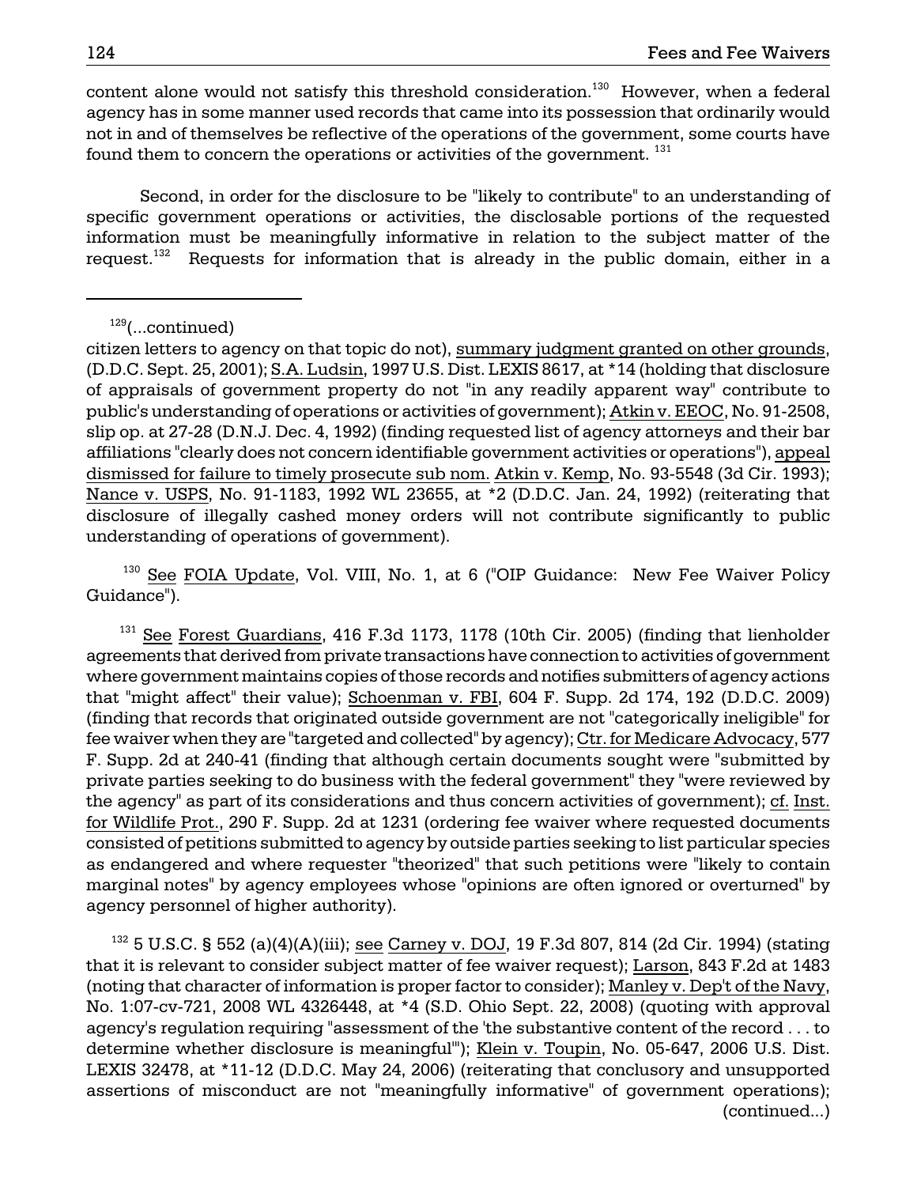content alone would not satisfy this threshold consideration.[130] However, when a federal agency has in some manner used records that came into its possession that ordinarily would not in and of themselves be reflective of the operations of the government, some courts have found them to concern the operations or activities of the government.[131]

Second, in order for the disclosure to be "likely to contribute" to an understanding of specific government operations or activities, the disclosable portions of the requested information must be meaningfully informative in relation to the subject matter of the request.[132] Requests for information that is already in the public domain, either in a

---

[129](...continued)

citizen letters to agency on that topic do not), summary judgment granted on other grounds, (D.D.C. Sept. 25, 2001); S.A. Ludsin, 1997 U.S. Dist. LEXIS 8617, at *14 (holding that disclosure of appraisals of government property do not "in any readily apparent way" contribute to public's understanding of operations or activities of government); Atkin v. EEOC, No. 91-2508, slip op. at 27-28 (D.N.J. Dec. 4, 1992) (finding requested list of agency attorneys and their bar affiliations "clearly does not concern identifiable government activities or operations"), appeal dismissed for failure to timely prosecute sub nom. Atkin v. Kemp, No. 93-5548 (3d Cir. 1993); Nance v. USPS, No. 91-1183, 1992 WL 23655, at *2 (D.D.C. Jan. 24, 1992) (reiterating that disclosure of illegally cashed money orders will not contribute significantly to public understanding of operations of government).

[130] See FOIA Update, Vol. VIII, No. 1, at 6 ("OIP Guidance: New Fee Waiver Policy Guidance").

[131] See Forest Guardians, 416 F.3d 1173, 1178 (10th Cir. 2005) (finding that lienholder agreements that derived from private transactions have connection to activities of government where government maintains copies of those records and notifies submitters of agency actions that "might affect" their value); Schoenman v. FBI, 604 F. Supp. 2d 174, 192 (D.D.C. 2009) (finding that records that originated outside government are not "categorically ineligible" for fee waiver when they are "targeted and collected" by agency); Ctr. for Medicare Advocacy, 577 F. Supp. 2d at 240-41 (finding that although certain documents sought were "submitted by private parties seeking to do business with the federal government" they "were reviewed by the agency" as part of its considerations and thus concern activities of government); cf. Inst. for Wildlife Prot., 290 F. Supp. 2d at 1231 (ordering fee waiver where requested documents consisted of petitions submitted to agency by outside parties seeking to list particular species as endangered and where requester "theorized" that such petitions were "likely to contain marginal notes" by agency employees whose "opinions are often ignored or overturned" by agency personnel of higher authority).

[132] 5 U.S.C. § 552 (a)(4)(A)(iii); see Carney v. DOJ, 19 F.3d 807, 814 (2d Cir. 1994) (stating that it is relevant to consider subject matter of fee waiver request); Larson, 843 F.2d at 1483 (noting that character of information is proper factor to consider); Manley v. Dep't of the Navy, No. 1:07-cv-721, 2008 WL 4326448, at *4 (S.D. Ohio Sept. 22, 2008) (quoting with approval agency's regulation requiring "assessment of the 'the substantive content of the record . . . to determine whether disclosure is meaningful'"); Klein v. Toupin, No. 05-647, 2006 U.S. Dist. LEXIS 32478, at *11-12 (D.D.C. May 24, 2006) (reiterating that conclusory and unsupported assertions of misconduct are not "meaningfully informative" of government operations); (continued...)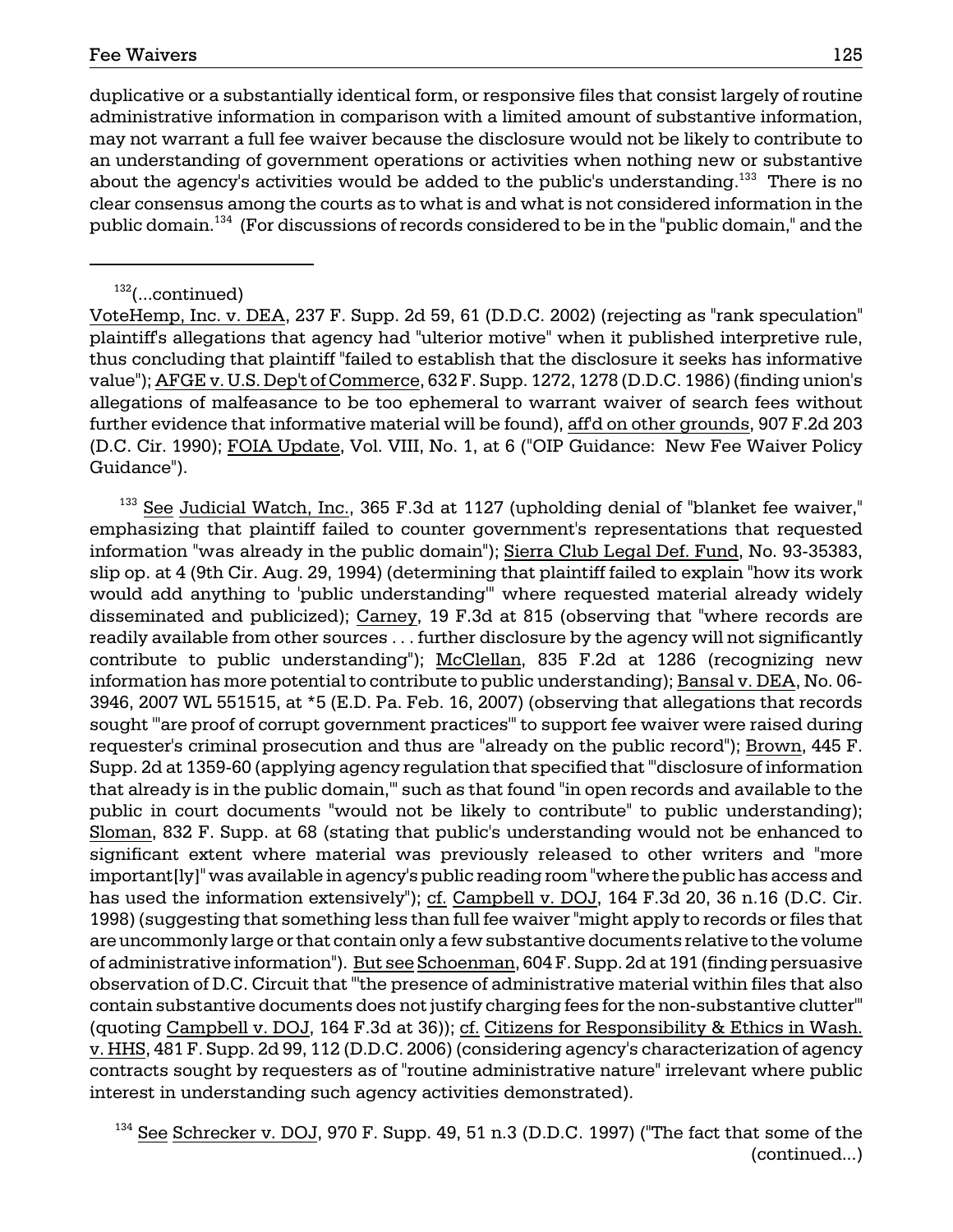duplicative or a substantially identical form, or responsive files that consist largely of routine administrative information in comparison with a limited amount of substantive information, may not warrant a full fee waiver because the disclosure would not be likely to contribute to an understanding of government operations or activities when nothing new or substantive about the agency's activities would be added to the public's understanding.[133] There is no clear consensus among the courts as to what is and what is not considered information in the public domain.[134] (For discussions of records considered to be in the "public domain," and the

---

[132](...continued)

VoteHemp, Inc. v. DEA, 237 F. Supp. 2d 59, 61 (D.D.C. 2002) (rejecting as "rank speculation" plaintiff's allegations that agency had "ulterior motive" when it published interpretive rule, thus concluding that plaintiff "failed to establish that the disclosure it seeks has informative value"); AFGE v. U.S. Dep't of Commerce, 632 F. Supp. 1272, 1278 (D.D.C. 1986) (finding union's allegations of malfeasance to be too ephemeral to warrant waiver of search fees without further evidence that informative material will be found), aff'd on other grounds, 907 F.2d 203 (D.C. Cir. 1990); FOIA Update, Vol. VIII, No. 1, at 6 ("OIP Guidance: New Fee Waiver Policy Guidance").

[133] See Judicial Watch, Inc., 365 F.3d at 1127 (upholding denial of "blanket fee waiver," emphasizing that plaintiff failed to counter government's representations that requested information "was already in the public domain"); Sierra Club Legal Def. Fund, No. 93-35383, slip op. at 4 (9th Cir. Aug. 29, 1994) (determining that plaintiff failed to explain "how its work would add anything to 'public understanding'" where requested material already widely disseminated and publicized); Carney, 19 F.3d at 815 (observing that "where records are readily available from other sources . . . further disclosure by the agency will not significantly contribute to public understanding"); McClellan, 835 F.2d at 1286 (recognizing new information has more potential to contribute to public understanding); Bansal v. DEA, No. 06-3946, 2007 WL 551515, at *5 (E.D. Pa. Feb. 16, 2007) (observing that allegations that records sought "'are proof of corrupt government practices'" to support fee waiver were raised during requester's criminal prosecution and thus are "already on the public record"); Brown, 445 F. Supp. 2d at 1359-60 (applying agency regulation that specified that "'disclosure of information that already is in the public domain,'" such as that found "in open records and available to the public in court documents "would not be likely to contribute" to public understanding); Sloman, 832 F. Supp. at 68 (stating that public's understanding would not be enhanced to significant extent where material was previously released to other writers and "more important[ly]" was available in agency's public reading room "where the public has access and has used the information extensively"); cf. Campbell v. DOJ, 164 F.3d 20, 36 n.16 (D.C. Cir. 1998) (suggesting that something less than full fee waiver "might apply to records or files that are uncommonly large or that contain only a few substantive documents relative to the volume of administrative information"). But see Schoenman, 604 F. Supp. 2d at 191 (finding persuasive observation of D.C. Circuit that "'the presence of administrative material within files that also contain substantive documents does not justify charging fees for the non-substantive clutter'" (quoting Campbell v. DOJ, 164 F.3d at 36)); cf. Citizens for Responsibility & Ethics in Wash. v. HHS, 481 F. Supp. 2d 99, 112 (D.D.C. 2006) (considering agency's characterization of agency contracts sought by requesters as of "routine administrative nature" irrelevant where public interest in understanding such agency activities demonstrated).

[134] See Schrecker v. DOJ, 970 F. Supp. 49, 51 n.3 (D.D.C. 1997) ("The fact that some of the (continued...)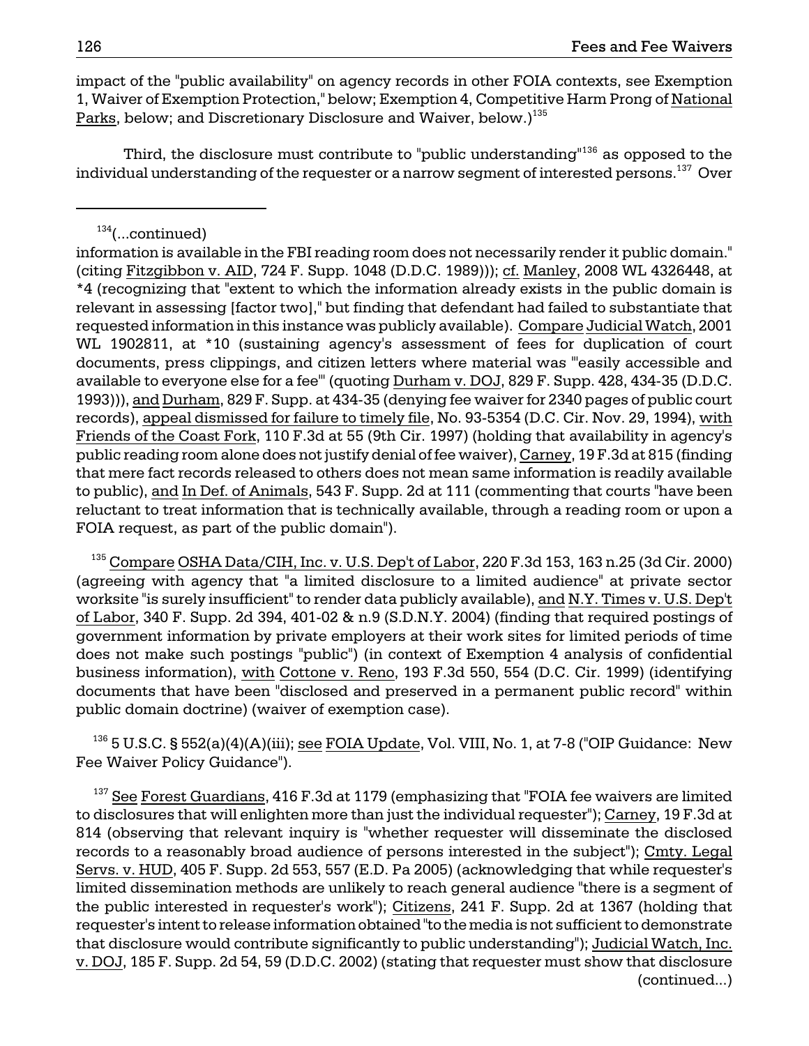impact of the "public availability" on agency records in other FOIA contexts, see Exemption 1, Waiver of Exemption Protection," below; Exemption 4, Competitive Harm Prong of National Parks, below; and Discretionary Disclosure and Waiver, below.)[135]

Third, the disclosure must contribute to "public understanding"[136] as opposed to the individual understanding of the requester or a narrow segment of interested persons.[137] Over

---

[134](...continued)
information is available in the FBI reading room does not necessarily render it public domain." (citing Fitzgibbon v. AID, 724 F. Supp. 1048 (D.D.C. 1989))); cf. Manley, 2008 WL 4326448, at *4 (recognizing that "extent to which the information already exists in the public domain is relevant in assessing [factor two]," but finding that defendant had failed to substantiate that requested information in this instance was publicly available). Compare Judicial Watch, 2001 WL 1902811, at *10 (sustaining agency's assessment of fees for duplication of court documents, press clippings, and citizen letters where material was "'easily accessible and available to everyone else for a fee'" (quoting Durham v. DOJ, 829 F. Supp. 428, 434-35 (D.D.C. 1993))), and Durham, 829 F. Supp. at 434-35 (denying fee waiver for 2340 pages of public court records), appeal dismissed for failure to timely file, No. 93-5354 (D.C. Cir. Nov. 29, 1994), with Friends of the Coast Fork, 110 F.3d at 55 (9th Cir. 1997) (holding that availability in agency's public reading room alone does not justify denial of fee waiver), Carney, 19 F.3d at 815 (finding that mere fact records released to others does not mean same information is readily available to public), and In Def. of Animals, 543 F. Supp. 2d at 111 (commenting that courts "have been reluctant to treat information that is technically available, through a reading room or upon a FOIA request, as part of the public domain").

[135] Compare OSHA Data/CIH, Inc. v. U.S. Dep't of Labor, 220 F.3d 153, 163 n.25 (3d Cir. 2000) (agreeing with agency that "a limited disclosure to a limited audience" at private sector worksite "is surely insufficient" to render data publicly available), and N.Y. Times v. U.S. Dep't of Labor, 340 F. Supp. 2d 394, 401-02 & n.9 (S.D.N.Y. 2004) (finding that required postings of government information by private employers at their work sites for limited periods of time does not make such postings "public") (in context of Exemption 4 analysis of confidential business information), with Cottone v. Reno, 193 F.3d 550, 554 (D.C. Cir. 1999) (identifying documents that have been "disclosed and preserved in a permanent public record" within public domain doctrine) (waiver of exemption case).

[136] 5 U.S.C. § 552(a)(4)(A)(iii); see FOIA Update, Vol. VIII, No. 1, at 7-8 ("OIP Guidance: New Fee Waiver Policy Guidance").

[137] See Forest Guardians, 416 F.3d at 1179 (emphasizing that "FOIA fee waivers are limited to disclosures that will enlighten more than just the individual requester"); Carney, 19 F.3d at 814 (observing that relevant inquiry is "whether requester will disseminate the disclosed records to a reasonably broad audience of persons interested in the subject"); Cmty. Legal Servs. v. HUD, 405 F. Supp. 2d 553, 557 (E.D. Pa 2005) (acknowledging that while requester's limited dissemination methods are unlikely to reach general audience "there is a segment of the public interested in requester's work"); Citizens, 241 F. Supp. 2d at 1367 (holding that requester's intent to release information obtained "to the media is not sufficient to demonstrate that disclosure would contribute significantly to public understanding"); Judicial Watch, Inc. v. DOJ, 185 F. Supp. 2d 54, 59 (D.D.C. 2002) (stating that requester must show that disclosure (continued...)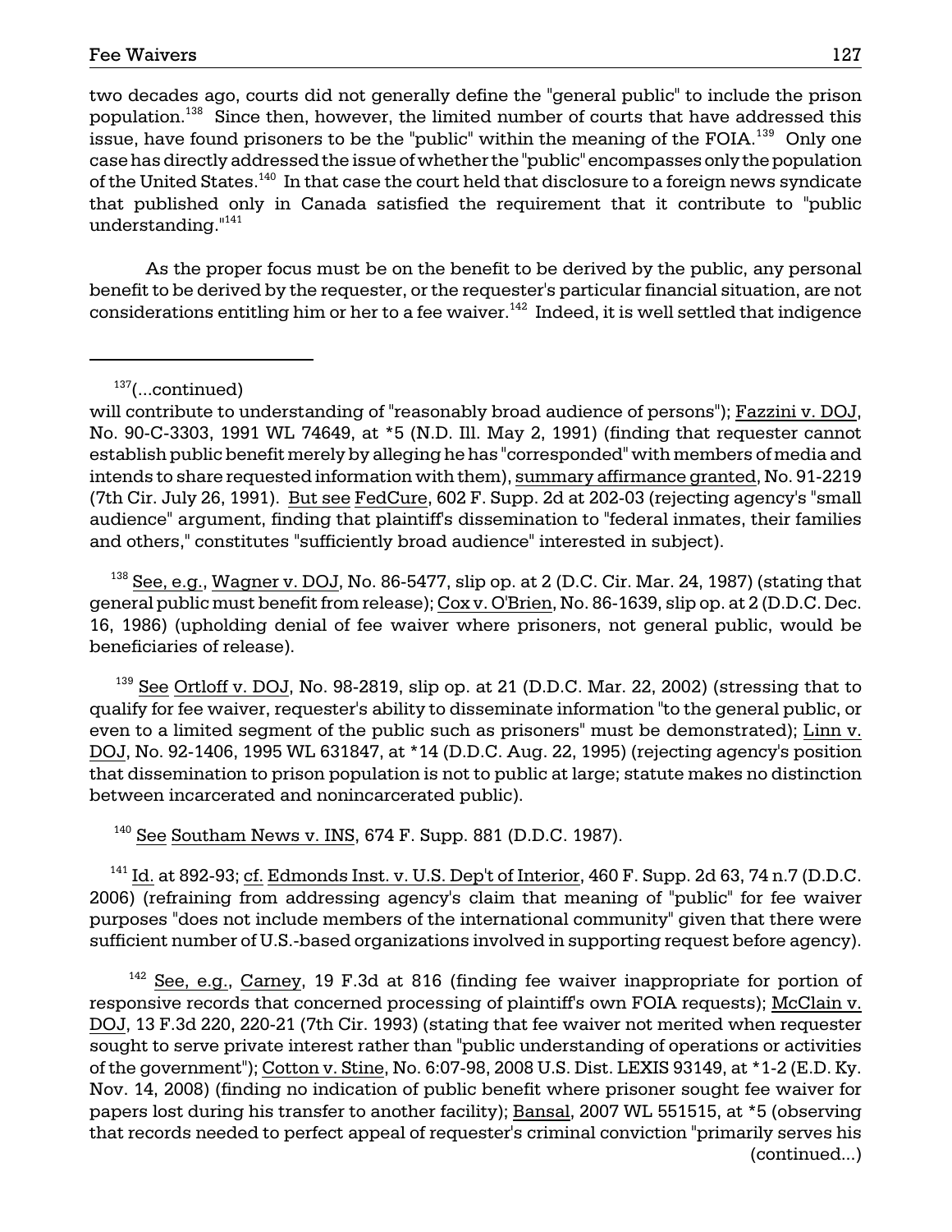two decades ago, courts did not generally define the "general public" to include the prison population.[138] Since then, however, the limited number of courts that have addressed this issue, have found prisoners to be the "public" within the meaning of the FOIA.[139] Only one case has directly addressed the issue of whether the "public" encompasses only the population of the United States.[140] In that case the court held that disclosure to a foreign news syndicate that published only in Canada satisfied the requirement that it contribute to "public understanding."[141]

As the proper focus must be on the benefit to be derived by the public, any personal benefit to be derived by the requester, or the requester's particular financial situation, are not considerations entitling him or her to a fee waiver.[142] Indeed, it is well settled that indigence

---

[137](...continued)
will contribute to understanding of "reasonably broad audience of persons"); Fazzini v. DOJ, No. 90-C-3303, 1991 WL 74649, at *5 (N.D. Ill. May 2, 1991) (finding that requester cannot establish public benefit merely by alleging he has "corresponded" with members of media and intends to share requested information with them), summary affirmance granted, No. 91-2219 (7th Cir. July 26, 1991). But see FedCure, 602 F. Supp. 2d at 202-03 (rejecting agency's "small audience" argument, finding that plaintiff's dissemination to "federal inmates, their families and others," constitutes "sufficiently broad audience" interested in subject).

[138] See, e.g., Wagner v. DOJ, No. 86-5477, slip op. at 2 (D.C. Cir. Mar. 24, 1987) (stating that general public must benefit from release); Cox v. O'Brien, No. 86-1639, slip op. at 2 (D.D.C. Dec. 16, 1986) (upholding denial of fee waiver where prisoners, not general public, would be beneficiaries of release).

[139] See Ortloff v. DOJ, No. 98-2819, slip op. at 21 (D.D.C. Mar. 22, 2002) (stressing that to qualify for fee waiver, requester's ability to disseminate information "to the general public, or even to a limited segment of the public such as prisoners" must be demonstrated); Linn v. DOJ, No. 92-1406, 1995 WL 631847, at *14 (D.D.C. Aug. 22, 1995) (rejecting agency's position that dissemination to prison population is not to public at large; statute makes no distinction between incarcerated and nonincarcerated public).

[140] See Southam News v. INS, 674 F. Supp. 881 (D.D.C. 1987).

[141] Id. at 892-93; cf. Edmonds Inst. v. U.S. Dep't of Interior, 460 F. Supp. 2d 63, 74 n.7 (D.D.C. 2006) (refraining from addressing agency's claim that meaning of "public" for fee waiver purposes "does not include members of the international community" given that there were sufficient number of U.S.-based organizations involved in supporting request before agency).

[142] See, e.g., Carney, 19 F.3d at 816 (finding fee waiver inappropriate for portion of responsive records that concerned processing of plaintiff's own FOIA requests); McClain v. DOJ, 13 F.3d 220, 220-21 (7th Cir. 1993) (stating that fee waiver not merited when requester sought to serve private interest rather than "public understanding of operations or activities of the government"); Cotton v. Stine, No. 6:07-98, 2008 U.S. Dist. LEXIS 93149, at *1-2 (E.D. Ky. Nov. 14, 2008) (finding no indication of public benefit where prisoner sought fee waiver for papers lost during his transfer to another facility); Bansal, 2007 WL 551515, at *5 (observing that records needed to perfect appeal of requester's criminal conviction "primarily serves his (continued...)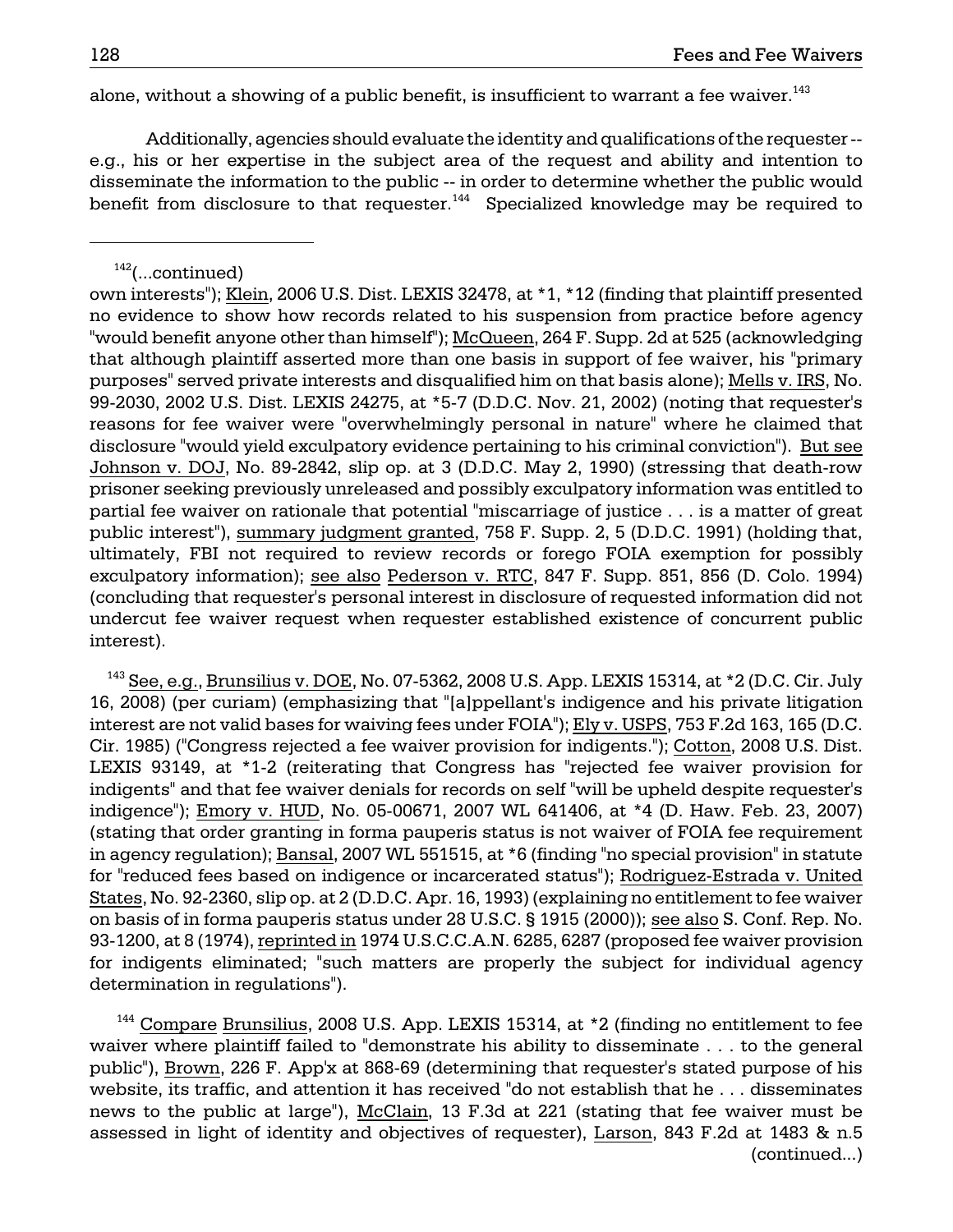alone, without a showing of a public benefit, is insufficient to warrant a fee waiver.[143]

Additionally, agencies should evaluate the identity and qualifications of the requester -- e.g., his or her expertise in the subject area of the request and ability and intention to disseminate the information to the public -- in order to determine whether the public would benefit from disclosure to that requester.[144] Specialized knowledge may be required to

---

[142](...continued)
own interests"); Klein, 2006 U.S. Dist. LEXIS 32478, at *1, *12 (finding that plaintiff presented no evidence to show how records related to his suspension from practice before agency "would benefit anyone other than himself"); McQueen, 264 F. Supp. 2d at 525 (acknowledging that although plaintiff asserted more than one basis in support of fee waiver, his "primary purposes" served private interests and disqualified him on that basis alone); Mells v. IRS, No. 99-2030, 2002 U.S. Dist. LEXIS 24275, at *5-7 (D.D.C. Nov. 21, 2002) (noting that requester's reasons for fee waiver were "overwhelmingly personal in nature" where he claimed that disclosure "would yield exculpatory evidence pertaining to his criminal conviction"). But see Johnson v. DOJ, No. 89-2842, slip op. at 3 (D.D.C. May 2, 1990) (stressing that death-row prisoner seeking previously unreleased and possibly exculpatory information was entitled to partial fee waiver on rationale that potential "miscarriage of justice . . . is a matter of great public interest"), summary judgment granted, 758 F. Supp. 2, 5 (D.D.C. 1991) (holding that, ultimately, FBI not required to review records or forego FOIA exemption for possibly exculpatory information); see also Pederson v. RTC, 847 F. Supp. 851, 856 (D. Colo. 1994) (concluding that requester's personal interest in disclosure of requested information did not undercut fee waiver request when requester established existence of concurrent public interest).

[143] See, e.g., Brunsilius v. DOE, No. 07-5362, 2008 U.S. App. LEXIS 15314, at *2 (D.C. Cir. July 16, 2008) (per curiam) (emphasizing that "[a]ppellant's indigence and his private litigation interest are not valid bases for waiving fees under FOIA"); Ely v. USPS, 753 F.2d 163, 165 (D.C. Cir. 1985) ("Congress rejected a fee waiver provision for indigents."); Cotton, 2008 U.S. Dist. LEXIS 93149, at *1-2 (reiterating that Congress has "rejected fee waiver provision for indigents" and that fee waiver denials for records on self "will be upheld despite requester's indigence"); Emory v. HUD, No. 05-00671, 2007 WL 641406, at *4 (D. Haw. Feb. 23, 2007) (stating that order granting in forma pauperis status is not waiver of FOIA fee requirement in agency regulation); Bansal, 2007 WL 551515, at *6 (finding "no special provision" in statute for "reduced fees based on indigence or incarcerated status"); Rodriguez-Estrada v. United States, No. 92-2360, slip op. at 2 (D.D.C. Apr. 16, 1993) (explaining no entitlement to fee waiver on basis of in forma pauperis status under 28 U.S.C. § 1915 (2000)); see also S. Conf. Rep. No. 93-1200, at 8 (1974), reprinted in 1974 U.S.C.C.A.N. 6285, 6287 (proposed fee waiver provision for indigents eliminated; "such matters are properly the subject for individual agency determination in regulations").

[144] Compare Brunsilius, 2008 U.S. App. LEXIS 15314, at *2 (finding no entitlement to fee waiver where plaintiff failed to "demonstrate his ability to disseminate . . . to the general public"), Brown, 226 F. App'x at 868-69 (determining that requester's stated purpose of his website, its traffic, and attention it has received "do not establish that he . . . disseminates news to the public at large"), McClain, 13 F.3d at 221 (stating that fee waiver must be assessed in light of identity and objectives of requester), Larson, 843 F.2d at 1483 & n.5
(continued...)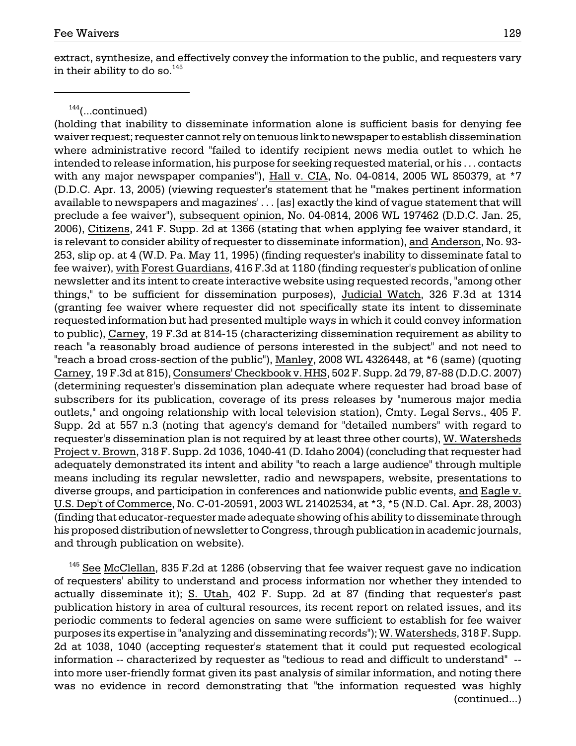extract, synthesize, and effectively convey the information to the public, and requesters vary in their ability to do so.[145]

---

[144](...continued)

(holding that inability to disseminate information alone is sufficient basis for denying fee waiver request; requester cannot rely on tenuous link to newspaper to establish dissemination where administrative record "failed to identify recipient news media outlet to which he intended to release information, his purpose for seeking requested material, or his . . . contacts with any major newspaper companies"), Hall v. CIA, No. 04-0814, 2005 WL 850379, at *7 (D.D.C. Apr. 13, 2005) (viewing requester's statement that he "'makes pertinent information available to newspapers and magazines' . . . [as] exactly the kind of vague statement that will preclude a fee waiver"), subsequent opinion, No. 04-0814, 2006 WL 197462 (D.D.C. Jan. 25, 2006), Citizens, 241 F. Supp. 2d at 1366 (stating that when applying fee waiver standard, it is relevant to consider ability of requester to disseminate information), and Anderson, No. 93-253, slip op. at 4 (W.D. Pa. May 11, 1995) (finding requester's inability to disseminate fatal to fee waiver), with Forest Guardians, 416 F.3d at 1180 (finding requester's publication of online newsletter and its intent to create interactive website using requested records, "among other things," to be sufficient for dissemination purposes), Judicial Watch, 326 F.3d at 1314 (granting fee waiver where requester did not specifically state its intent to disseminate requested information but had presented multiple ways in which it could convey information to public), Carney, 19 F.3d at 814-15 (characterizing dissemination requirement as ability to reach "a reasonably broad audience of persons interested in the subject" and not need to "reach a broad cross-section of the public"), Manley, 2008 WL 4326448, at *6 (same) (quoting Carney, 19 F.3d at 815), Consumers' Checkbook v. HHS, 502 F. Supp. 2d 79, 87-88 (D.D.C. 2007) (determining requester's dissemination plan adequate where requester had broad base of subscribers for its publication, coverage of its press releases by "numerous major media outlets," and ongoing relationship with local television station), Cmty. Legal Servs., 405 F. Supp. 2d at 557 n.3 (noting that agency's demand for "detailed numbers" with regard to requester's dissemination plan is not required by at least three other courts), W. Watersheds Project v. Brown, 318 F. Supp. 2d 1036, 1040-41 (D. Idaho 2004) (concluding that requester had adequately demonstrated its intent and ability "to reach a large audience" through multiple means including its regular newsletter, radio and newspapers, website, presentations to diverse groups, and participation in conferences and nationwide public events, and Eagle v. U.S. Dep't of Commerce, No. C-01-20591, 2003 WL 21402534, at *3, *5 (N.D. Cal. Apr. 28, 2003) (finding that educator-requester made adequate showing of his ability to disseminate through his proposed distribution of newsletter to Congress, through publication in academic journals, and through publication on website).

[145] See McClellan, 835 F.2d at 1286 (observing that fee waiver request gave no indication of requesters' ability to understand and process information nor whether they intended to actually disseminate it); S. Utah, 402 F. Supp. 2d at 87 (finding that requester's past publication history in area of cultural resources, its recent report on related issues, and its periodic comments to federal agencies on same were sufficient to establish for fee waiver purposes its expertise in "analyzing and disseminating records"); W. Watersheds, 318 F. Supp. 2d at 1038, 1040 (accepting requester's statement that it could put requested ecological information -- characterized by requester as "tedious to read and difficult to understand" -- into more user-friendly format given its past analysis of similar information, and noting there was no evidence in record demonstrating that "the information requested was highly

(continued...)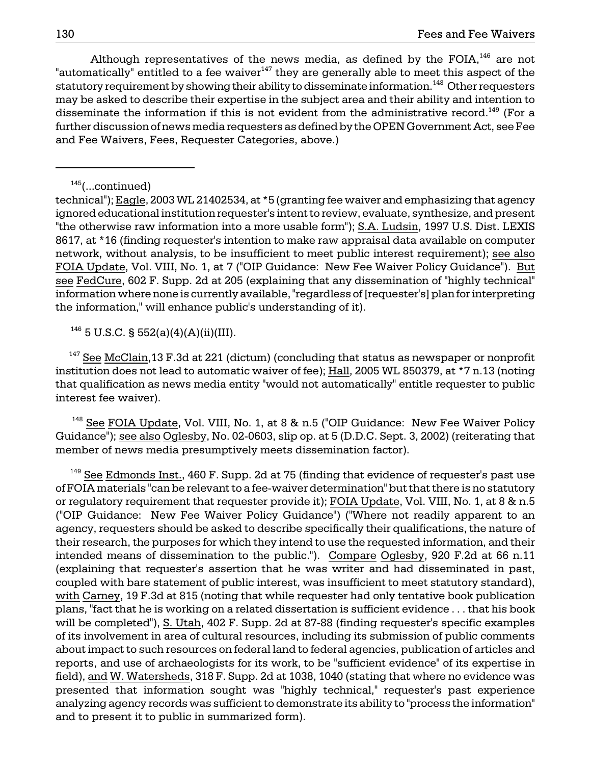Although representatives of the news media, as defined by the FOIA,[146] are not "automatically" entitled to a fee waiver[147] they are generally able to meet this aspect of the statutory requirement by showing their ability to disseminate information.[148] Other requesters may be asked to describe their expertise in the subject area and their ability and intention to disseminate the information if this is not evident from the administrative record.[149] (For a further discussion of news media requesters as defined by the OPEN Government Act, see Fee and Fee Waivers, Fees, Requester Categories, above.)

---

[145](...continued)
technical"); Eagle, 2003 WL 21402534, at *5 (granting fee waiver and emphasizing that agency ignored educational institution requester's intent to review, evaluate, synthesize, and present "the otherwise raw information into a more usable form"); S.A. Ludsin, 1997 U.S. Dist. LEXIS 8617, at *16 (finding requester's intention to make raw appraisal data available on computer network, without analysis, to be insufficient to meet public interest requirement); see also FOIA Update, Vol. VIII, No. 1, at 7 ("OIP Guidance: New Fee Waiver Policy Guidance"). But see FedCure, 602 F. Supp. 2d at 205 (explaining that any dissemination of "highly technical" information where none is currently available, "regardless of [requester's] plan for interpreting the information," will enhance public's understanding of it).

[146] 5 U.S.C. § 552(a)(4)(A)(ii)(III).

[147] See McClain,13 F.3d at 221 (dictum) (concluding that status as newspaper or nonprofit institution does not lead to automatic waiver of fee); Hall, 2005 WL 850379, at *7 n.13 (noting that qualification as news media entity "would not automatically" entitle requester to public interest fee waiver).

[148] See FOIA Update, Vol. VIII, No. 1, at 8 & n.5 ("OIP Guidance: New Fee Waiver Policy Guidance"); see also Oglesby, No. 02-0603, slip op. at 5 (D.D.C. Sept. 3, 2002) (reiterating that member of news media presumptively meets dissemination factor).

[149] See Edmonds Inst., 460 F. Supp. 2d at 75 (finding that evidence of requester's past use of FOIA materials "can be relevant to a fee-waiver determination" but that there is no statutory or regulatory requirement that requester provide it); FOIA Update, Vol. VIII, No. 1, at 8 & n.5 ("OIP Guidance: New Fee Waiver Policy Guidance") ("Where not readily apparent to an agency, requesters should be asked to describe specifically their qualifications, the nature of their research, the purposes for which they intend to use the requested information, and their intended means of dissemination to the public."). Compare Oglesby, 920 F.2d at 66 n.11 (explaining that requester's assertion that he was writer and had disseminated in past, coupled with bare statement of public interest, was insufficient to meet statutory standard), with Carney, 19 F.3d at 815 (noting that while requester had only tentative book publication plans, "fact that he is working on a related dissertation is sufficient evidence . . . that his book will be completed"), S. Utah, 402 F. Supp. 2d at 87-88 (finding requester's specific examples of its involvement in area of cultural resources, including its submission of public comments about impact to such resources on federal land to federal agencies, publication of articles and reports, and use of archaeologists for its work, to be "sufficient evidence" of its expertise in field), and W. Watersheds, 318 F. Supp. 2d at 1038, 1040 (stating that where no evidence was presented that information sought was "highly technical," requester's past experience analyzing agency records was sufficient to demonstrate its ability to "process the information" and to present it to public in summarized form).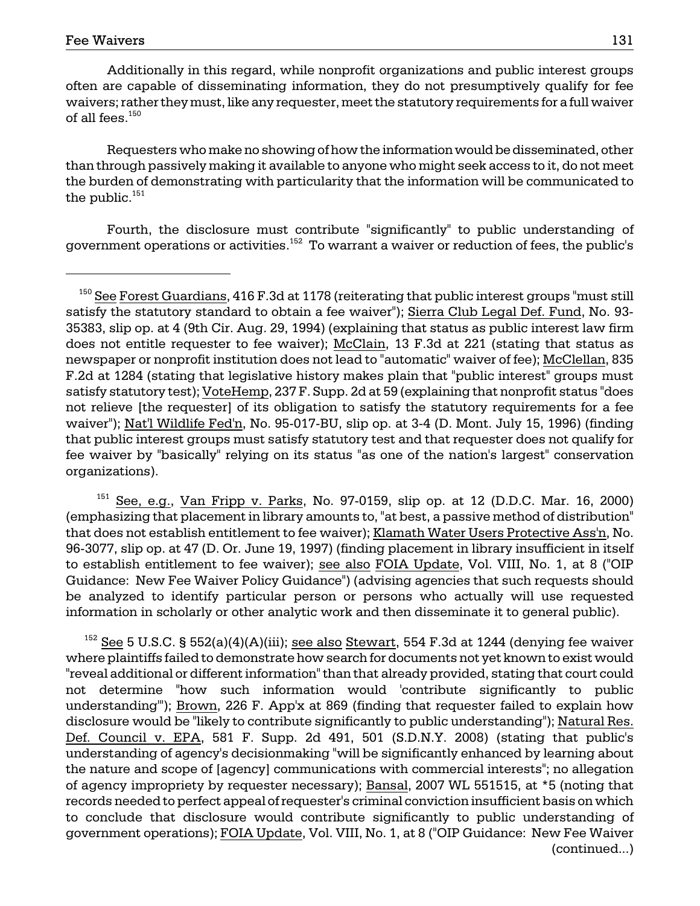Additionally in this regard, while nonprofit organizations and public interest groups often are capable of disseminating information, they do not presumptively qualify for fee waivers; rather they must, like any requester, meet the statutory requirements for a full waiver of all fees.[150]

Requesters who make no showing of how the information would be disseminated, other than through passively making it available to anyone who might seek access to it, do not meet the burden of demonstrating with particularity that the information will be communicated to the public.[151]

Fourth, the disclosure must contribute "significantly" to public understanding of government operations or activities.[152] To warrant a waiver or reduction of fees, the public's

---

[150] See Forest Guardians, 416 F.3d at 1178 (reiterating that public interest groups "must still satisfy the statutory standard to obtain a fee waiver"); Sierra Club Legal Def. Fund, No. 93-35383, slip op. at 4 (9th Cir. Aug. 29, 1994) (explaining that status as public interest law firm does not entitle requester to fee waiver); McClain, 13 F.3d at 221 (stating that status as newspaper or nonprofit institution does not lead to "automatic" waiver of fee); McClellan, 835 F.2d at 1284 (stating that legislative history makes plain that "public interest" groups must satisfy statutory test); VoteHemp, 237 F. Supp. 2d at 59 (explaining that nonprofit status "does not relieve [the requester] of its obligation to satisfy the statutory requirements for a fee waiver"); Nat'l Wildlife Fed'n, No. 95-017-BU, slip op. at 3-4 (D. Mont. July 15, 1996) (finding that public interest groups must satisfy statutory test and that requester does not qualify for fee waiver by "basically" relying on its status "as one of the nation's largest" conservation organizations).

[151] See, e.g., Van Fripp v. Parks, No. 97-0159, slip op. at 12 (D.D.C. Mar. 16, 2000) (emphasizing that placement in library amounts to, "at best, a passive method of distribution" that does not establish entitlement to fee waiver); Klamath Water Users Protective Ass'n, No. 96-3077, slip op. at 47 (D. Or. June 19, 1997) (finding placement in library insufficient in itself to establish entitlement to fee waiver); see also FOIA Update, Vol. VIII, No. 1, at 8 ("OIP Guidance: New Fee Waiver Policy Guidance") (advising agencies that such requests should be analyzed to identify particular person or persons who actually will use requested information in scholarly or other analytic work and then disseminate it to general public).

[152] See 5 U.S.C. § 552(a)(4)(A)(iii); see also Stewart, 554 F.3d at 1244 (denying fee waiver where plaintiffs failed to demonstrate how search for documents not yet known to exist would "reveal additional or different information" than that already provided, stating that court could not determine "how such information would 'contribute significantly to public understanding'"); Brown, 226 F. App'x at 869 (finding that requester failed to explain how disclosure would be "likely to contribute significantly to public understanding"); Natural Res. Def. Council v. EPA, 581 F. Supp. 2d 491, 501 (S.D.N.Y. 2008) (stating that public's understanding of agency's decisionmaking "will be significantly enhanced by learning about the nature and scope of [agency] communications with commercial interests"; no allegation of agency impropriety by requester necessary); Bansal, 2007 WL 551515, at *5 (noting that records needed to perfect appeal of requester's criminal conviction insufficient basis on which to conclude that disclosure would contribute significantly to public understanding of government operations); FOIA Update, Vol. VIII, No. 1, at 8 ("OIP Guidance: New Fee Waiver (continued...)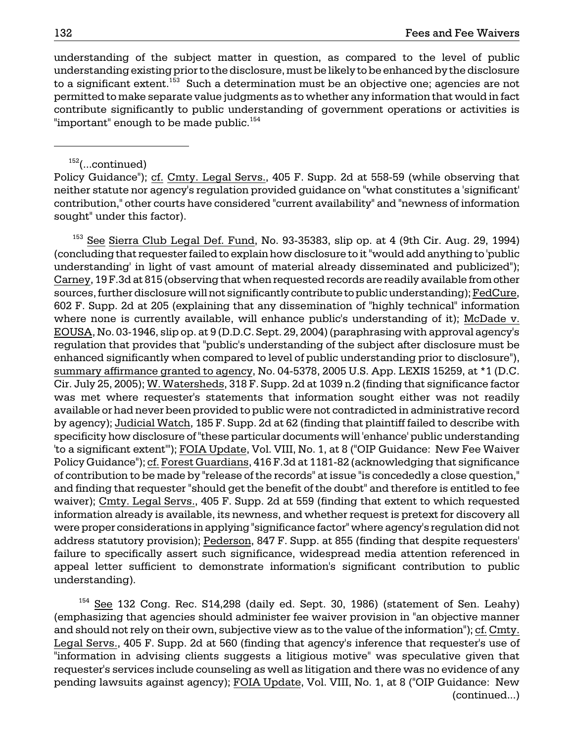understanding of the subject matter in question, as compared to the level of public understanding existing prior to the disclosure, must be likely to be enhanced by the disclosure to a significant extent.[153] Such a determination must be an objective one; agencies are not permitted to make separate value judgments as to whether any information that would in fact contribute significantly to public understanding of government operations or activities is "important" enough to be made public.[154]

---

[152](...continued) Policy Guidance"); cf. Cmty. Legal Servs., 405 F. Supp. 2d at 558-59 (while observing that neither statute nor agency's regulation provided guidance on "what constitutes a 'significant' contribution," other courts have considered "current availability" and "newness of information sought" under this factor).

[153] See Sierra Club Legal Def. Fund, No. 93-35383, slip op. at 4 (9th Cir. Aug. 29, 1994) (concluding that requester failed to explain how disclosure to it "would add anything to 'public understanding' in light of vast amount of material already disseminated and publicized"); Carney, 19 F.3d at 815 (observing that when requested records are readily available from other sources, further disclosure will not significantly contribute to public understanding); FedCure, 602 F. Supp. 2d at 205 (explaining that any dissemination of "highly technical" information where none is currently available, will enhance public's understanding of it); McDade v. EOUSA, No. 03-1946, slip op. at 9 (D.D.C. Sept. 29, 2004) (paraphrasing with approval agency's regulation that provides that "public's understanding of the subject after disclosure must be enhanced significantly when compared to level of public understanding prior to disclosure"), summary affirmance granted to agency, No. 04-5378, 2005 U.S. App. LEXIS 15259, at *1 (D.C. Cir. July 25, 2005); W. Watersheds, 318 F. Supp. 2d at 1039 n.2 (finding that significance factor was met where requester's statements that information sought either was not readily available or had never been provided to public were not contradicted in administrative record by agency); Judicial Watch, 185 F. Supp. 2d at 62 (finding that plaintiff failed to describe with specificity how disclosure of "these particular documents will 'enhance' public understanding 'to a significant extent'"); FOIA Update, Vol. VIII, No. 1, at 8 ("OIP Guidance: New Fee Waiver Policy Guidance"); cf. Forest Guardians, 416 F.3d at 1181-82 (acknowledging that significance of contribution to be made by "release of the records" at issue "is concededly a close question," and finding that requester "should get the benefit of the doubt" and therefore is entitled to fee waiver); Cmty. Legal Servs., 405 F. Supp. 2d at 559 (finding that extent to which requested information already is available, its newness, and whether request is pretext for discovery all were proper considerations in applying "significance factor" where agency's regulation did not address statutory provision); Pederson, 847 F. Supp. at 855 (finding that despite requesters' failure to specifically assert such significance, widespread media attention referenced in appeal letter sufficient to demonstrate information's significant contribution to public understanding).

[154] See 132 Cong. Rec. S14,298 (daily ed. Sept. 30, 1986) (statement of Sen. Leahy) (emphasizing that agencies should administer fee waiver provision in "an objective manner and should not rely on their own, subjective view as to the value of the information"); cf. Cmty. Legal Servs., 405 F. Supp. 2d at 560 (finding that agency's inference that requester's use of "information in advising clients suggests a litigious motive" was speculative given that requester's services include counseling as well as litigation and there was no evidence of any pending lawsuits against agency); FOIA Update, Vol. VIII, No. 1, at 8 ("OIP Guidance: New (continued...)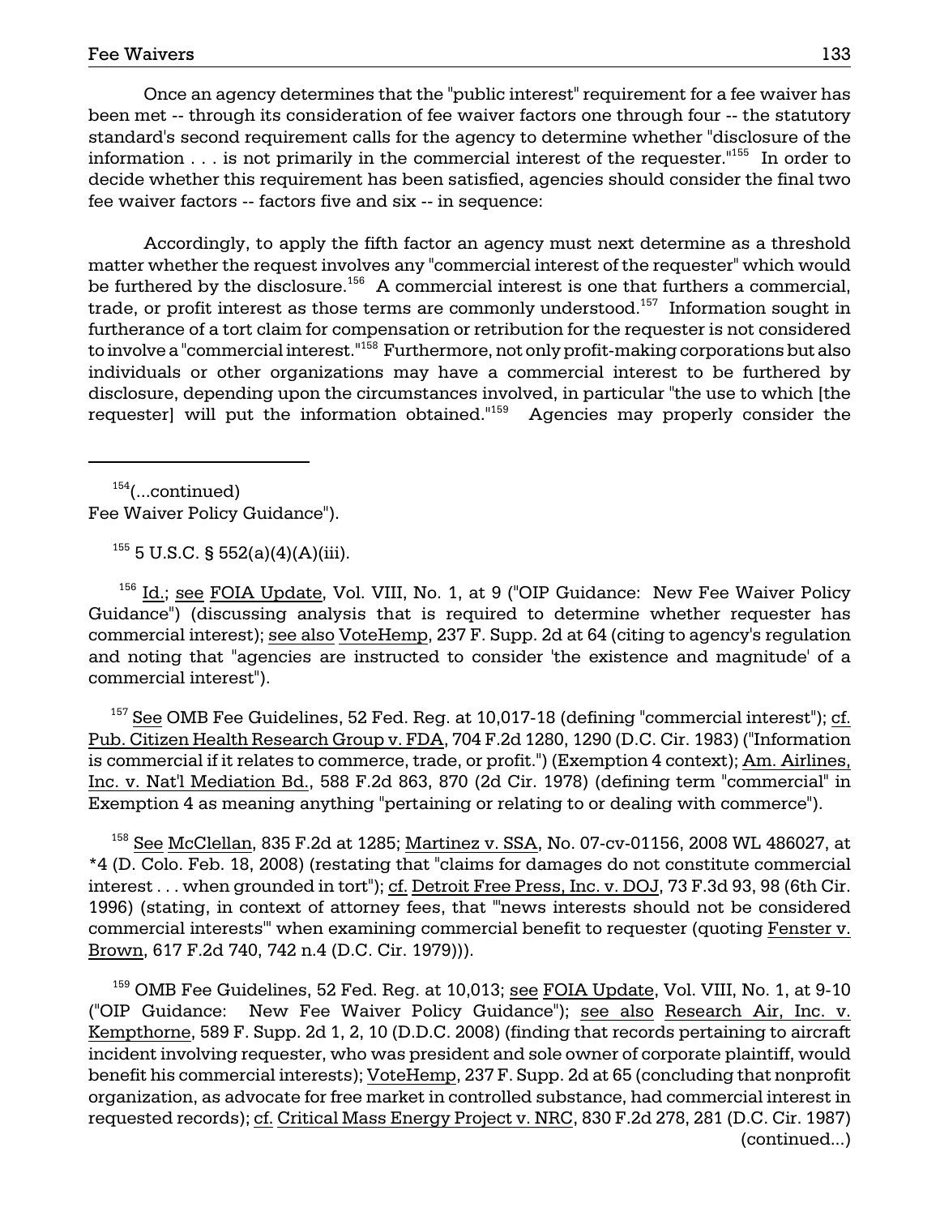Once an agency determines that the "public interest" requirement for a fee waiver has been met -- through its consideration of fee waiver factors one through four -- the statutory standard's second requirement calls for the agency to determine whether "disclosure of the information . . . is not primarily in the commercial interest of the requester."[155] In order to decide whether this requirement has been satisfied, agencies should consider the final two fee waiver factors -- factors five and six -- in sequence:

Accordingly, to apply the fifth factor an agency must next determine as a threshold matter whether the request involves any "commercial interest of the requester" which would be furthered by the disclosure.[156] A commercial interest is one that furthers a commercial, trade, or profit interest as those terms are commonly understood.[157] Information sought in furtherance of a tort claim for compensation or retribution for the requester is not considered to involve a "commercial interest."[158] Furthermore, not only profit-making corporations but also individuals or other organizations may have a commercial interest to be furthered by disclosure, depending upon the circumstances involved, in particular "the use to which [the requester] will put the information obtained."[159] Agencies may properly consider the

---

[154](...continued)
Fee Waiver Policy Guidance").

[155] 5 U.S.C. § 552(a)(4)(A)(iii).

[156] Id.; see FOIA Update, Vol. VIII, No. 1, at 9 ("OIP Guidance: New Fee Waiver Policy Guidance") (discussing analysis that is required to determine whether requester has commercial interest); see also VoteHemp, 237 F. Supp. 2d at 64 (citing to agency's regulation and noting that "agencies are instructed to consider 'the existence and magnitude' of a commercial interest").

[157] See OMB Fee Guidelines, 52 Fed. Reg. at 10,017-18 (defining "commercial interest"); cf. Pub. Citizen Health Research Group v. FDA, 704 F.2d 1280, 1290 (D.C. Cir. 1983) ("Information is commercial if it relates to commerce, trade, or profit.") (Exemption 4 context); Am. Airlines, Inc. v. Nat'l Mediation Bd., 588 F.2d 863, 870 (2d Cir. 1978) (defining term "commercial" in Exemption 4 as meaning anything "pertaining or relating to or dealing with commerce").

[158] See McClellan, 835 F.2d at 1285; Martinez v. SSA, No. 07-cv-01156, 2008 WL 486027, at *4 (D. Colo. Feb. 18, 2008) (restating that "claims for damages do not constitute commercial interest . . . when grounded in tort"); cf. Detroit Free Press, Inc. v. DOJ, 73 F.3d 93, 98 (6th Cir. 1996) (stating, in context of attorney fees, that "'news interests should not be considered commercial interests'" when examining commercial benefit to requester (quoting Fenster v. Brown, 617 F.2d 740, 742 n.4 (D.C. Cir. 1979))).

[159] OMB Fee Guidelines, 52 Fed. Reg. at 10,013; see FOIA Update, Vol. VIII, No. 1, at 9-10 ("OIP Guidance: New Fee Waiver Policy Guidance"); see also Research Air, Inc. v. Kempthorne, 589 F. Supp. 2d 1, 2, 10 (D.D.C. 2008) (finding that records pertaining to aircraft incident involving requester, who was president and sole owner of corporate plaintiff, would benefit his commercial interests); VoteHemp, 237 F. Supp. 2d at 65 (concluding that nonprofit organization, as advocate for free market in controlled substance, had commercial interest in requested records); cf. Critical Mass Energy Project v. NRC, 830 F.2d 278, 281 (D.C. Cir. 1987)
(continued...)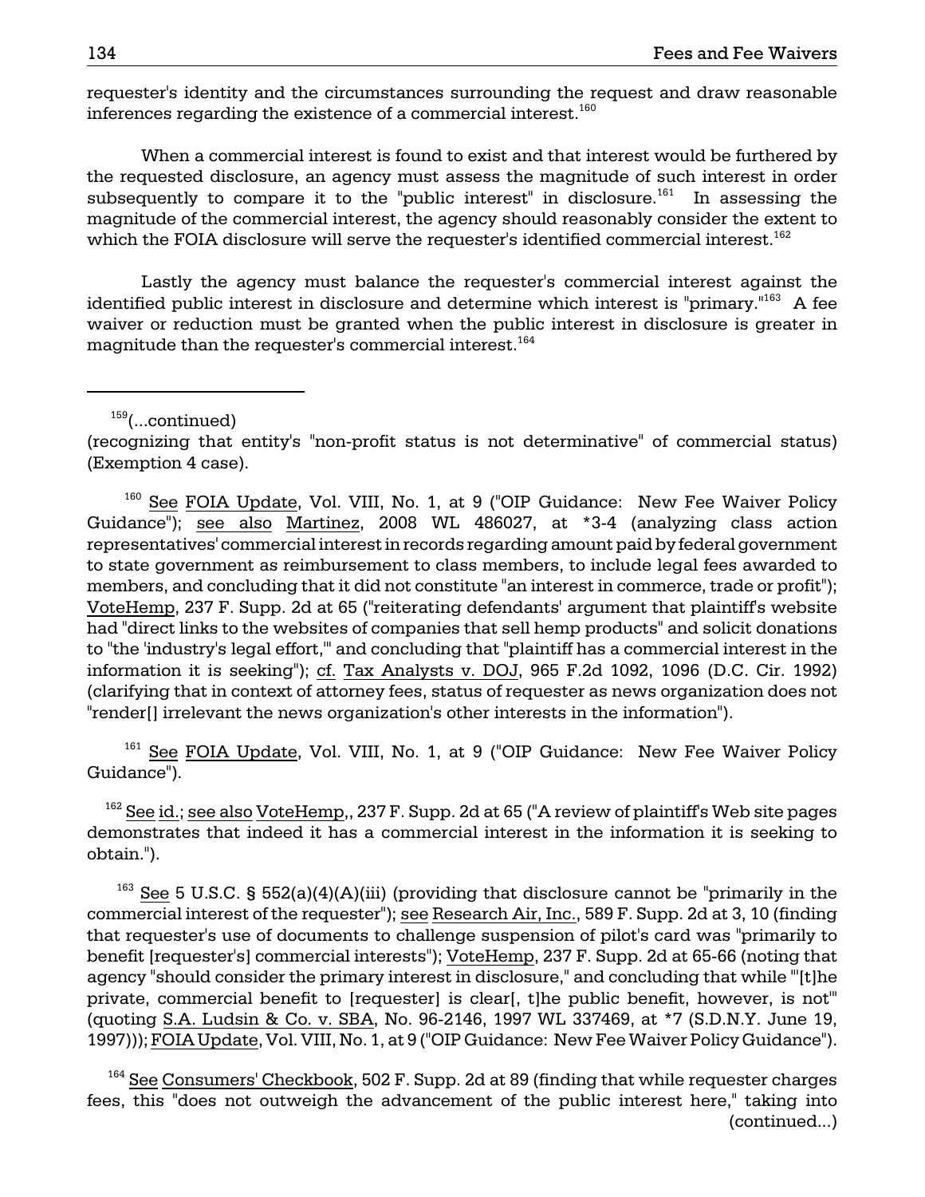requester's identity and the circumstances surrounding the request and draw reasonable inferences regarding the existence of a commercial interest.[160]

When a commercial interest is found to exist and that interest would be furthered by the requested disclosure, an agency must assess the magnitude of such interest in order subsequently to compare it to the "public interest" in disclosure.[161] In assessing the magnitude of the commercial interest, the agency should reasonably consider the extent to which the FOIA disclosure will serve the requester's identified commercial interest.[162]

Lastly the agency must balance the requester's commercial interest against the identified public interest in disclosure and determine which interest is "primary."[163] A fee waiver or reduction must be granted when the public interest in disclosure is greater in magnitude than the requester's commercial interest.[164]

---

[159](...continued)
(recognizing that entity's "non-profit status is not determinative" of commercial status) (Exemption 4 case).

[160] See FOIA Update, Vol. VIII, No. 1, at 9 ("OIP Guidance: New Fee Waiver Policy Guidance"); see also Martinez, 2008 WL 486027, at *3-4 (analyzing class action representatives' commercial interest in records regarding amount paid by federal government to state government as reimbursement to class members, to include legal fees awarded to members, and concluding that it did not constitute "an interest in commerce, trade or profit"); VoteHemp, 237 F. Supp. 2d at 65 ("reiterating defendants' argument that plaintiff's website had "direct links to the websites of companies that sell hemp products" and solicit donations to "the 'industry's legal effort,'" and concluding that "plaintiff has a commercial interest in the information it is seeking"); cf. Tax Analysts v. DOJ, 965 F.2d 1092, 1096 (D.C. Cir. 1992) (clarifying that in context of attorney fees, status of requester as news organization does not "render[] irrelevant the news organization's other interests in the information").

[161] See FOIA Update, Vol. VIII, No. 1, at 9 ("OIP Guidance: New Fee Waiver Policy Guidance").

[162] See id.; see also VoteHemp,, 237 F. Supp. 2d at 65 ("A review of plaintiff's Web site pages demonstrates that indeed it has a commercial interest in the information it is seeking to obtain.").

[163] See 5 U.S.C. § 552(a)(4)(A)(iii) (providing that disclosure cannot be "primarily in the commercial interest of the requester"); see Research Air, Inc., 589 F. Supp. 2d at 3, 10 (finding that requester's use of documents to challenge suspension of pilot's card was "primarily to benefit [requester's] commercial interests"); VoteHemp, 237 F. Supp. 2d at 65-66 (noting that agency "should consider the primary interest in disclosure," and concluding that while "'[t]he private, commercial benefit to [requester] is clear[, t]he public benefit, however, is not'" (quoting S.A. Ludsin & Co. v. SBA, No. 96-2146, 1997 WL 337469, at *7 (S.D.N.Y. June 19, 1997))); FOIA Update, Vol. VIII, No. 1, at 9 ("OIP Guidance: New Fee Waiver Policy Guidance").

[164] See Consumers' Checkbook, 502 F. Supp. 2d at 89 (finding that while requester charges fees, this "does not outweigh the advancement of the public interest here," taking into (continued...)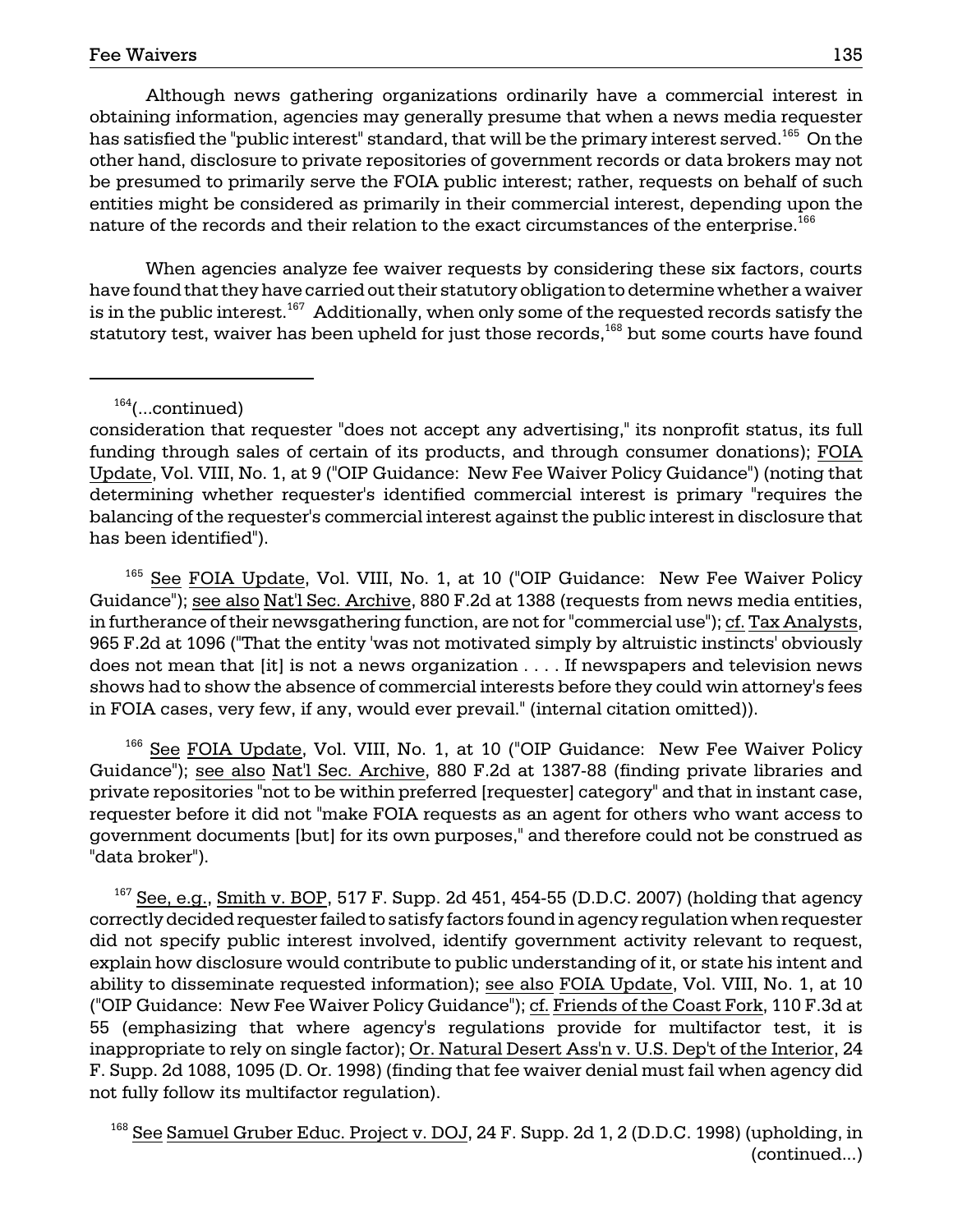Although news gathering organizations ordinarily have a commercial interest in obtaining information, agencies may generally presume that when a news media requester has satisfied the "public interest" standard, that will be the primary interest served.[165] On the other hand, disclosure to private repositories of government records or data brokers may not be presumed to primarily serve the FOIA public interest; rather, requests on behalf of such entities might be considered as primarily in their commercial interest, depending upon the nature of the records and their relation to the exact circumstances of the enterprise.[166]

When agencies analyze fee waiver requests by considering these six factors, courts have found that they have carried out their statutory obligation to determine whether a waiver is in the public interest.[167] Additionally, when only some of the requested records satisfy the statutory test, waiver has been upheld for just those records,[168] but some courts have found

---

[164](...continued)
consideration that requester "does not accept any advertising," its nonprofit status, its full funding through sales of certain of its products, and through consumer donations); FOIA Update, Vol. VIII, No. 1, at 9 ("OIP Guidance: New Fee Waiver Policy Guidance") (noting that determining whether requester's identified commercial interest is primary "requires the balancing of the requester's commercial interest against the public interest in disclosure that has been identified").

[165] See FOIA Update, Vol. VIII, No. 1, at 10 ("OIP Guidance: New Fee Waiver Policy Guidance"); see also Nat'l Sec. Archive, 880 F.2d at 1388 (requests from news media entities, in furtherance of their newsgathering function, are not for "commercial use"); cf. Tax Analysts, 965 F.2d at 1096 ("That the entity 'was not motivated simply by altruistic instincts' obviously does not mean that [it] is not a news organization . . . . If newspapers and television news shows had to show the absence of commercial interests before they could win attorney's fees in FOIA cases, very few, if any, would ever prevail." (internal citation omitted)).

[166] See FOIA Update, Vol. VIII, No. 1, at 10 ("OIP Guidance: New Fee Waiver Policy Guidance"); see also Nat'l Sec. Archive, 880 F.2d at 1387-88 (finding private libraries and private repositories "not to be within preferred [requester] category" and that in instant case, requester before it did not "make FOIA requests as an agent for others who want access to government documents [but] for its own purposes," and therefore could not be construed as "data broker").

[167] See, e.g., Smith v. BOP, 517 F. Supp. 2d 451, 454-55 (D.D.C. 2007) (holding that agency correctly decided requester failed to satisfy factors found in agency regulation when requester did not specify public interest involved, identify government activity relevant to request, explain how disclosure would contribute to public understanding of it, or state his intent and ability to disseminate requested information); see also FOIA Update, Vol. VIII, No. 1, at 10 ("OIP Guidance: New Fee Waiver Policy Guidance"); cf. Friends of the Coast Fork, 110 F.3d at 55 (emphasizing that where agency's regulations provide for multifactor test, it is inappropriate to rely on single factor); Or. Natural Desert Ass'n v. U.S. Dep't of the Interior, 24 F. Supp. 2d 1088, 1095 (D. Or. 1998) (finding that fee waiver denial must fail when agency did not fully follow its multifactor regulation).

[168] See Samuel Gruber Educ. Project v. DOJ, 24 F. Supp. 2d 1, 2 (D.D.C. 1998) (upholding, in (continued...)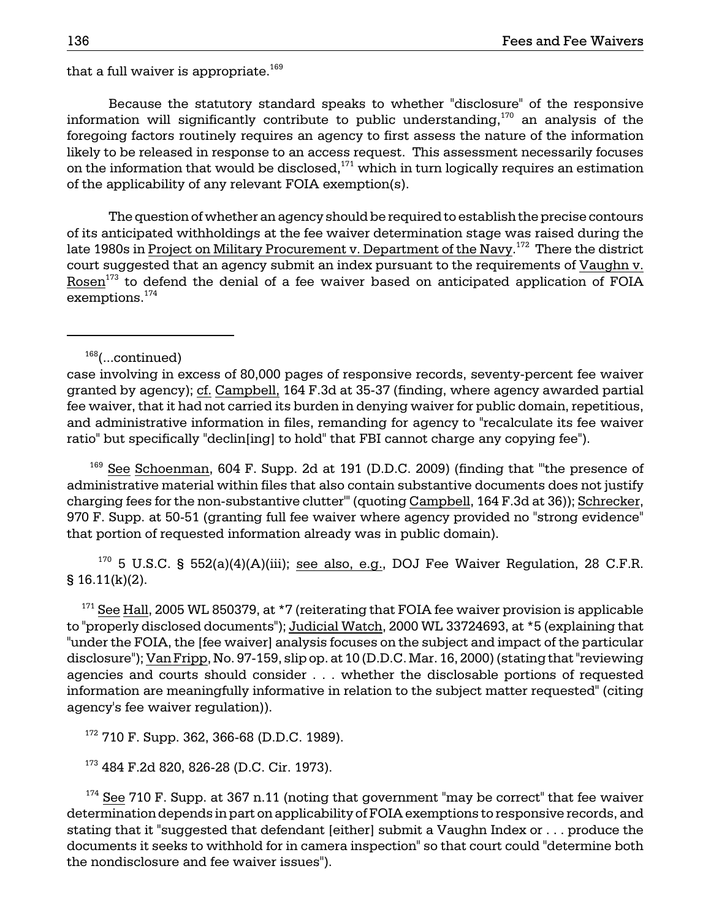that a full waiver is appropriate.[169]

Because the statutory standard speaks to whether "disclosure" of the responsive information will significantly contribute to public understanding,[170] an analysis of the foregoing factors routinely requires an agency to first assess the nature of the information likely to be released in response to an access request. This assessment necessarily focuses on the information that would be disclosed,[171] which in turn logically requires an estimation of the applicability of any relevant FOIA exemption(s).

The question of whether an agency should be required to establish the precise contours of its anticipated withholdings at the fee waiver determination stage was raised during the late 1980s in Project on Military Procurement v. Department of the Navy.[172] There the district court suggested that an agency submit an index pursuant to the requirements of Vaughn v. Rosen[173] to defend the denial of a fee waiver based on anticipated application of FOIA exemptions.[174]

---

[168](...continued)
case involving in excess of 80,000 pages of responsive records, seventy-percent fee waiver granted by agency); cf. Campbell, 164 F.3d at 35-37 (finding, where agency awarded partial fee waiver, that it had not carried its burden in denying waiver for public domain, repetitious, and administrative information in files, remanding for agency to "recalculate its fee waiver ratio" but specifically "declin[ing] to hold" that FBI cannot charge any copying fee").

[169] See Schoenman, 604 F. Supp. 2d at 191 (D.D.C. 2009) (finding that "'the presence of administrative material within files that also contain substantive documents does not justify charging fees for the non-substantive clutter'" (quoting Campbell, 164 F.3d at 36)); Schrecker, 970 F. Supp. at 50-51 (granting full fee waiver where agency provided no "strong evidence" that portion of requested information already was in public domain).

[170] 5 U.S.C. § 552(a)(4)(A)(iii); see also, e.g., DOJ Fee Waiver Regulation, 28 C.F.R. § 16.11(k)(2).

[171] See Hall, 2005 WL 850379, at *7 (reiterating that FOIA fee waiver provision is applicable to "properly disclosed documents"); Judicial Watch, 2000 WL 33724693, at *5 (explaining that "under the FOIA, the [fee waiver] analysis focuses on the subject and impact of the particular disclosure"); Van Fripp, No. 97-159, slip op. at 10 (D.D.C. Mar. 16, 2000) (stating that "reviewing agencies and courts should consider . . . whether the disclosable portions of requested information are meaningfully informative in relation to the subject matter requested" (citing agency's fee waiver regulation)).

[172] 710 F. Supp. 362, 366-68 (D.D.C. 1989).

[173] 484 F.2d 820, 826-28 (D.C. Cir. 1973).

[174] See 710 F. Supp. at 367 n.11 (noting that government "may be correct" that fee waiver determination depends in part on applicability of FOIA exemptions to responsive records, and stating that it "suggested that defendant [either] submit a Vaughn Index or . . . produce the documents it seeks to withhold for in camera inspection" so that court could "determine both the nondisclosure and fee waiver issues").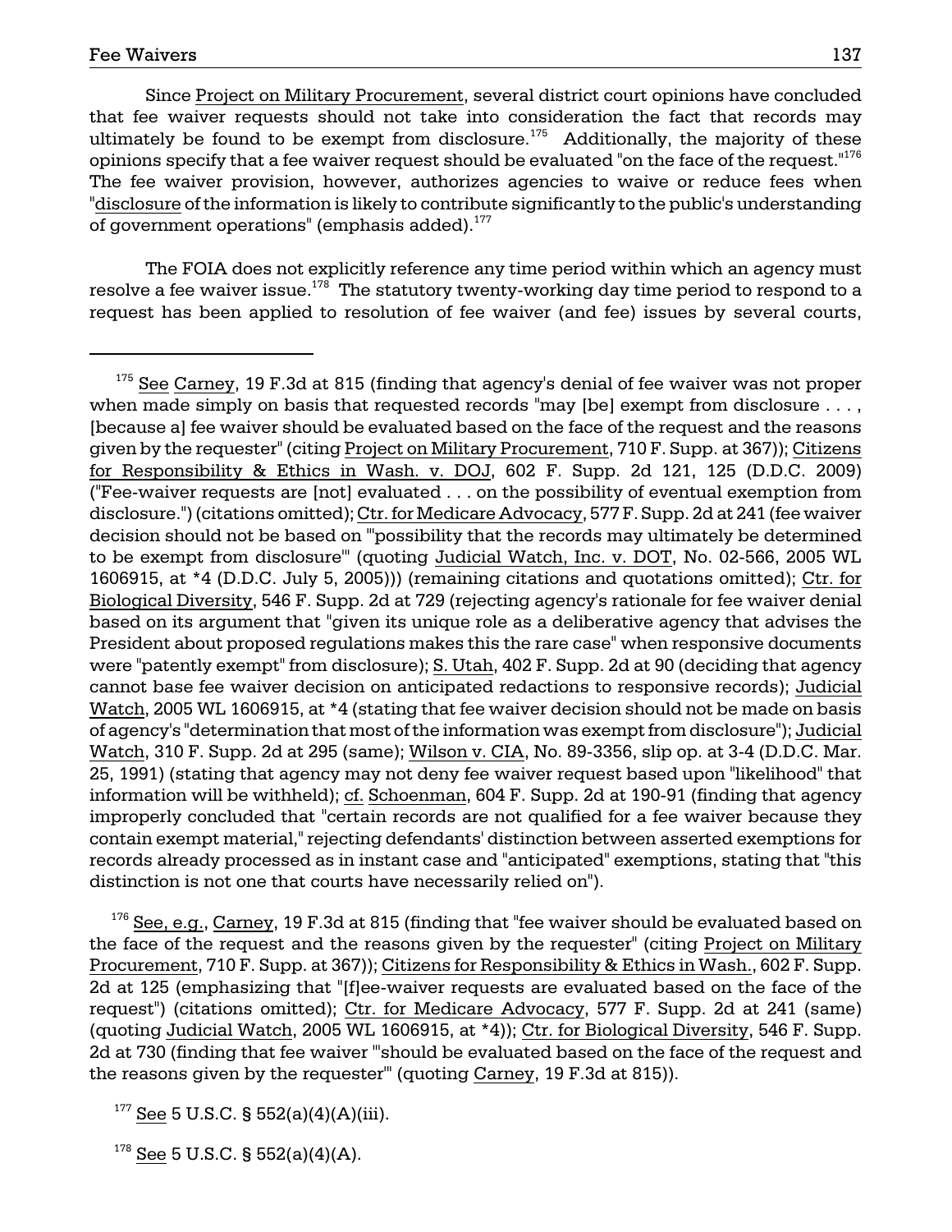Since Project on Military Procurement, several district court opinions have concluded that fee waiver requests should not take into consideration the fact that records may ultimately be found to be exempt from disclosure.[175] Additionally, the majority of these opinions specify that a fee waiver request should be evaluated "on the face of the request."[176] The fee waiver provision, however, authorizes agencies to waive or reduce fees when "disclosure of the information is likely to contribute significantly to the public's understanding of government operations" (emphasis added).[177]

The FOIA does not explicitly reference any time period within which an agency must resolve a fee waiver issue.[178] The statutory twenty-working day time period to respond to a request has been applied to resolution of fee waiver (and fee) issues by several courts,

---

[175] See Carney, 19 F.3d at 815 (finding that agency's denial of fee waiver was not proper when made simply on basis that requested records "may [be] exempt from disclosure . . . , [because a] fee waiver should be evaluated based on the face of the request and the reasons given by the requester" (citing Project on Military Procurement, 710 F. Supp. at 367)); Citizens for Responsibility & Ethics in Wash. v. DOJ, 602 F. Supp. 2d 121, 125 (D.D.C. 2009) ("Fee-waiver requests are [not] evaluated . . . on the possibility of eventual exemption from disclosure.") (citations omitted); Ctr. for Medicare Advocacy, 577 F. Supp. 2d at 241 (fee waiver decision should not be based on "'possibility that the records may ultimately be determined to be exempt from disclosure'" (quoting Judicial Watch, Inc. v. DOT, No. 02-566, 2005 WL 1606915, at *4 (D.D.C. July 5, 2005))) (remaining citations and quotations omitted); Ctr. for Biological Diversity, 546 F. Supp. 2d at 729 (rejecting agency's rationale for fee waiver denial based on its argument that "given its unique role as a deliberative agency that advises the President about proposed regulations makes this the rare case" when responsive documents were "patently exempt" from disclosure); S. Utah, 402 F. Supp. 2d at 90 (deciding that agency cannot base fee waiver decision on anticipated redactions to responsive records); Judicial Watch, 2005 WL 1606915, at *4 (stating that fee waiver decision should not be made on basis of agency's "determination that most of the information was exempt from disclosure"); Judicial Watch, 310 F. Supp. 2d at 295 (same); Wilson v. CIA, No. 89-3356, slip op. at 3-4 (D.D.C. Mar. 25, 1991) (stating that agency may not deny fee waiver request based upon "likelihood" that information will be withheld); cf. Schoenman, 604 F. Supp. 2d at 190-91 (finding that agency improperly concluded that "certain records are not qualified for a fee waiver because they contain exempt material," rejecting defendants' distinction between asserted exemptions for records already processed as in instant case and "anticipated" exemptions, stating that "this distinction is not one that courts have necessarily relied on").

[176] See, e.g., Carney, 19 F.3d at 815 (finding that "fee waiver should be evaluated based on the face of the request and the reasons given by the requester" (citing Project on Military Procurement, 710 F. Supp. at 367)); Citizens for Responsibility & Ethics in Wash., 602 F. Supp. 2d at 125 (emphasizing that "[f]ee-waiver requests are evaluated based on the face of the request") (citations omitted); Ctr. for Medicare Advocacy, 577 F. Supp. 2d at 241 (same) (quoting Judicial Watch, 2005 WL 1606915, at *4)); Ctr. for Biological Diversity, 546 F. Supp. 2d at 730 (finding that fee waiver "'should be evaluated based on the face of the request and the reasons given by the requester'" (quoting Carney, 19 F.3d at 815)).

[177] See 5 U.S.C. § 552(a)(4)(A)(iii).

[178] See 5 U.S.C. § 552(a)(4)(A).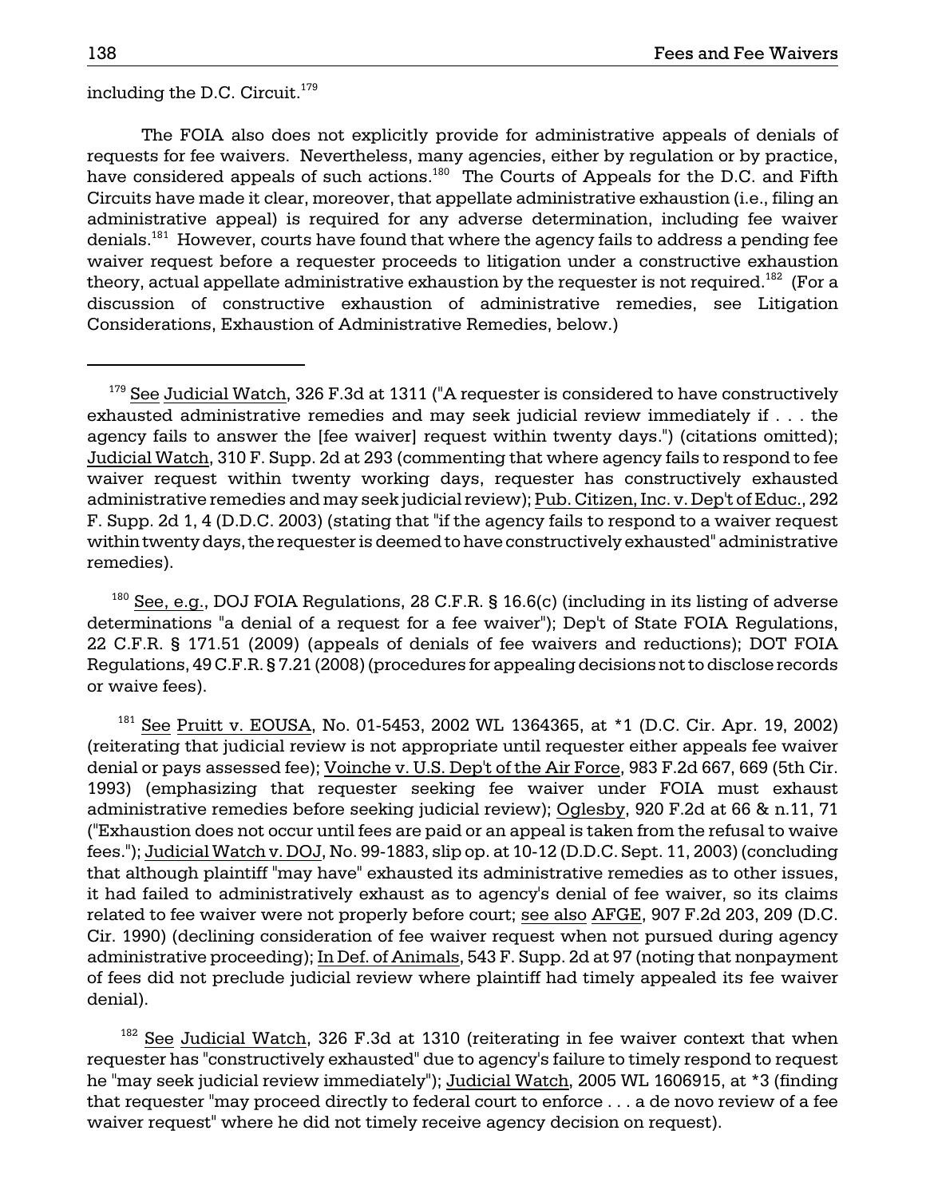including the D.C. Circuit.[179]

The FOIA also does not explicitly provide for administrative appeals of denials of requests for fee waivers. Nevertheless, many agencies, either by regulation or by practice, have considered appeals of such actions.[180] The Courts of Appeals for the D.C. and Fifth Circuits have made it clear, moreover, that appellate administrative exhaustion (i.e., filing an administrative appeal) is required for any adverse determination, including fee waiver denials.[181] However, courts have found that where the agency fails to address a pending fee waiver request before a requester proceeds to litigation under a constructive exhaustion theory, actual appellate administrative exhaustion by the requester is not required.[182] (For a discussion of constructive exhaustion of administrative remedies, see Litigation Considerations, Exhaustion of Administrative Remedies, below.)

---

[179] See Judicial Watch, 326 F.3d at 1311 ("A requester is considered to have constructively exhausted administrative remedies and may seek judicial review immediately if . . . the agency fails to answer the [fee waiver] request within twenty days.") (citations omitted); Judicial Watch, 310 F. Supp. 2d at 293 (commenting that where agency fails to respond to fee waiver request within twenty working days, requester has constructively exhausted administrative remedies and may seek judicial review); Pub. Citizen, Inc. v. Dep't of Educ., 292 F. Supp. 2d 1, 4 (D.D.C. 2003) (stating that "if the agency fails to respond to a waiver request within twenty days, the requester is deemed to have constructively exhausted" administrative remedies).

[180] See, e.g., DOJ FOIA Regulations, 28 C.F.R. § 16.6(c) (including in its listing of adverse determinations "a denial of a request for a fee waiver"); Dep't of State FOIA Regulations, 22 C.F.R. § 171.51 (2009) (appeals of denials of fee waivers and reductions); DOT FOIA Regulations, 49 C.F.R. § 7.21 (2008) (procedures for appealing decisions not to disclose records or waive fees).

[181] See Pruitt v. EOUSA, No. 01-5453, 2002 WL 1364365, at *1 (D.C. Cir. Apr. 19, 2002) (reiterating that judicial review is not appropriate until requester either appeals fee waiver denial or pays assessed fee); Voinche v. U.S. Dep't of the Air Force, 983 F.2d 667, 669 (5th Cir. 1993) (emphasizing that requester seeking fee waiver under FOIA must exhaust administrative remedies before seeking judicial review); Oglesby, 920 F.2d at 66 & n.11, 71 ("Exhaustion does not occur until fees are paid or an appeal is taken from the refusal to waive fees."); Judicial Watch v. DOJ, No. 99-1883, slip op. at 10-12 (D.D.C. Sept. 11, 2003) (concluding that although plaintiff "may have" exhausted its administrative remedies as to other issues, it had failed to administratively exhaust as to agency's denial of fee waiver, so its claims related to fee waiver were not properly before court; see also AFGE, 907 F.2d 203, 209 (D.C. Cir. 1990) (declining consideration of fee waiver request when not pursued during agency administrative proceeding); In Def. of Animals, 543 F. Supp. 2d at 97 (noting that nonpayment of fees did not preclude judicial review where plaintiff had timely appealed its fee waiver denial).

[182] See Judicial Watch, 326 F.3d at 1310 (reiterating in fee waiver context that when requester has "constructively exhausted" due to agency's failure to timely respond to request he "may seek judicial review immediately"); Judicial Watch, 2005 WL 1606915, at *3 (finding that requester "may proceed directly to federal court to enforce . . . a de novo review of a fee waiver request" where he did not timely receive agency decision on request).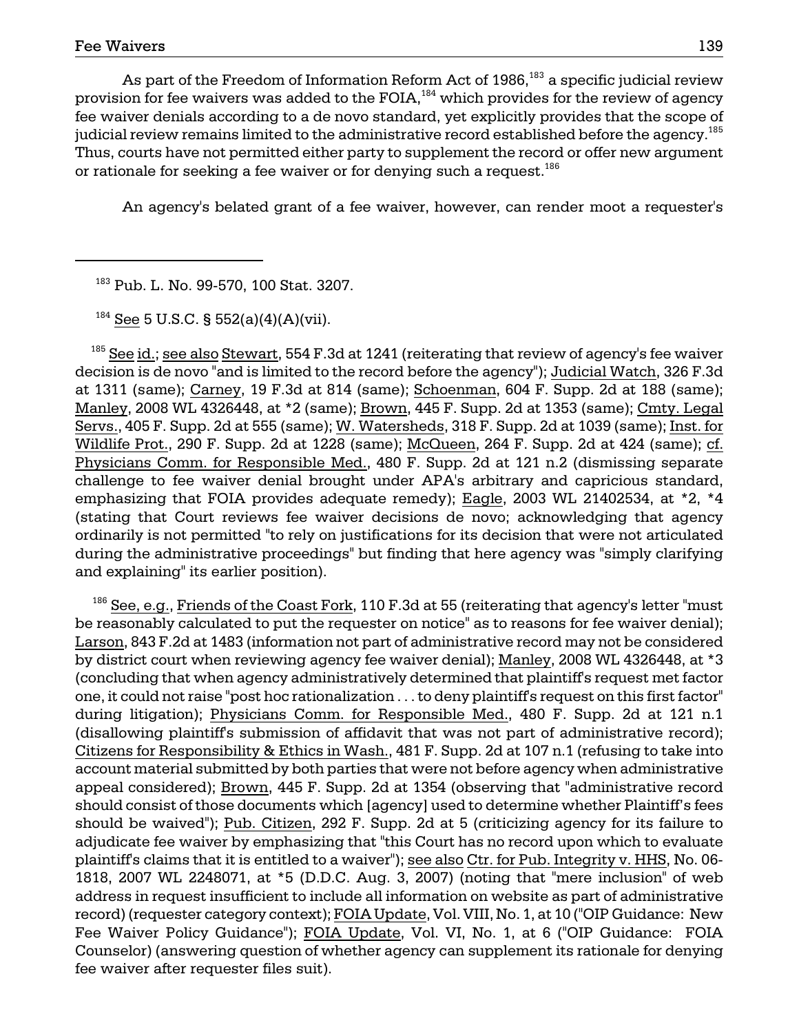As part of the Freedom of Information Reform Act of 1986,[183] a specific judicial review provision for fee waivers was added to the FOIA,[184] which provides for the review of agency fee waiver denials according to a de novo standard, yet explicitly provides that the scope of judicial review remains limited to the administrative record established before the agency.[185] Thus, courts have not permitted either party to supplement the record or offer new argument or rationale for seeking a fee waiver or for denying such a request.[186]

An agency's belated grant of a fee waiver, however, can render moot a requester's

---

[183] Pub. L. No. 99-570, 100 Stat. 3207.

[184] See 5 U.S.C. § 552(a)(4)(A)(vii).

[185] See id.; see also Stewart, 554 F.3d at 1241 (reiterating that review of agency's fee waiver decision is de novo "and is limited to the record before the agency"); Judicial Watch, 326 F.3d at 1311 (same); Carney, 19 F.3d at 814 (same); Schoenman, 604 F. Supp. 2d at 188 (same); Manley, 2008 WL 4326448, at *2 (same); Brown, 445 F. Supp. 2d at 1353 (same); Cmty. Legal Servs., 405 F. Supp. 2d at 555 (same); W. Watersheds, 318 F. Supp. 2d at 1039 (same); Inst. for Wildlife Prot., 290 F. Supp. 2d at 1228 (same); McQueen, 264 F. Supp. 2d at 424 (same); cf. Physicians Comm. for Responsible Med., 480 F. Supp. 2d at 121 n.2 (dismissing separate challenge to fee waiver denial brought under APA's arbitrary and capricious standard, emphasizing that FOIA provides adequate remedy); Eagle, 2003 WL 21402534, at *2, *4 (stating that Court reviews fee waiver decisions de novo; acknowledging that agency ordinarily is not permitted "to rely on justifications for its decision that were not articulated during the administrative proceedings" but finding that here agency was "simply clarifying and explaining" its earlier position).

[186] See, e.g., Friends of the Coast Fork, 110 F.3d at 55 (reiterating that agency's letter "must be reasonably calculated to put the requester on notice" as to reasons for fee waiver denial); Larson, 843 F.2d at 1483 (information not part of administrative record may not be considered by district court when reviewing agency fee waiver denial); Manley, 2008 WL 4326448, at *3 (concluding that when agency administratively determined that plaintiff's request met factor one, it could not raise "post hoc rationalization . . . to deny plaintiff's request on this first factor" during litigation); Physicians Comm. for Responsible Med., 480 F. Supp. 2d at 121 n.1 (disallowing plaintiff's submission of affidavit that was not part of administrative record); Citizens for Responsibility & Ethics in Wash., 481 F. Supp. 2d at 107 n.1 (refusing to take into account material submitted by both parties that were not before agency when administrative appeal considered); Brown, 445 F. Supp. 2d at 1354 (observing that "administrative record should consist of those documents which [agency] used to determine whether Plaintiff's fees should be waived"); Pub. Citizen, 292 F. Supp. 2d at 5 (criticizing agency for its failure to adjudicate fee waiver by emphasizing that "this Court has no record upon which to evaluate plaintiff's claims that it is entitled to a waiver"); see also Ctr. for Pub. Integrity v. HHS, No. 06-1818, 2007 WL 2248071, at *5 (D.D.C. Aug. 3, 2007) (noting that "mere inclusion" of web address in request insufficient to include all information on website as part of administrative record) (requester category context); FOIA Update, Vol. VIII, No. 1, at 10 ("OIP Guidance: New Fee Waiver Policy Guidance"); FOIA Update, Vol. VI, No. 1, at 6 ("OIP Guidance: FOIA Counselor) (answering question of whether agency can supplement its rationale for denying fee waiver after requester files suit).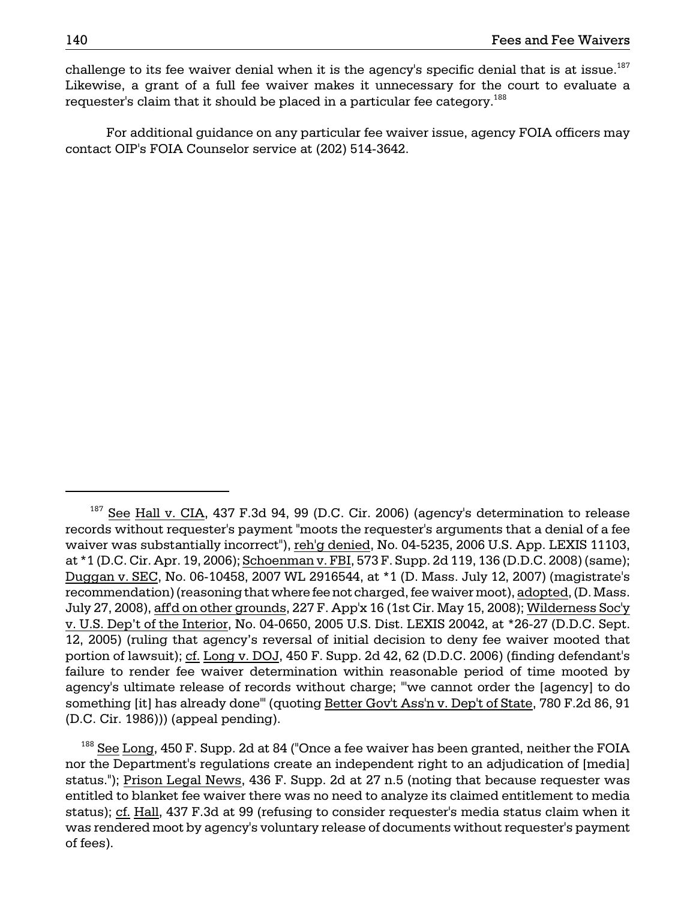challenge to its fee waiver denial when it is the agency's specific denial that is at issue.[187] Likewise, a grant of a full fee waiver makes it unnecessary for the court to evaluate a requester's claim that it should be placed in a particular fee category.[188]

For additional guidance on any particular fee waiver issue, agency FOIA officers may contact OIP's FOIA Counselor service at (202) 514-3642.

---

[187] See Hall v. CIA, 437 F.3d 94, 99 (D.C. Cir. 2006) (agency's determination to release records without requester's payment "moots the requester's arguments that a denial of a fee waiver was substantially incorrect"), reh'g denied, No. 04-5235, 2006 U.S. App. LEXIS 11103, at *1 (D.C. Cir. Apr. 19, 2006); Schoenman v. FBI, 573 F. Supp. 2d 119, 136 (D.D.C. 2008) (same); Duggan v. SEC, No. 06-10458, 2007 WL 2916544, at *1 (D. Mass. July 12, 2007) (magistrate's recommendation) (reasoning that where fee not charged, fee waiver moot), adopted, (D. Mass. July 27, 2008), aff'd on other grounds, 227 F. App'x 16 (1st Cir. May 15, 2008); Wilderness Soc'y v. U.S. Dep't of the Interior, No. 04-0650, 2005 U.S. Dist. LEXIS 20042, at *26-27 (D.D.C. Sept. 12, 2005) (ruling that agency's reversal of initial decision to deny fee waiver mooted that portion of lawsuit); cf. Long v. DOJ, 450 F. Supp. 2d 42, 62 (D.D.C. 2006) (finding defendant's failure to render fee waiver determination within reasonable period of time mooted by agency's ultimate release of records without charge; "'we cannot order the [agency] to do something [it] has already done'" (quoting Better Gov't Ass'n v. Dep't of State, 780 F.2d 86, 91 (D.C. Cir. 1986))) (appeal pending).

[188] See Long, 450 F. Supp. 2d at 84 ("Once a fee waiver has been granted, neither the FOIA nor the Department's regulations create an independent right to an adjudication of [media] status."); Prison Legal News, 436 F. Supp. 2d at 27 n.5 (noting that because requester was entitled to blanket fee waiver there was no need to analyze its claimed entitlement to media status); cf. Hall, 437 F.3d at 99 (refusing to consider requester's media status claim when it was rendered moot by agency's voluntary release of documents without requester's payment of fees).